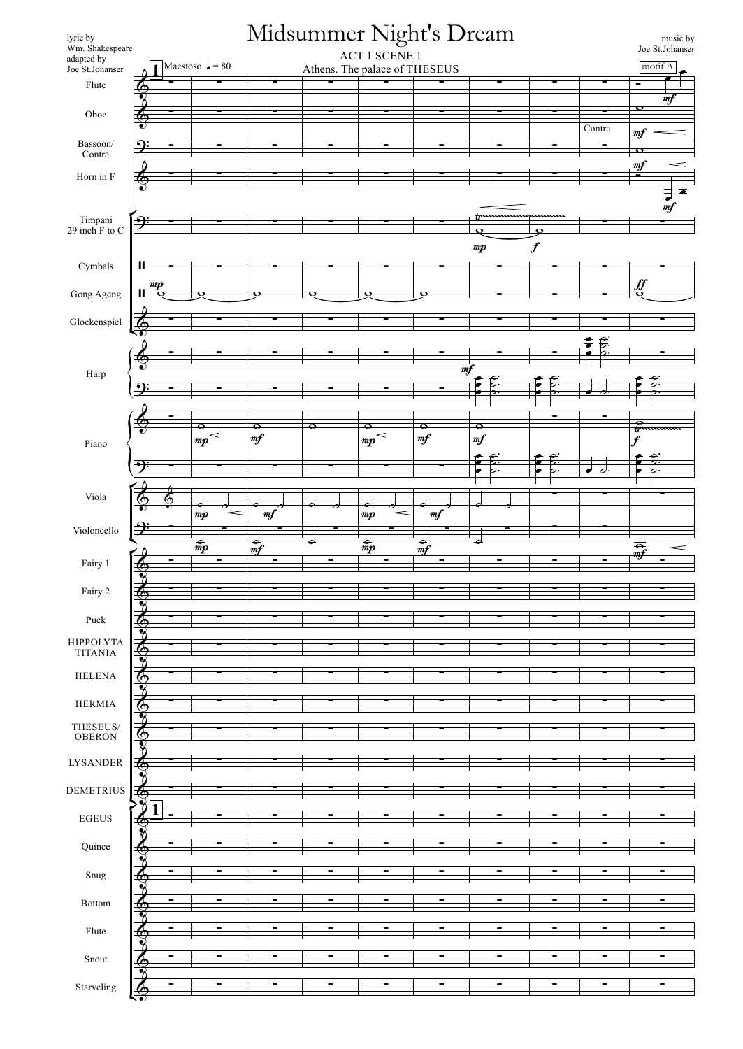# Midsummer Night's Dream

lyric by
Wm. Shakespeare
adapted by
Joe St.Johanser

music by
Joe St.Johanser

ACT 1 SCENE 1

Athens. The palace of THESEUS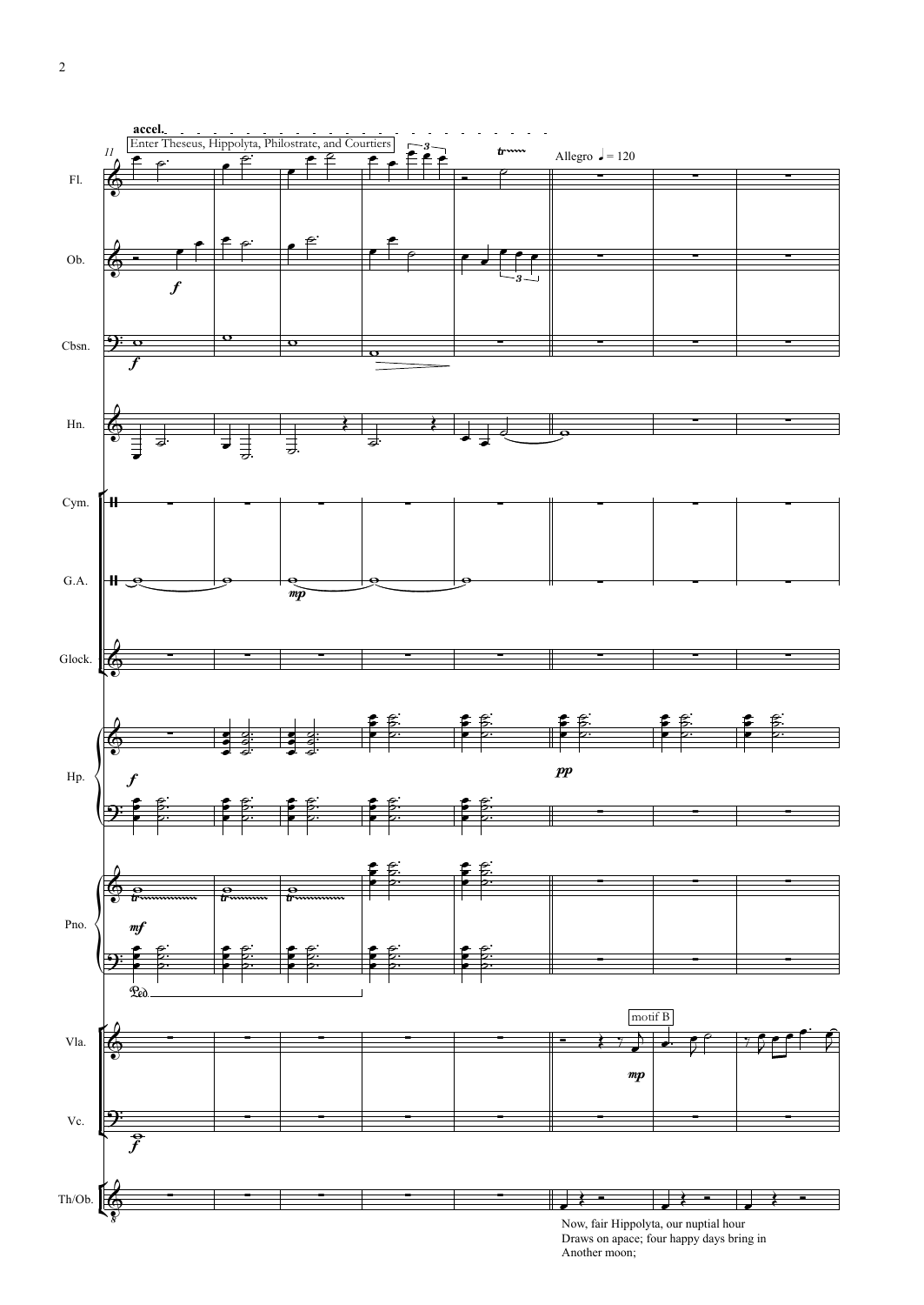accel.

Enter Theseus, Hippolyta, Philostrate, and Courtiers

Allegro ♩= 120

motif B

Fl.

Ob.

Cbsn.

Hn.

Cym.

G.A.

Glock.

Hp.

Pno.

Vla.

Vc.

Th/Ob.

Now, fair Hippolyta, our nuptial hour
Draws on apace; four happy days bring in
Another moon;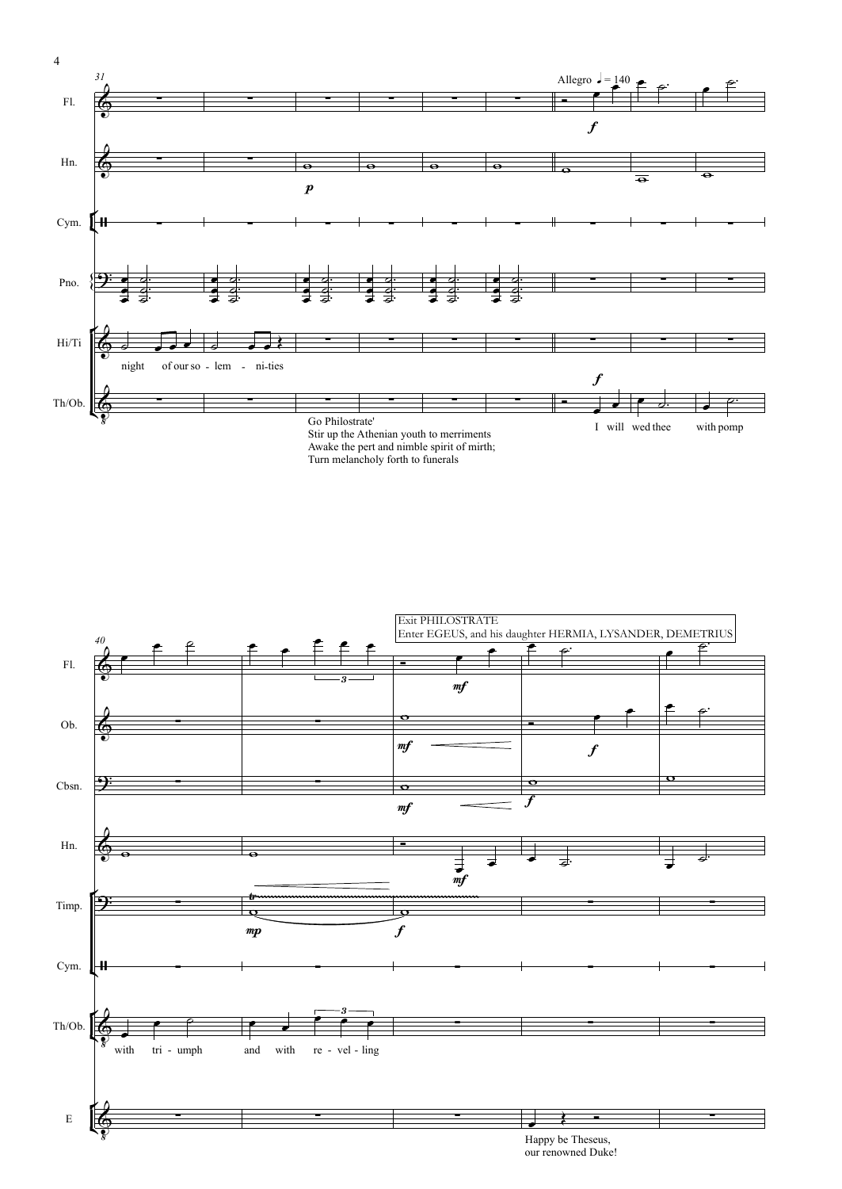Allegro ♩ = 140

night of our so - lem - ni-ties

Go Philostrate'
Stir up the Athenian youth to merriments
Awake the pert and nimble spirit of mirth;
Turn melancholy forth to funerals

I will wed thee with pomp

with tri - umph and with re - vel - ling

Exit PHILOSTRATE
Enter EGEUS, and his daughter HERMIA, LYSANDER, DEMETRIUS

Happy be Theseus,
our renowned Duke!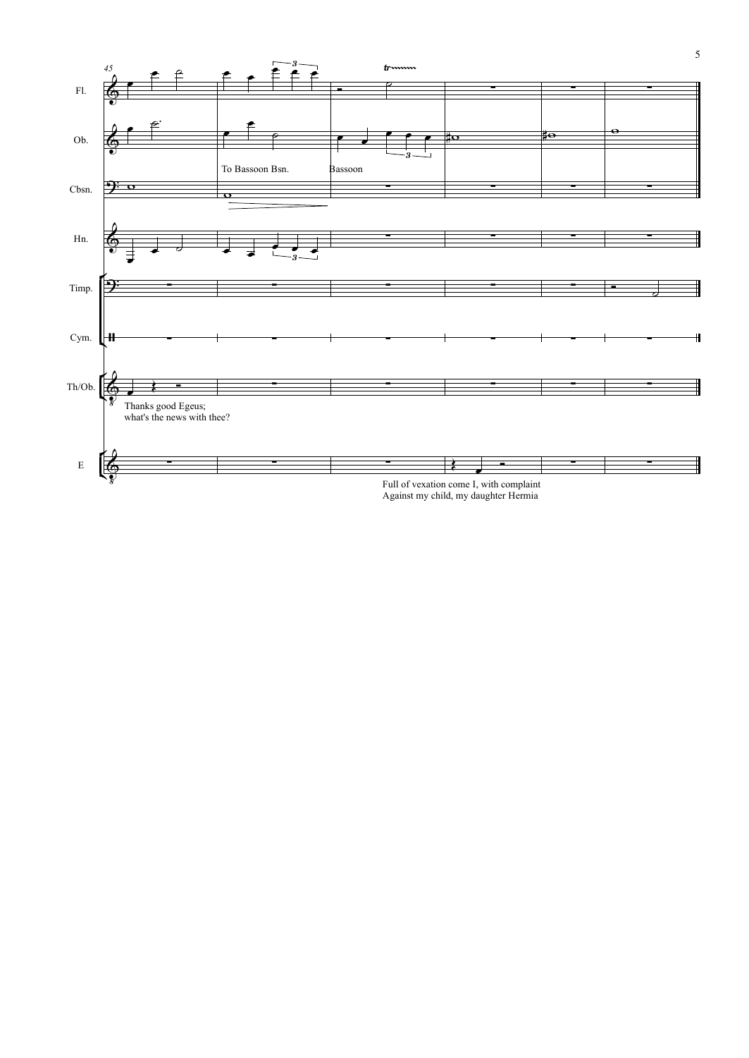Fl.

Ob.

To Bassoon Bsn.

Bassoon

Cbsn.

Hn.

Timp.

Cym.

Th/Ob.

Thanks good Egeus;
what's the news with thee?

E

Full of vexation come I, with complaint
Against my child, my daughter Hermia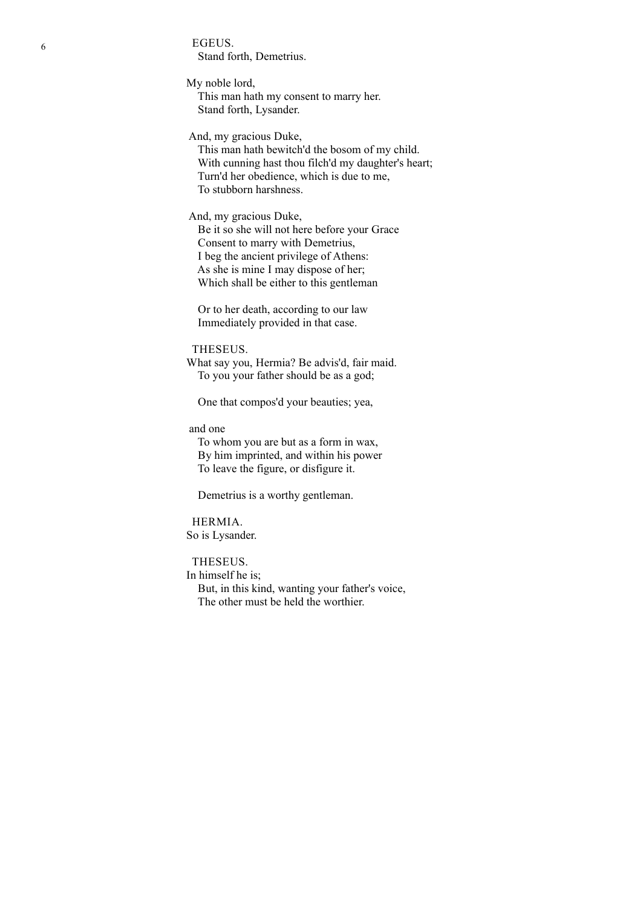EGEUS.
Stand forth, Demetrius.

My noble lord,
This man hath my consent to marry her.
Stand forth, Lysander.

And, my gracious Duke,
This man hath bewitch'd the bosom of my child.
With cunning hast thou filch'd my daughter's heart;
Turn'd her obedience, which is due to me,
To stubborn harshness.

And, my gracious Duke,
Be it so she will not here before your Grace
Consent to marry with Demetrius,
I beg the ancient privilege of Athens:
As she is mine I may dispose of her;
Which shall be either to this gentleman

Or to her death, according to our law
Immediately provided in that case.

THESEUS.
What say you, Hermia? Be advis'd, fair maid.
To you your father should be as a god;

One that compos'd your beauties; yea,

and one
To whom you are but as a form in wax,
By him imprinted, and within his power
To leave the figure, or disfigure it.

Demetrius is a worthy gentleman.

HERMIA.
So is Lysander.

THESEUS.
In himself he is;
But, in this kind, wanting your father's voice,
The other must be held the worthier.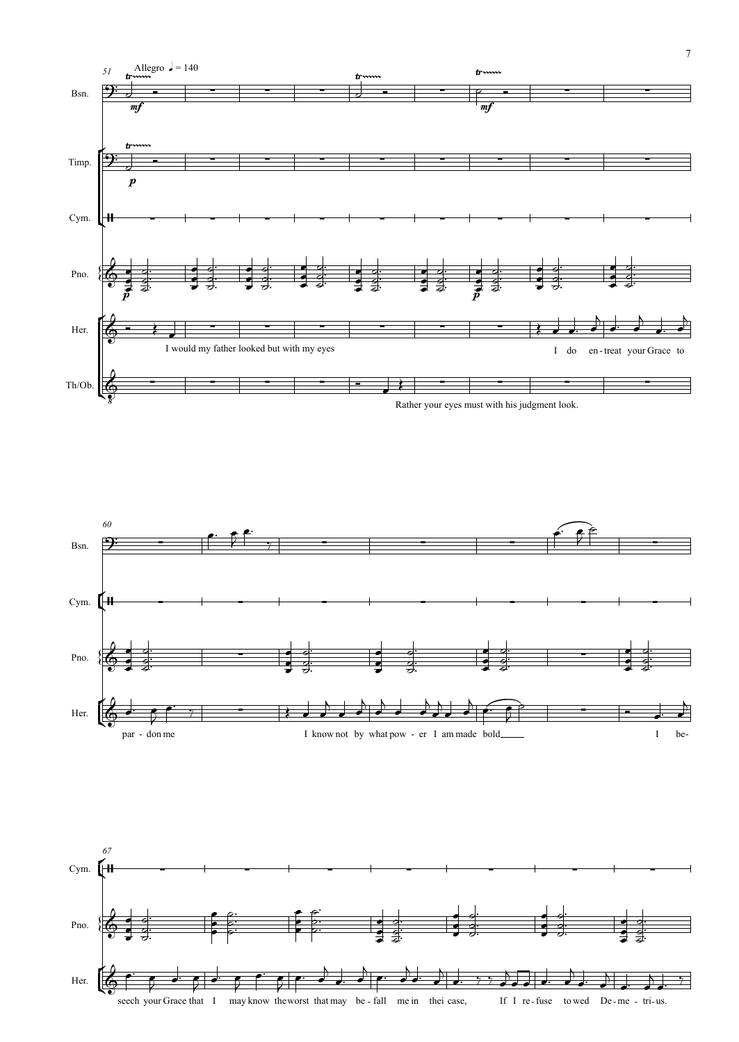51 Allegro ♩ = 140

Bsn.

Timp.

Cym.

Pno.

Her.

Th/Ob.

I would my father looked but with my eyes

Rather your eyes must with his judgment look.

I do en-treat your Grace to

60

Bsn.

Cym.

Pno.

Her.

par - don me

I know not by what pow - er I am made bold

I be-

67

Cym.

Pno.

Her.

seech your Grace that I may know the worst that may be - fall me in thei case, If I re - fuse to wed De - me - tri - us.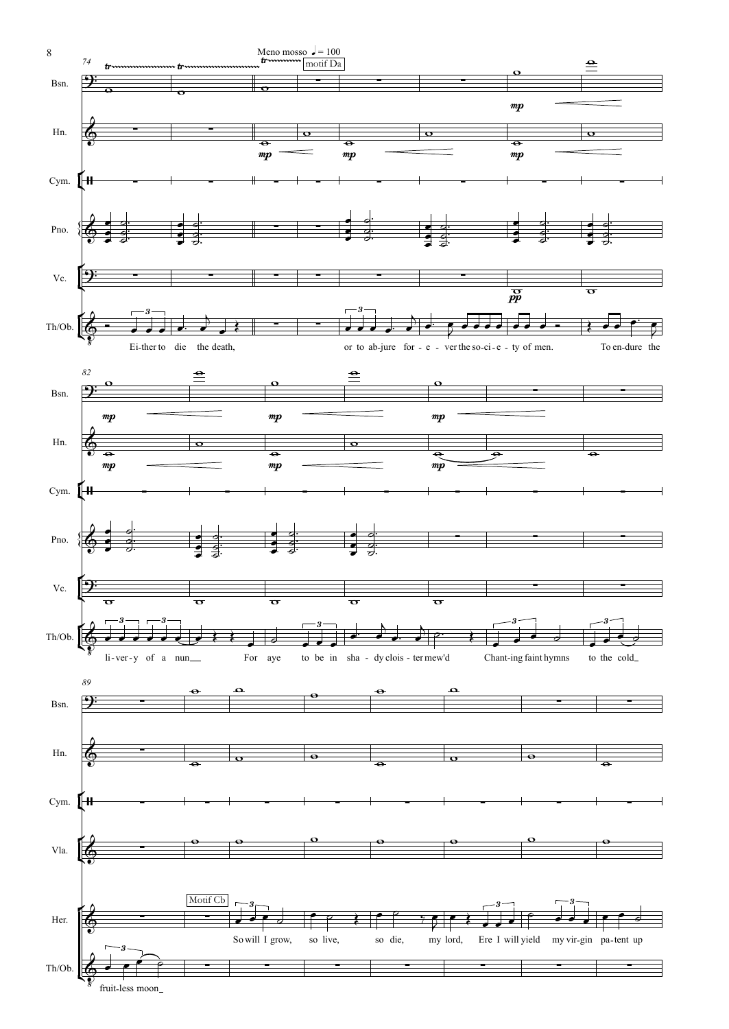Meno mosso ♩= 100

motif Da

Ei-ther to die the death, or to ab-jure for - e - ver the so-ci - e - ty of men. To en-dure the li-ver-y of a nun For aye to be in sha - dy clois - ter mew'd Chant-ing faint hymns to the cold fruit-less moon

Motif Cb

So will I grow, so live, so die, my lord, Ere I will yield my vir-gin pa-tent up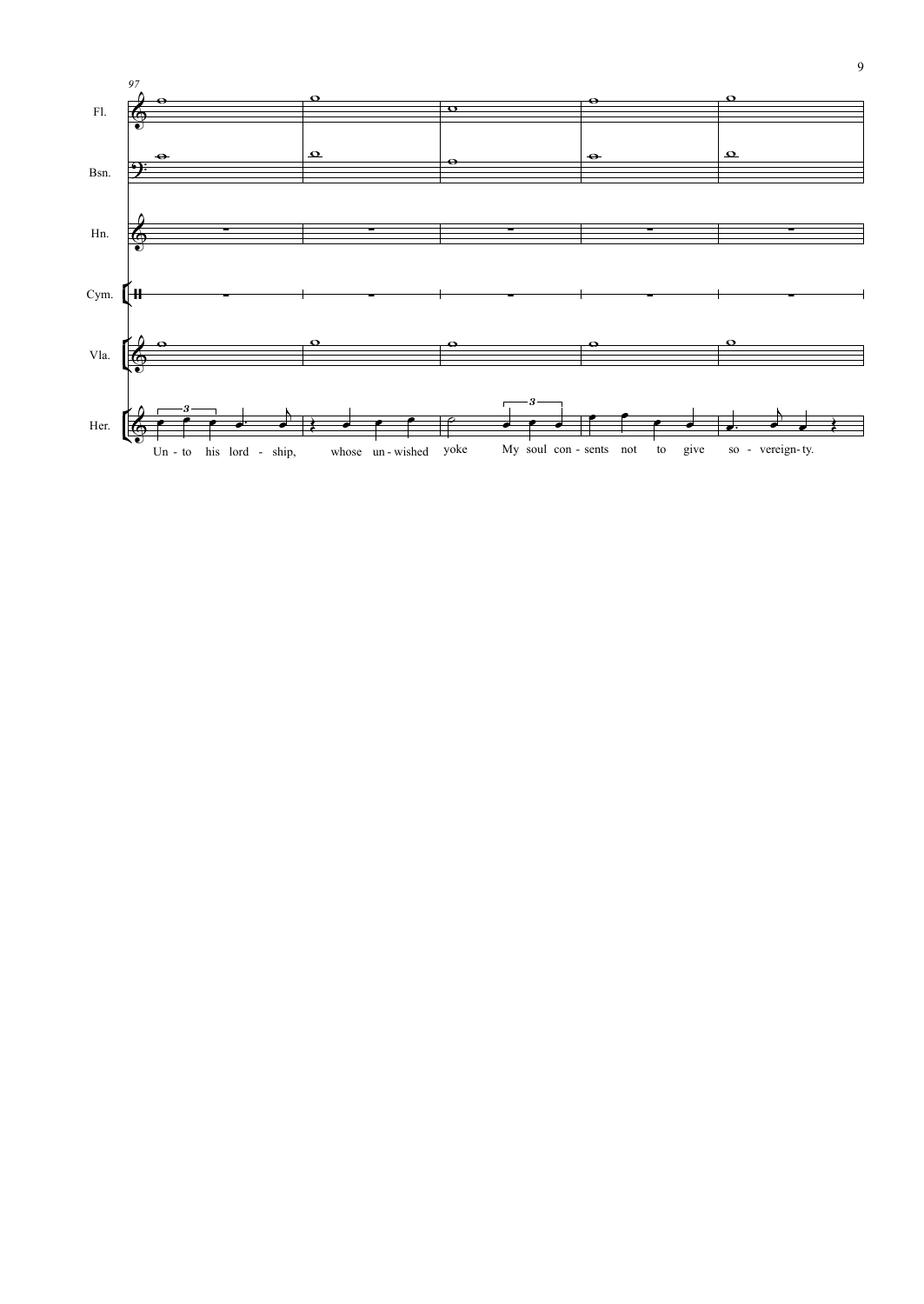97

Fl.

Bsn.

Hn.

Cym.

Vla.

Her.

Un - to his lord - ship, whose un - wished yoke My soul con - sents not to give so - vereign - ty.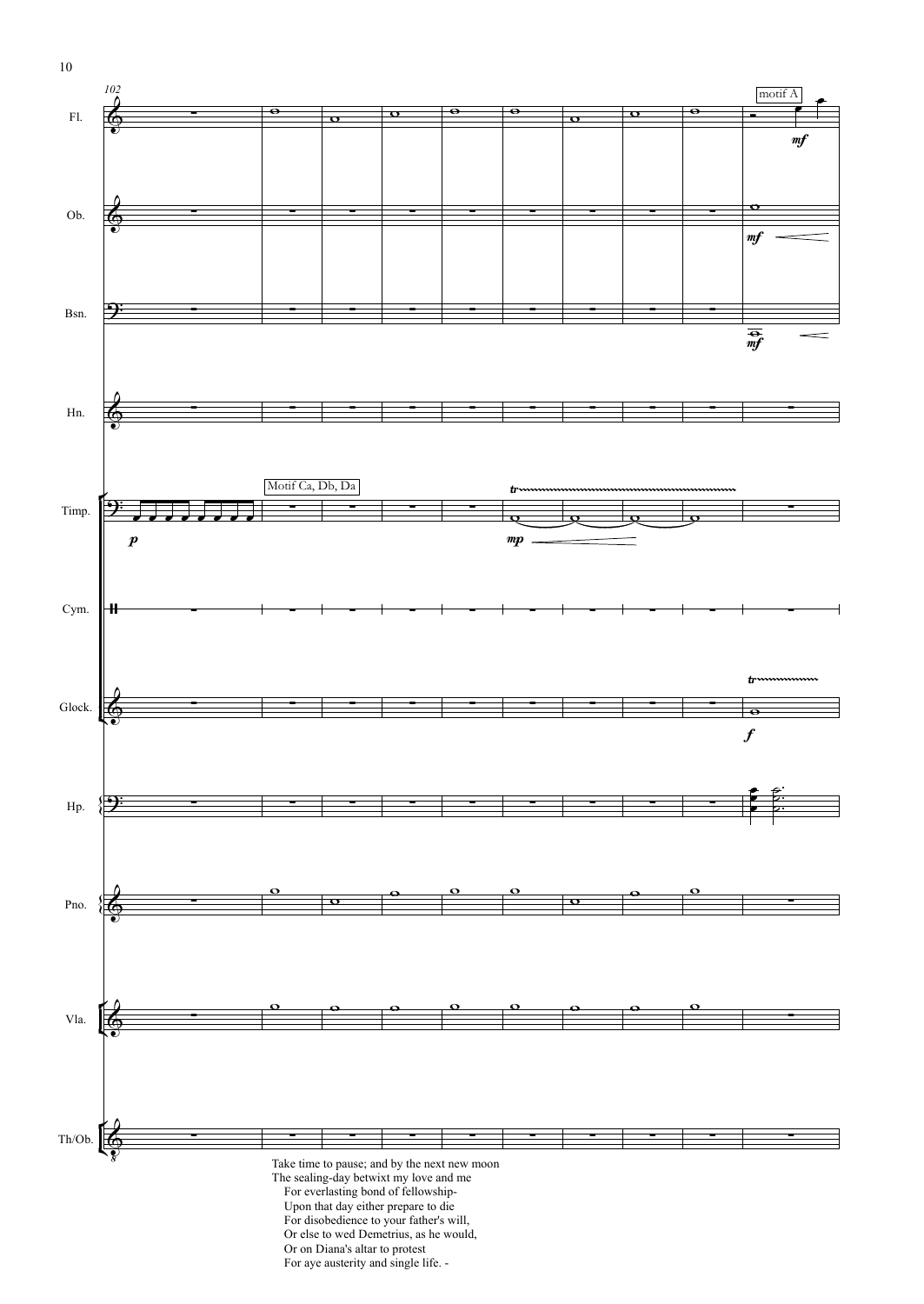Take time to pause; and by the next new moon
The sealing-day betwixt my love and me
For everlasting bond of fellowship-
Upon that day either prepare to die
For disobedience to your father's will,
Or else to wed Demetrius, as he would,
Or on Diana's altar to protest
For aye austerity and single life. -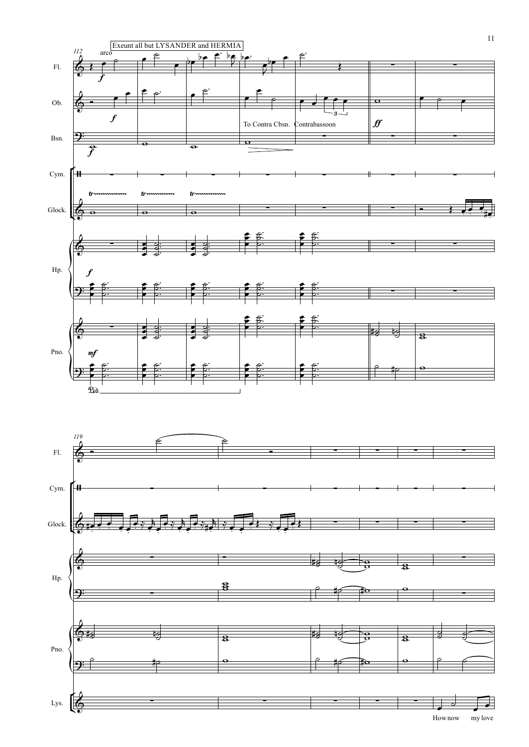Exeunt all but LYSANDER and HERMIA

112

arco

*f*

To Contra Cbsn. Contrabassoon

*ff*

*mf*

119

How now my love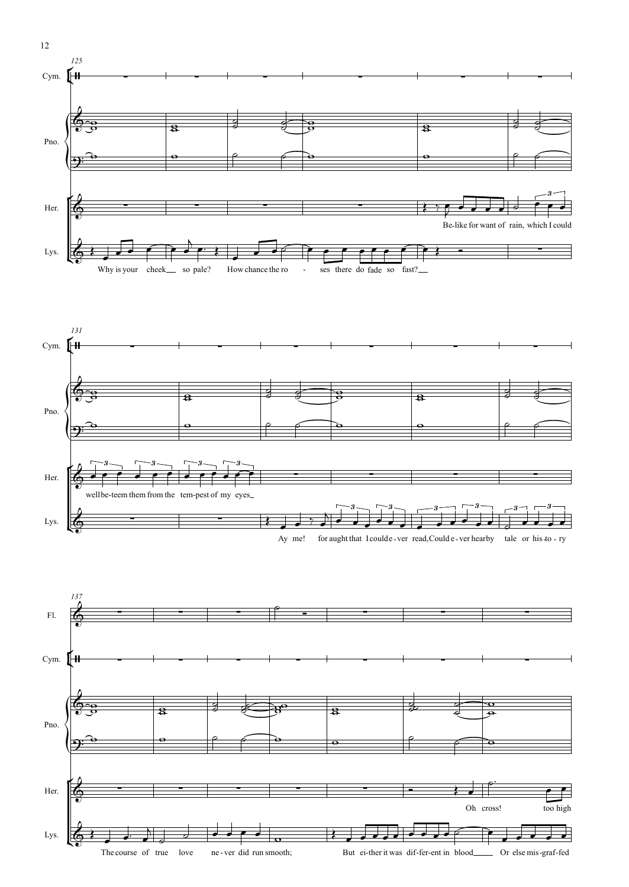125

Cym.

Pno.

Her.

Lys.

Why is your cheek so pale? How chance the ro - ses there do fade so fast?

Be-like for want of rain, which I could

131

Cym.

Pno.

Her.

Lys.

well be-teem them from the tem-pest of my eyes

Ay me! for aught that I could e - ver read, Could e - ver hear by tale or his-to - ry

137

Fl.

Cym.

Pno.

Her.

Lys.

The course of true love ne - ver did run smooth; But ei-ther it was dif-fer-ent in blood Or else mis-graf-fed

Oh cross! too high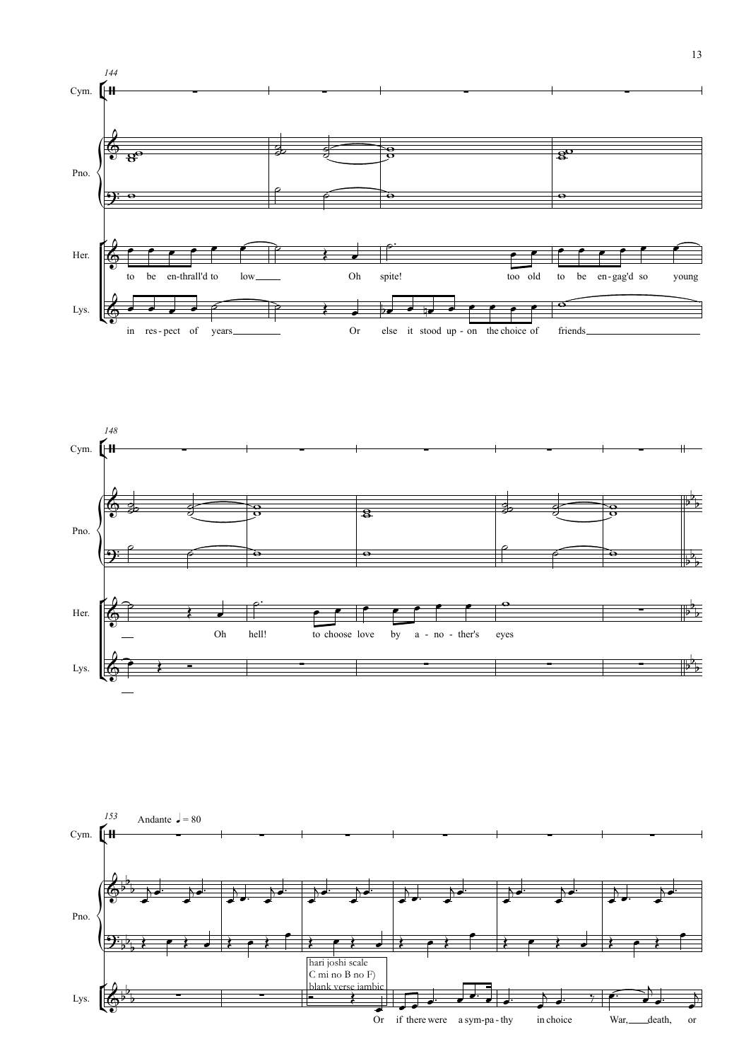Andante ♩ = 80

hari joshi scale
C mi no B no F)
blank verse iambic

Her.: to be en-thrall'd to low Oh spite! too old to be en-gag'd so young Oh hell! to choose love by a-no-ther's eyes

Lys.: in res-pect of years Or else it stood up-on the choice of friends

Lys.: Or if there were a sym-pa-thy in choice War, death, or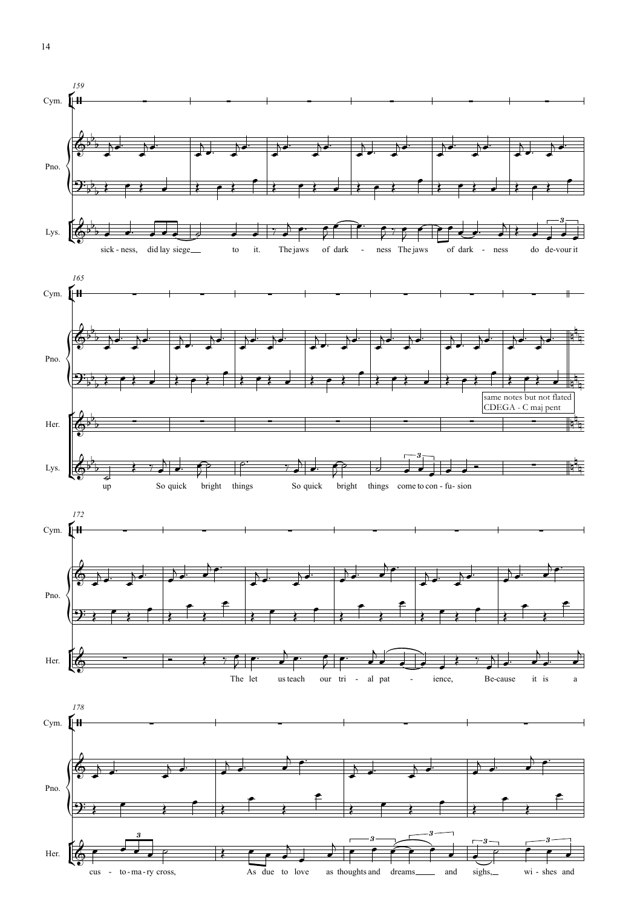159

Cym.

Pno.

Lys.

sick - ness, did lay siege to it. The jaws of dark - ness The jaws of dark - ness do de-vour it

165

Cym.

Pno.

same notes but not flated
CDEGA - C maj pent

Her.

Lys.

up So quick bright things So quick bright things come to con - fu - sion

172

Cym.

Pno.

Her.

The let us teach our tri - al pat - ience, Be-cause it is a

178

Cym.

Pno.

Her.

cus - to - ma - ry cross, As due to love as thoughts and dreams and sighs, wi - shes and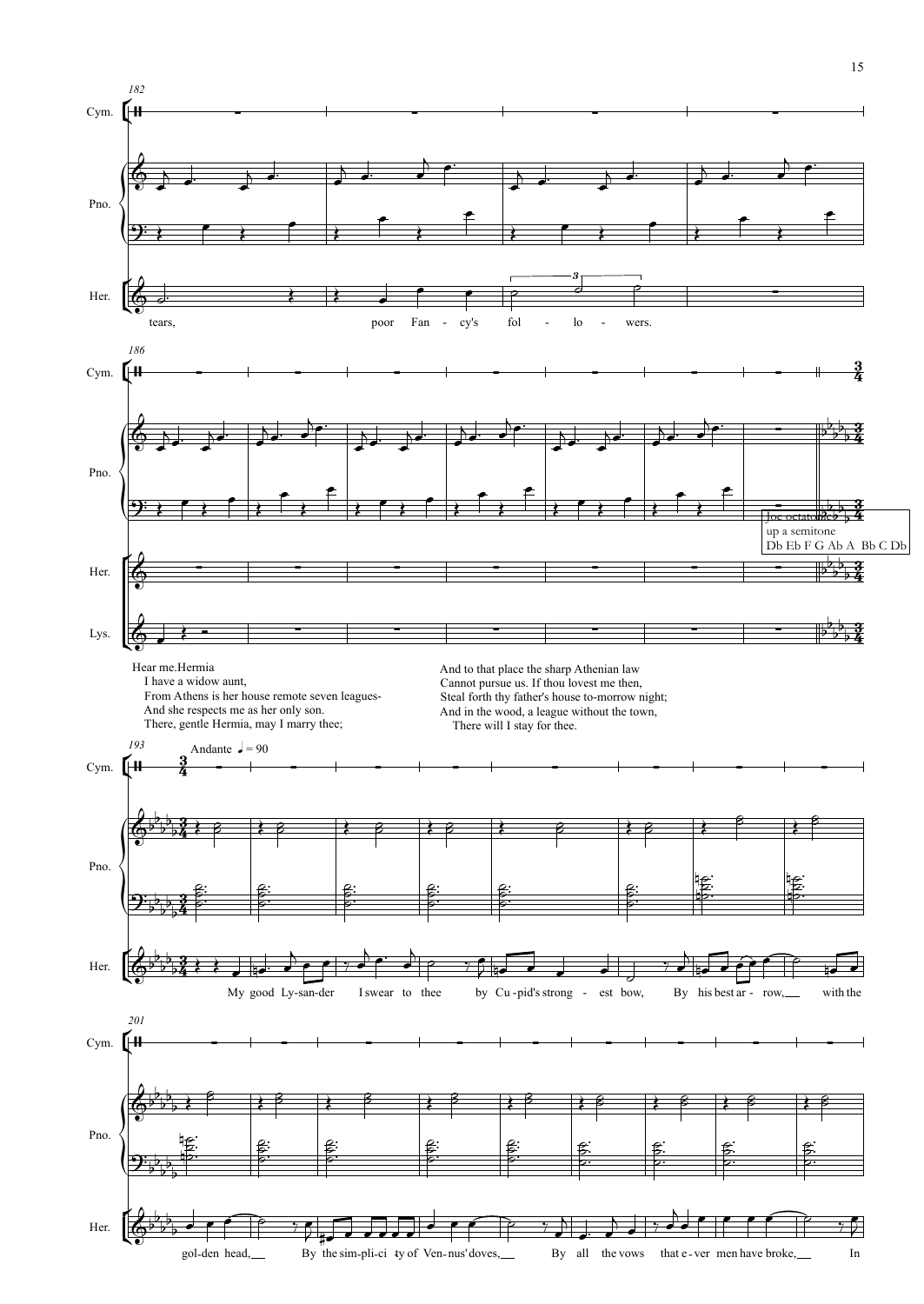Hear me.Hermia
I have a widow aunt,
From Athens is her house remote seven leagues-
And she respects me as her only son.
There, gentle Hermia, may I marry thee;

And to that place the sharp Athenian law
Cannot pursue us. If thou lovest me then,
Steal forth thy father's house to-morrow night;
And in the wood, a league without the town,
There will I stay for thee.

Joe octatonic up a semitone
Db Eb F G Ab A Bb C Db

Andante ♩= 90

tears, poor Fan - cy's fol - lo - wers.

My good Ly-san-der I swear to thee by Cu-pid's strong - est bow, By his best ar - row, with the gol-den head, By the sim-pli-ci - ty of Ven-nus' doves, By all the vows that e - ver men have broke, In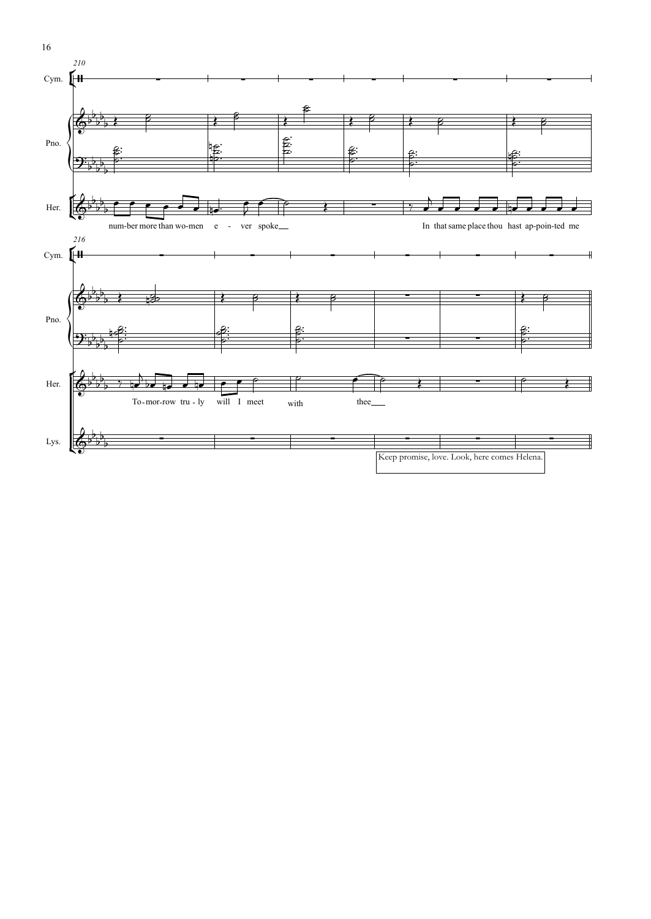210

Cym.

Pno.

Her.

num-ber more than wo-men e - ver spoke

In that same place thou hast ap-poin-ted me

216

Cym.

Pno.

Her.

To-mor-row tru - ly will I meet with thee

Lys.

Keep promise, love. Look, here comes Helena.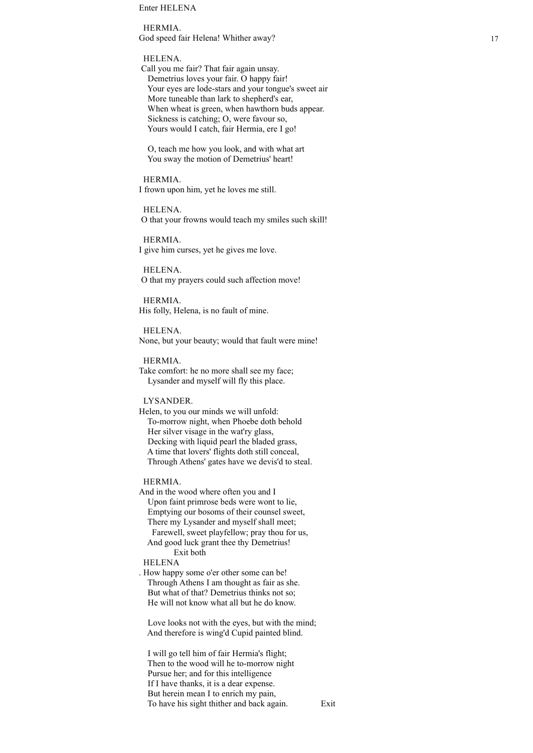Enter HELENA

HERMIA.
God speed fair Helena! Whither away?

HELENA.
Call you me fair? That fair again unsay.
Demetrius loves your fair. O happy fair!
Your eyes are lode-stars and your tongue's sweet air
More tuneable than lark to shepherd's ear,
When wheat is green, when hawthorn buds appear.
Sickness is catching; O, were favour so,
Yours would I catch, fair Hermia, ere I go!

O, teach me how you look, and with what art
You sway the motion of Demetrius' heart!

HERMIA.
I frown upon him, yet he loves me still.

HELENA.
O that your frowns would teach my smiles such skill!

HERMIA.
I give him curses, yet he gives me love.

HELENA.
O that my prayers could such affection move!

HERMIA.
His folly, Helena, is no fault of mine.

HELENA.
None, but your beauty; would that fault were mine!

HERMIA.
Take comfort: he no more shall see my face;
Lysander and myself will fly this place.

LYSANDER.
Helen, to you our minds we will unfold:
To-morrow night, when Phoebe doth behold
Her silver visage in the wat'ry glass,
Decking with liquid pearl the bladed grass,
A time that lovers' flights doth still conceal,
Through Athens' gates have we devis'd to steal.

HERMIA.
And in the wood where often you and I
Upon faint primrose beds were wont to lie,
Emptying our bosoms of their counsel sweet,
There my Lysander and myself shall meet;
Farewell, sweet playfellow; pray thou for us,
And good luck grant thee thy Demetrius!
Exit both

HELENA
. How happy some o'er other some can be!
Through Athens I am thought as fair as she.
But what of that? Demetrius thinks not so;
He will not know what all but he do know.

Love looks not with the eyes, but with the mind;
And therefore is wing'd Cupid painted blind.

I will go tell him of fair Hermia's flight;
Then to the wood will he to-morrow night
Pursue her; and for this intelligence
If I have thanks, it is a dear expense.
But herein mean I to enrich my pain,
To have his sight thither and back again. Exit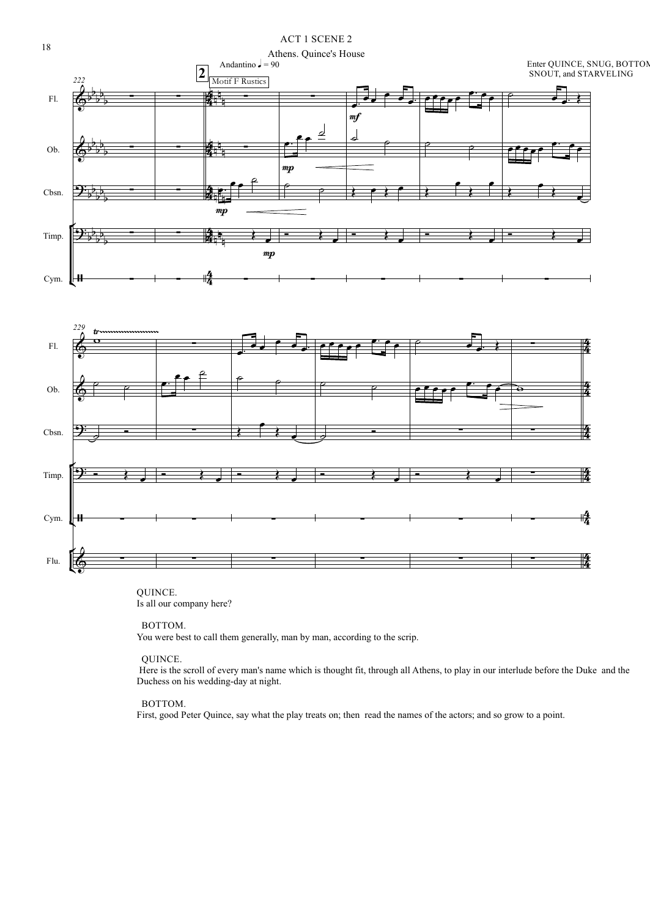ACT 1 SCENE 2

Athens. Quince's House

Enter QUINCE, SNUG, BOTTOM, SNOUT, and STARVELING

QUINCE.
Is all our company here?

BOTTOM.
You were best to call them generally, man by man, according to the scrip.

QUINCE.
Here is the scroll of every man's name which is thought fit, through all Athens, to play in our interlude before the Duke and the Duchess on his wedding-day at night.

BOTTOM.
First, good Peter Quince, say what the play treats on; then read the names of the actors; and so grow to a point.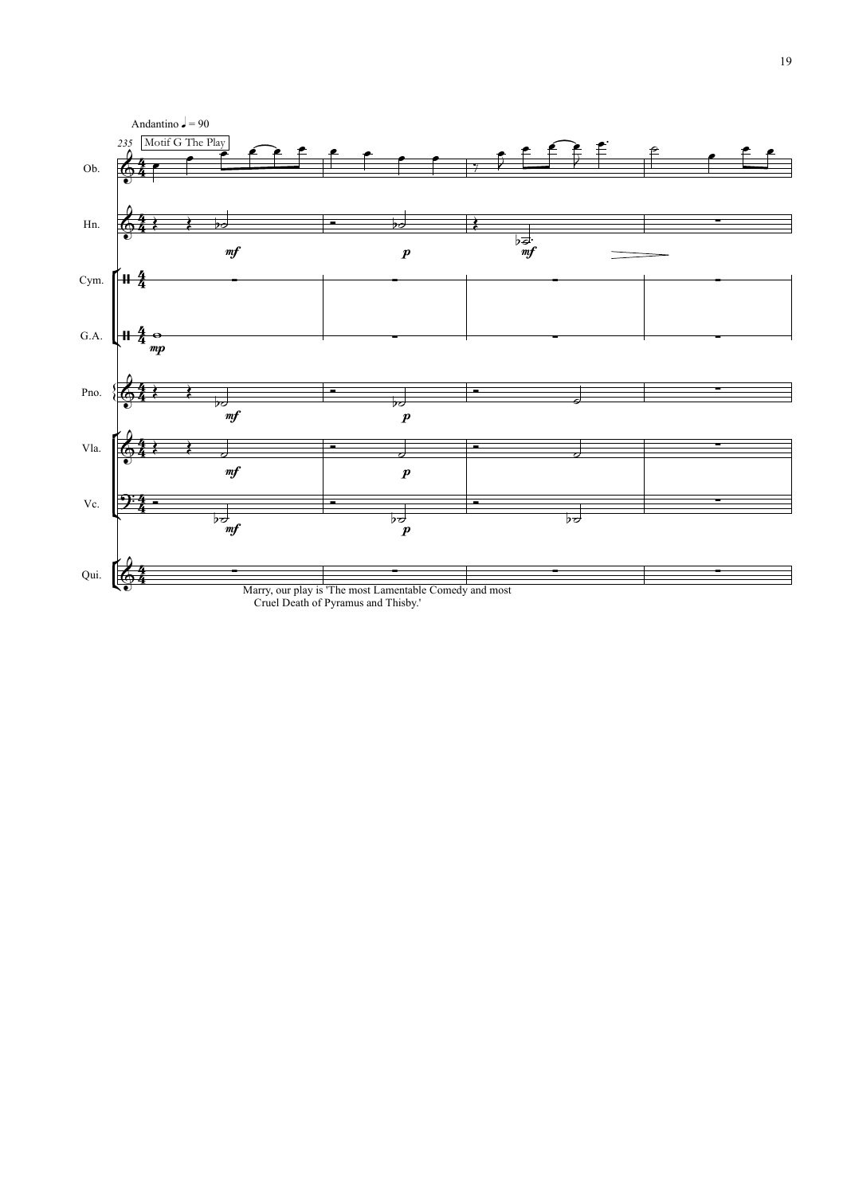Andantino ♩ = 90

235 Motif G The Play

Ob.

Hn.

Cym.

G.A.

Pno.

Vla.

Vc.

Qui.

Marry, our play is 'The most Lamentable Comedy and most Cruel Death of Pyramus and Thisby.'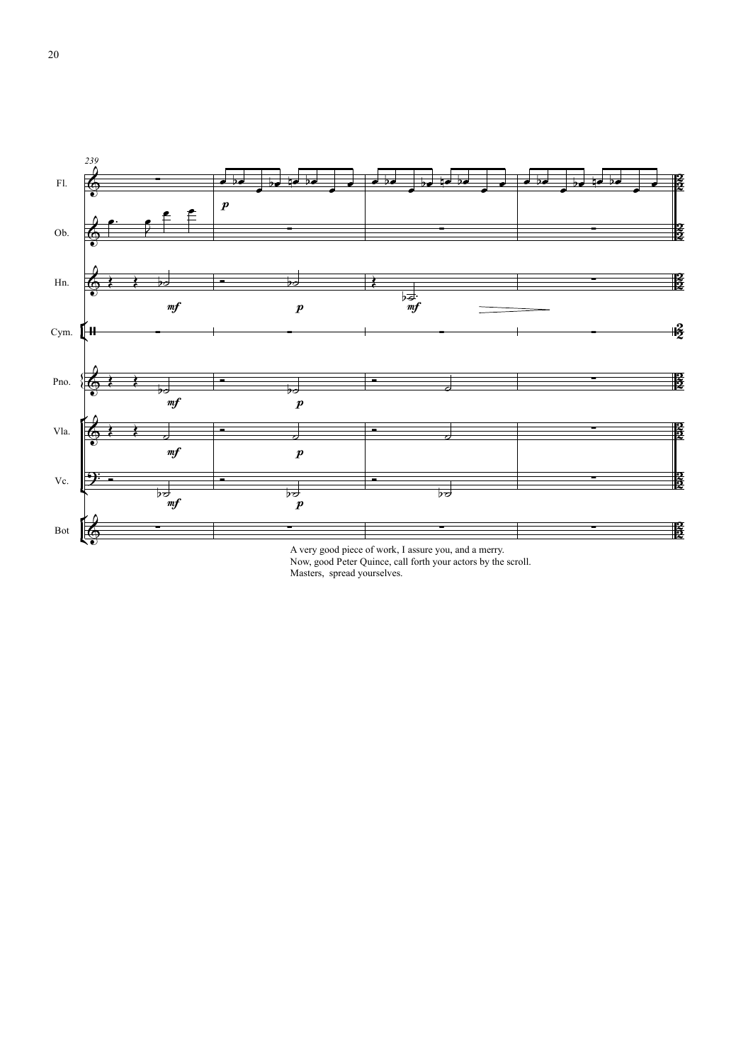A very good piece of work, I assure you, and a merry.
Now, good Peter Quince, call forth your actors by the scroll.
Masters, spread yourselves.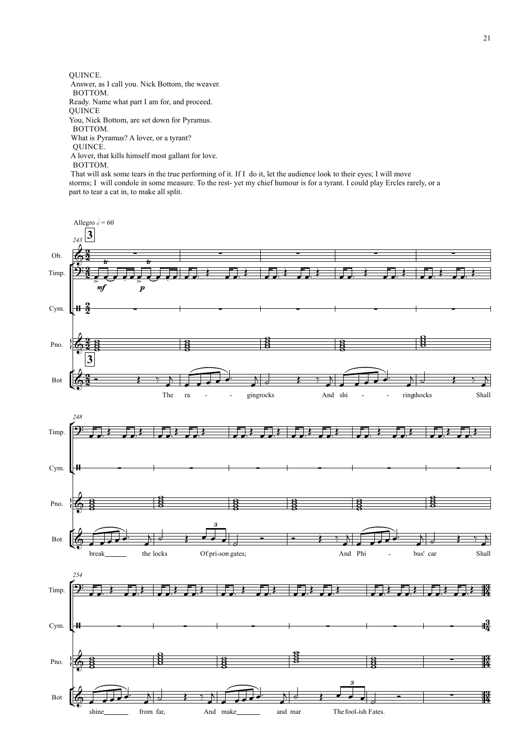QUINCE.

Answer, as I call you. Nick Bottom, the weaver.

BOTTOM.

Ready. Name what part I am for, and proceed.

QUINCE

You, Nick Bottom, are set down for Pyramus.

BOTTOM.

What is Pyramus? A lover, or a tyrant?

QUINCE.

A lover, that kills himself most gallant for love.

BOTTOM.

That will ask some tears in the true performing of it. If I do it, let the audience look to their eyes; I will move storms; I will condole in some measure. To the rest- yet my chief humour is for a tyrant. I could play Ercles rarely, or a part to tear a cat in, to make all split.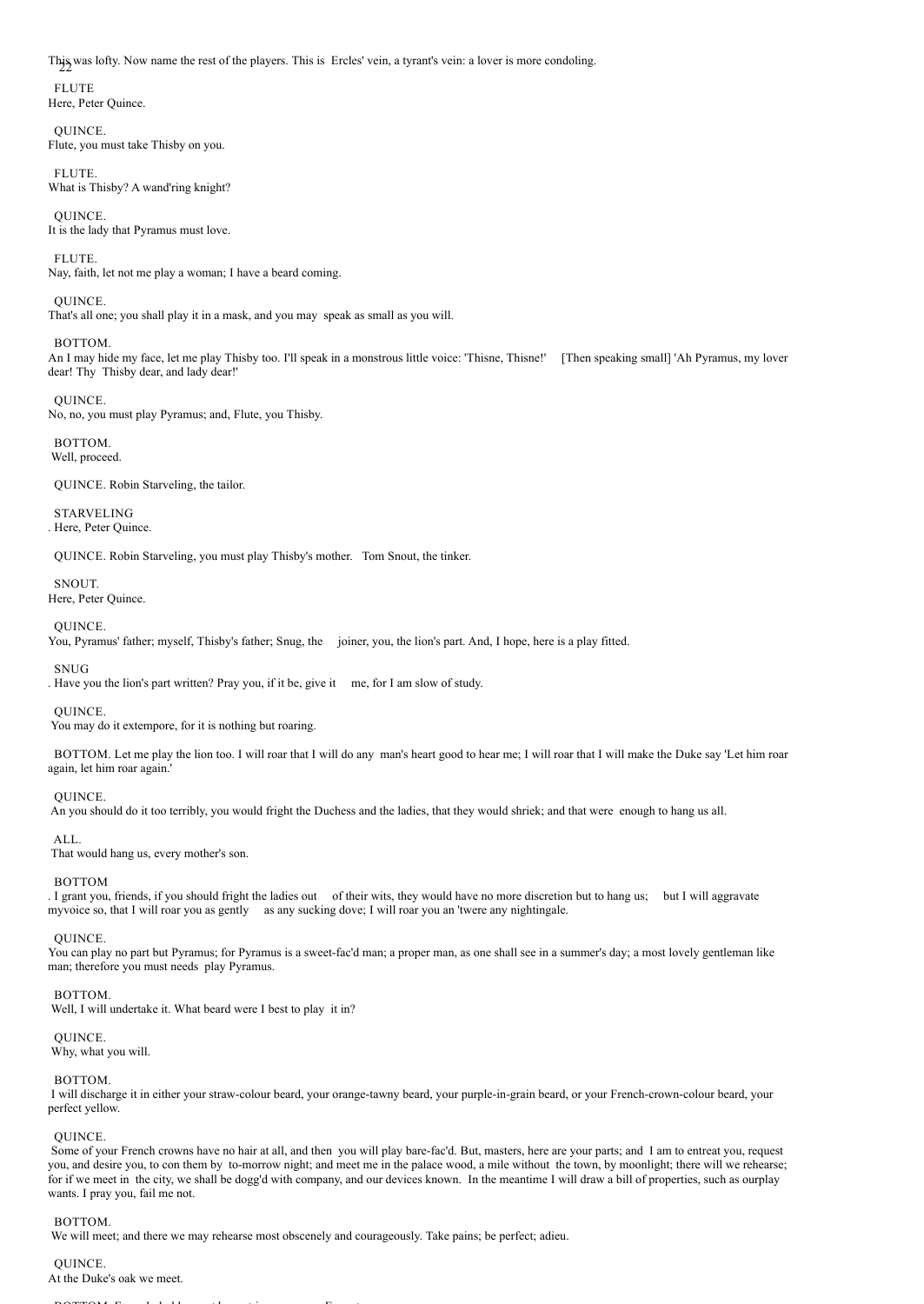This was lofty. Now name the rest of the players. This is Ercles' vein, a tyrant's vein: a lover is more condoling.

FLUTE
Here, Peter Quince.

QUINCE.
Flute, you must take Thisby on you.

FLUTE.
What is Thisby? A wand'ring knight?

QUINCE.
It is the lady that Pyramus must love.

FLUTE.
Nay, faith, let not me play a woman; I have a beard coming.

QUINCE.
That's all one; you shall play it in a mask, and you may speak as small as you will.

BOTTOM.
An I may hide my face, let me play Thisby too. I'll speak in a monstrous little voice: 'Thisne, Thisne!' [Then speaking small] 'Ah Pyramus, my lover dear! Thy Thisby dear, and lady dear!'

QUINCE.
No, no, you must play Pyramus; and, Flute, you Thisby.

BOTTOM.
Well, proceed.

QUINCE. Robin Starveling, the tailor.

STARVELING
. Here, Peter Quince.

QUINCE. Robin Starveling, you must play Thisby's mother. Tom Snout, the tinker.

SNOUT.
Here, Peter Quince.

QUINCE.
You, Pyramus' father; myself, Thisby's father; Snug, the joiner, you, the lion's part. And, I hope, here is a play fitted.

SNUG
. Have you the lion's part written? Pray you, if it be, give it me, for I am slow of study.

QUINCE.
You may do it extempore, for it is nothing but roaring.

BOTTOM. Let me play the lion too. I will roar that I will do any man's heart good to hear me; I will roar that I will make the Duke say 'Let him roar again, let him roar again.'

QUINCE.
An you should do it too terribly, you would fright the Duchess and the ladies, that they would shriek; and that were enough to hang us all.

ALL.
That would hang us, every mother's son.

BOTTOM
. I grant you, friends, if you should fright the ladies out of their wits, they would have no more discretion but to hang us; but I will aggravate myvoice so, that I will roar you as gently as any sucking dove; I will roar you an 'twere any nightingale.

QUINCE.
You can play no part but Pyramus; for Pyramus is a sweet-fac'd man; a proper man, as one shall see in a summer's day; a most lovely gentleman like man; therefore you must needs play Pyramus.

BOTTOM.
Well, I will undertake it. What beard were I best to play it in?

QUINCE.
Why, what you will.

BOTTOM.
I will discharge it in either your straw-colour beard, your orange-tawny beard, your purple-in-grain beard, or your French-crown-colour beard, your perfect yellow.

QUINCE.
Some of your French crowns have no hair at all, and then you will play bare-fac'd. But, masters, here are your parts; and I am to entreat you, request you, and desire you, to con them by to-morrow night; and meet me in the palace wood, a mile without the town, by moonlight; there will we rehearse; for if we meet in the city, we shall be dogg'd with company, and our devices known. In the meantime I will draw a bill of properties, such as ourplay wants. I pray you, fail me not.

BOTTOM.
We will meet; and there we may rehearse most obscenely and courageously. Take pains; be perfect; adieu.

QUINCE.
At the Duke's oak we meet.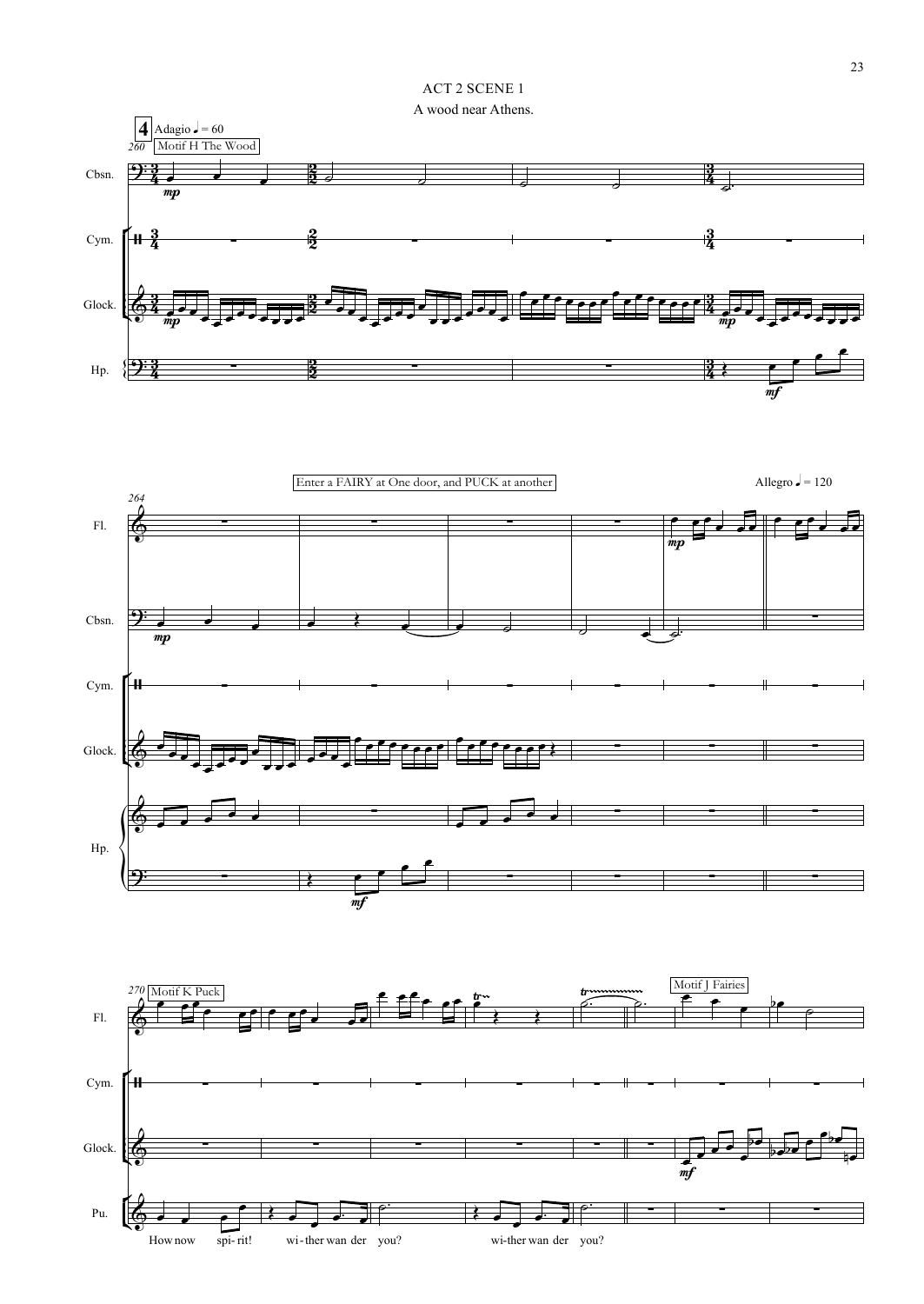# ACT 2 SCENE 1

A wood near Athens.

4 Adagio ♩ = 60

260 Motif H The Wood

Cbsn.

Cym.

Glock.

Hp.

264

Enter a FAIRY at One door, and PUCK at another

Allegro ♩ = 120

Fl.

Cbsn.

Cym.

Glock.

Hp.

270 Motif K Puck

Motif J Fairies

Fl.

Cym.

Glock.

Pu.

How now spi- rit! wi-ther wan der you? wi-ther wan der you?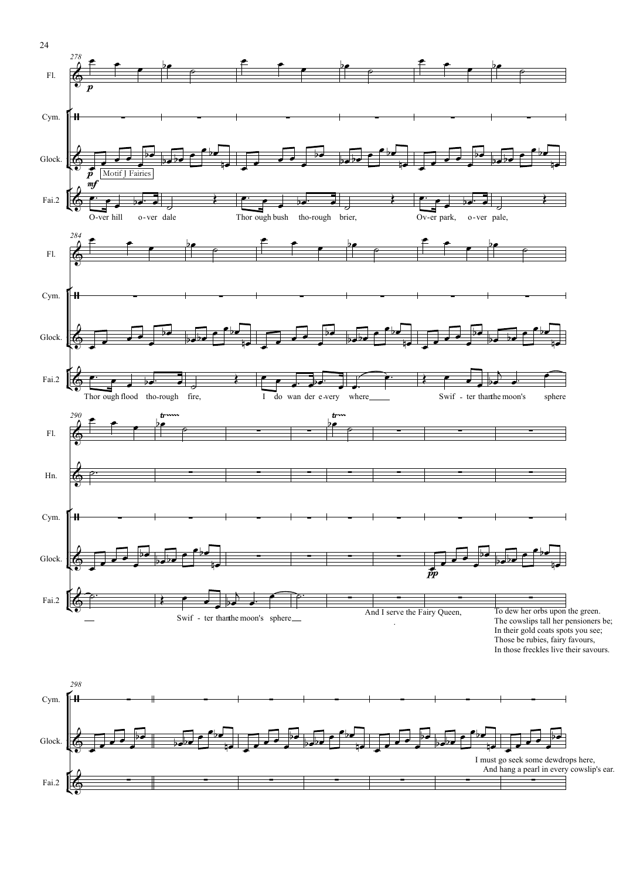O-ver hill o-ver dale Thor ough bush tho-rough brier, Ov-er park, o-ver pale,

Thor ough flood tho-rough fire, I do wan der e-very where Swif - ter than the moon's sphere

Swif - ter than the moon's sphere

And I serve the Fairy Queen,

To dew her orbs upon the green.
The cowslips tall her pensioners be;
In their gold coats spots you see;
Those be rubies, fairy favours,
In those freckles live their savours.

I must go seek some dewdrops here,
And hang a pearl in every cowslip's ear.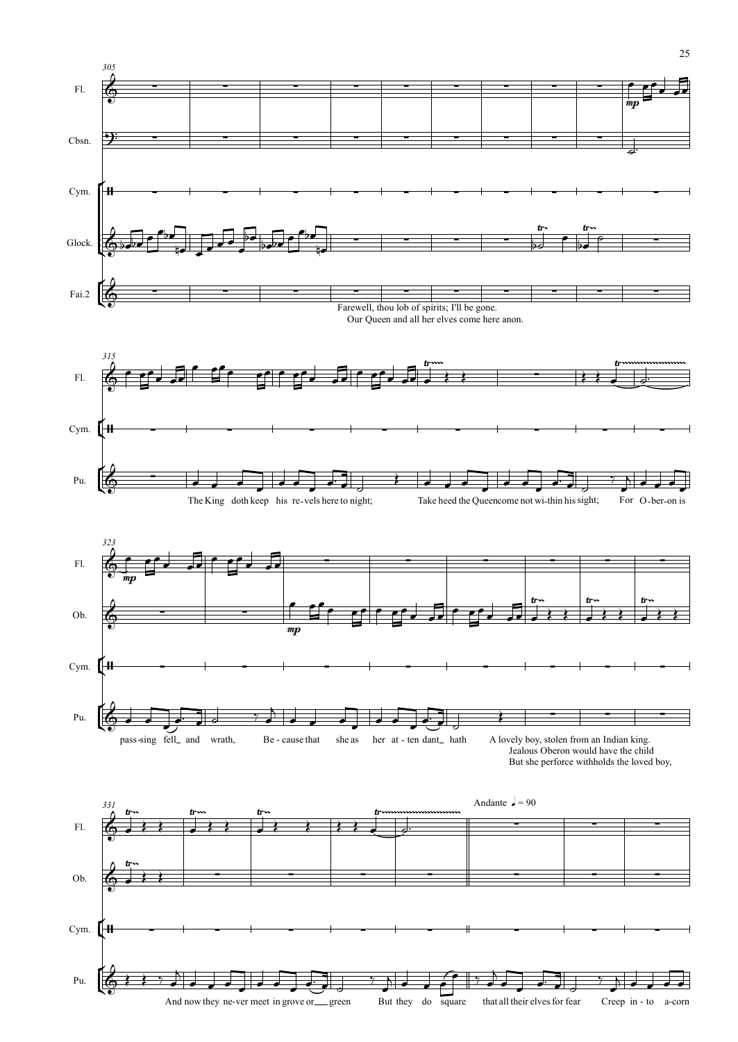305

Fl.

Cbsn.

Cym.

Glock.

Fai.2

Farewell, thou lob of spirits; I'll be gone.
Our Queen and all her elves come here anon.

315

Fl.

Cym.

Pu.

The King doth keep his re-vels here to night; Take heed the Queen come not wi-thin his sight; For O-ber-on is

323

Fl.

Ob.

Cym.

Pu.

pass-sing fell_ and wrath, Be - cause that she as her at - ten dant_ hath

A lovely boy, stolen from an Indian king.
Jealous Oberon would have the child
But she perforce withholds the loved boy,

331

Andante ♩ = 90

Fl.

Ob.

Cym.

Pu.

And now they ne-ver meet in grove or___ green But they do square that all their elves for fear Creep in - to a-corn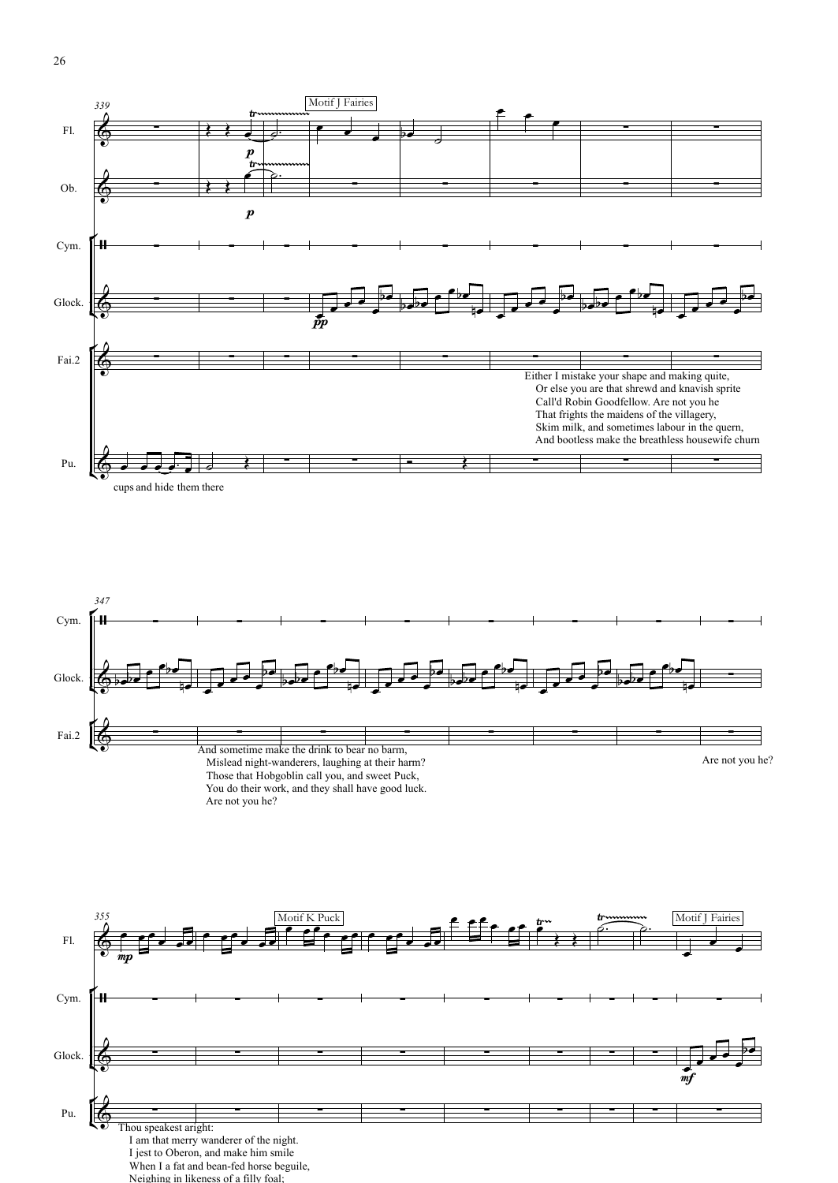339

Motif J Fairies

Fl.

Ob.

Cym.

Glock.

Fai.2

Either I mistake your shape and making quite,
Or else you are that shrewd and knavish sprite
Call'd Robin Goodfellow. Are not you he
That frights the maidens of the villagery,
Skim milk, and sometimes labour in the quern,
And bootless make the breathless housewife churn

Pu.

cups and hide them there

347

Cym.

Glock.

Fai.2

And sometime make the drink to bear no barm,
Mislead night-wanderers, laughing at their harm?
Those that Hobgoblin call you, and sweet Puck,
You do their work, and they shall have good luck.
Are not you he?

Are not you he?

355

Motif K Puck

Motif J Fairies

Fl.

Cym.

Glock.

Pu.

Thou speakest aright:
I am that merry wanderer of the night.
I jest to Oberon, and make him smile
When I a fat and bean-fed horse beguile,
Neighing in likeness of a filly foal;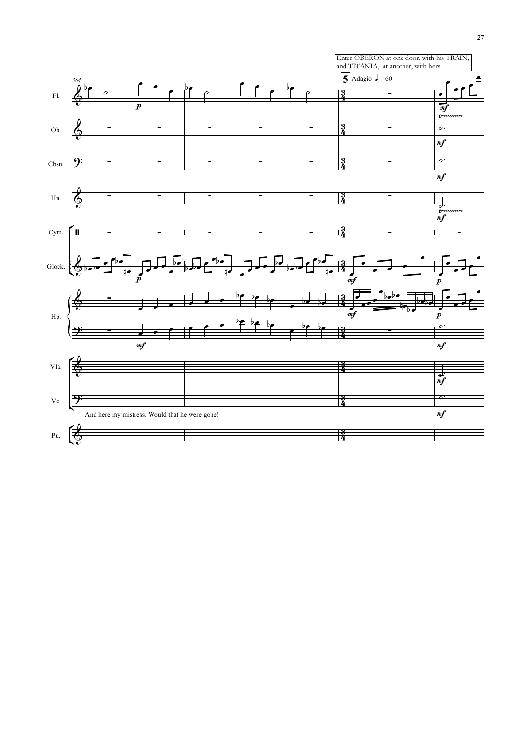Enter OBERON at one door, with his TRAIN, and TITANIA, at another, with hers

364

**5** Adagio ♩ = 60

Fl.

Ob.

Cbsn.

Hn.

Cym.

Glock.

Hp.

Vla.

Vc.

And here my mistress. Would that he were gone!

Pu.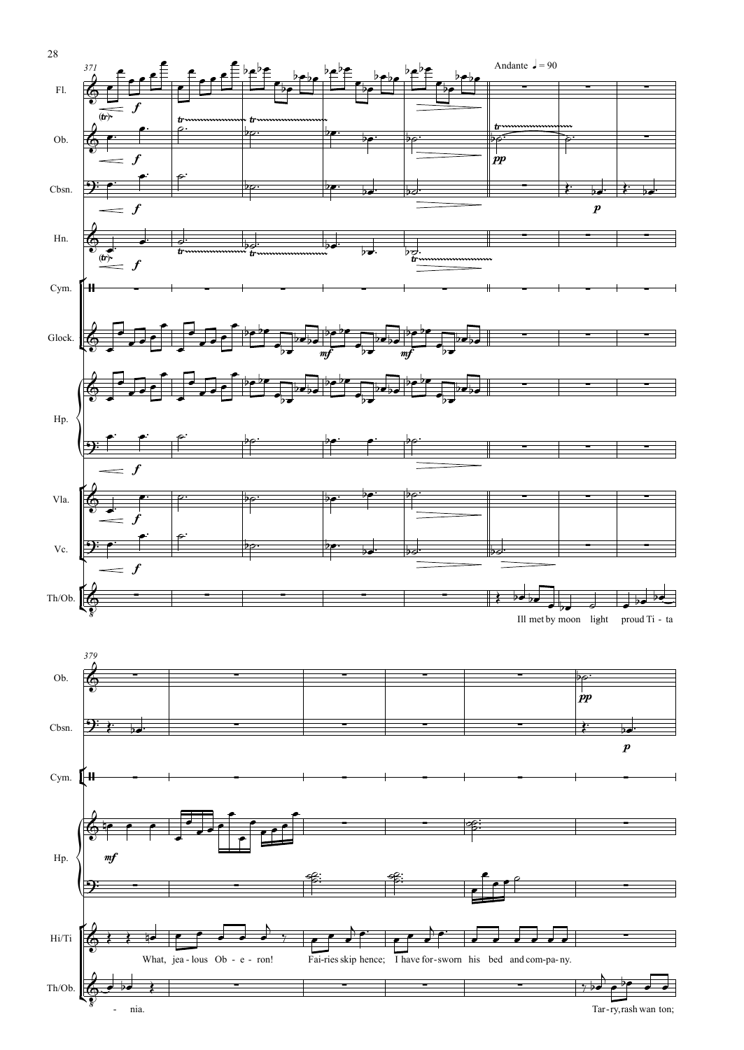Andante ♩ = 90

Ill met by moon light proud Ti - ta - nia.

What, jea - lous Ob - e - ron! Fai-ries skip hence; I have for-sworn his bed and com-pa-ny.

Tar-ry, rash wan ton;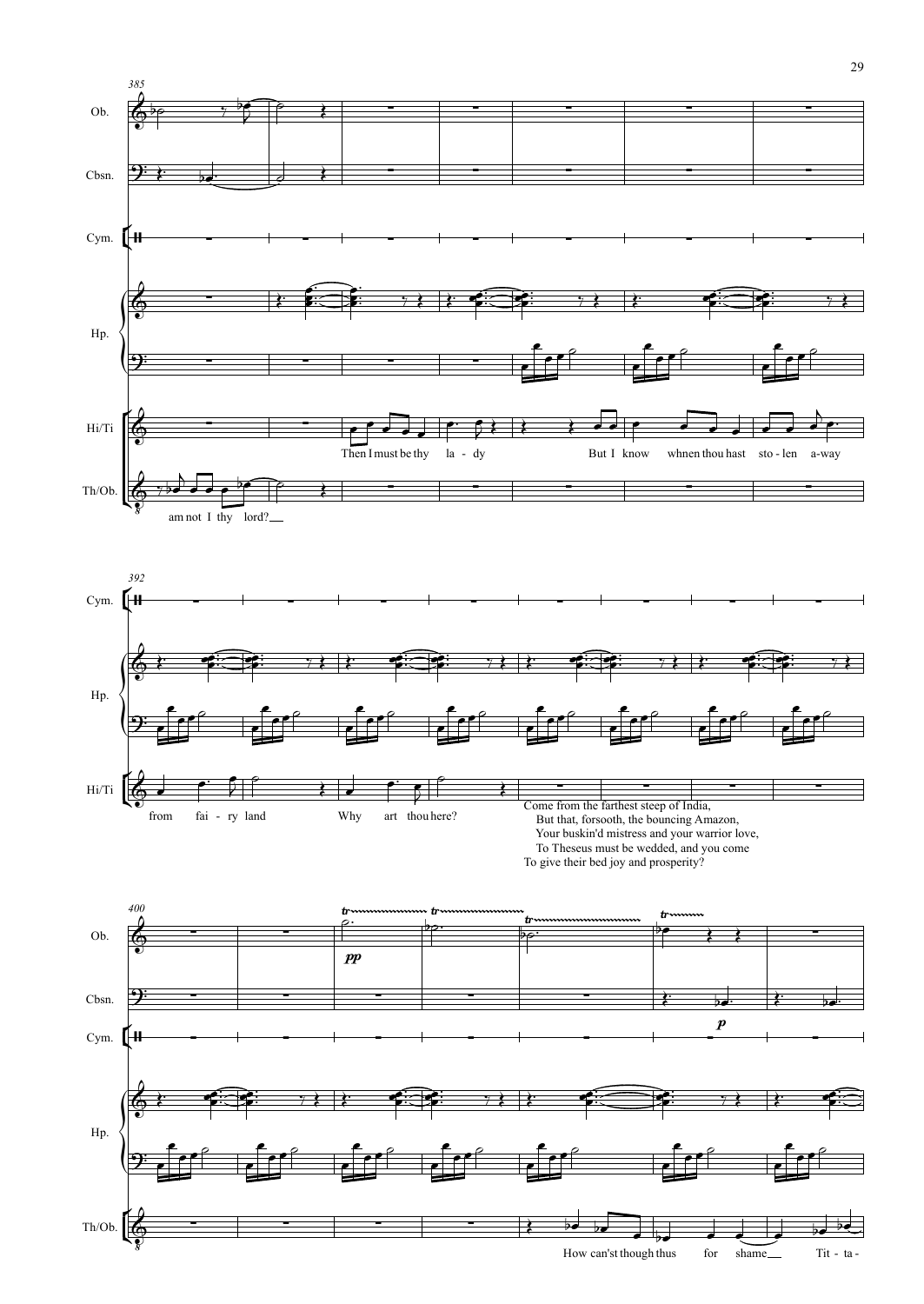385

Ob.

Cbsn.

Cym.

Hp.

Hi/Ti

Then I must be thy la - dy But I know whnen thou hast sto - len a-way

Th/Ob.

am not I thy lord?

392

Cym.

Hp.

Hi/Ti

from fai - ry land Why art thou here?

Come from the farthest steep of India,
But that, forsooth, the bouncing Amazon,
Your buskin'd mistress and your warrior love,
To Theseus must be wedded, and you come
To give their bed joy and prosperity?

400

Ob.

Cbsn.

Cym.

Hp.

Th/Ob.

How can'st though thus for shame Tit - ta -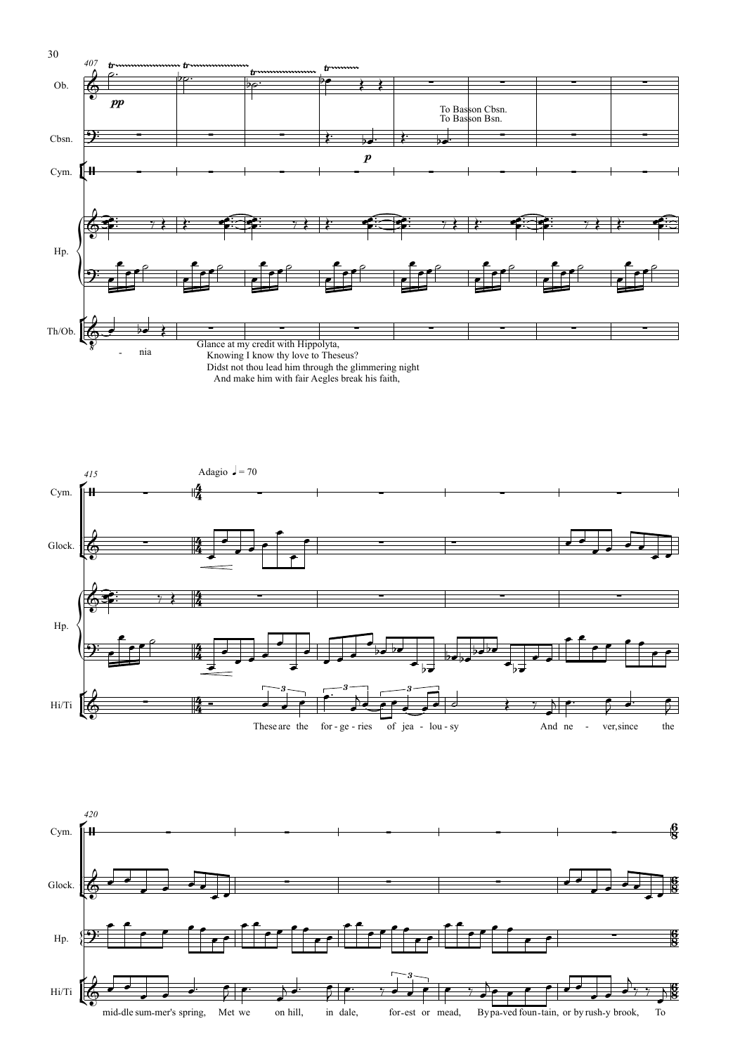Glance at my credit with Hippolyta,
Knowing I know thy love to Theseus?
Didst not thou lead him through the glimmering night
And make him with fair Aegles break his faith,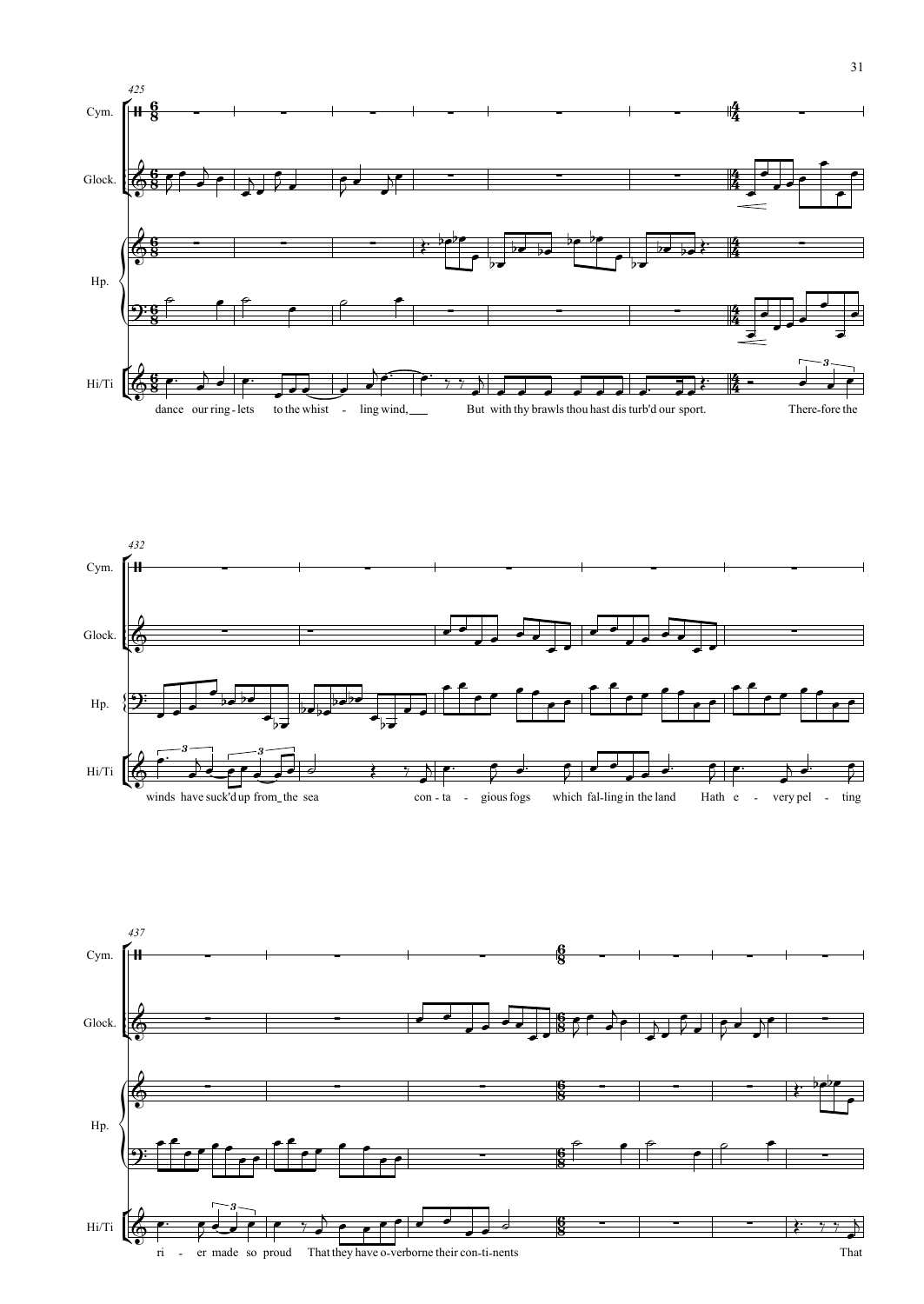425

Cym.

Glock.

Hp.

Hi/Ti

dance our ring-lets to the whist - ling wind, ___ But with thy brawls thou hast dis turb'd our sport. There-fore the

432

Cym.

Glock.

Hp.

Hi/Ti

winds have suck'd up from_ the sea con - ta - gious fogs which fal-ling in the land Hath e - very pel - ting

437

Cym.

Glock.

Hp.

Hi/Ti

ri - er made so proud That they have o-verborne their con-ti-nents That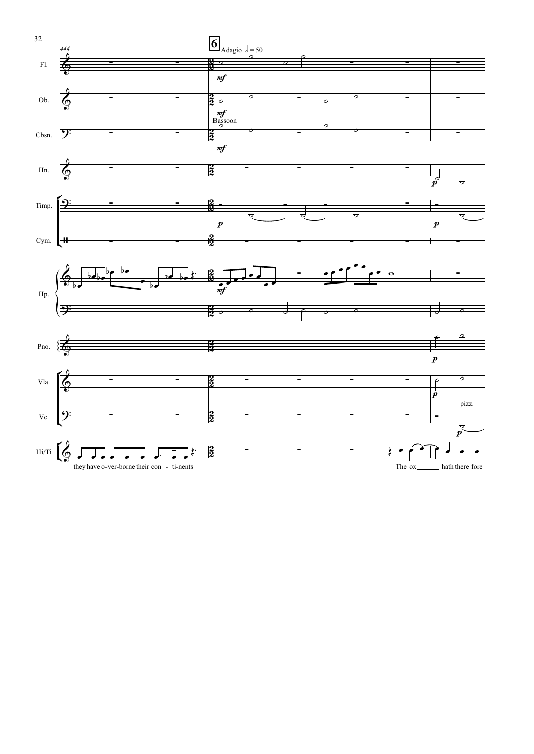444

**6** Adagio 𝅗𝅥 = 50

Fl.

*mf*

Ob.

*mf*

Bassoon

Cbsn.

*mf*

Hn.

*p*

Timp.

*p*

*p*

Cym.

Hp.

*mf*

Pno.

*p*

Vla.

*p*

pizz.

Vc.

*p*

Hi/Ti

they have o-ver-borne their con - ti-nents

The ox ______ hath there fore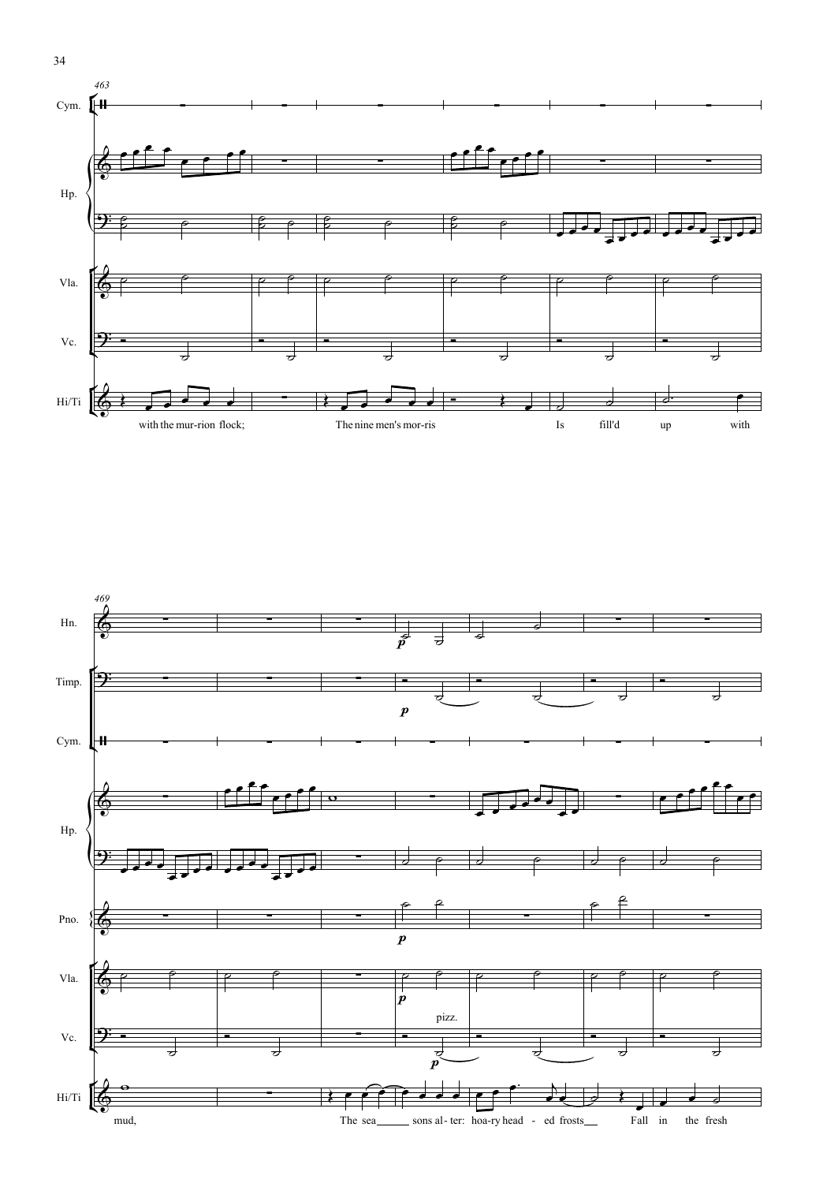463

Cym.

Hp.

Vla.

Vc.

Hi/Ti

with the mur-rion flock; The nine men's mor-ris Is fill'd up with

469

Hn.

Timp.

Cym.

Hp.

Pno.

Vla.

pizz.

Vc.

Hi/Ti

mud, The sea sons al- ter: hoa-ry head - ed frosts Fall in the fresh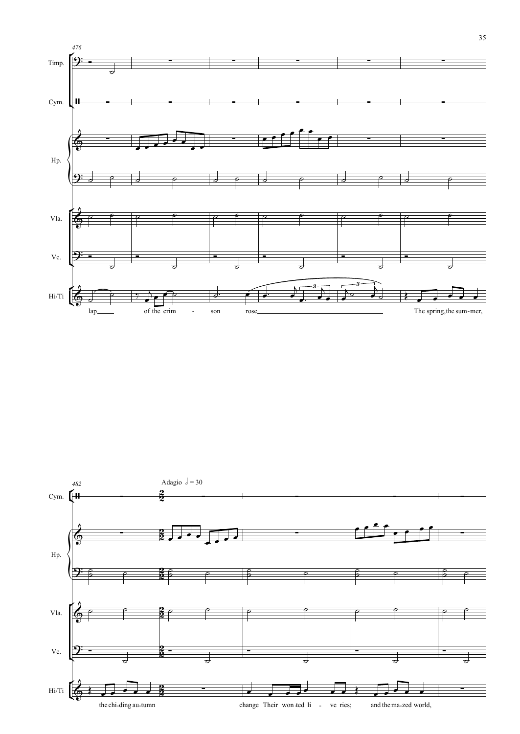476

Timp.

Cym.

Hp.

Vla.

Vc.

Hi/Ti

lap of the crim - son rose The spring, the sum-mer,

482

Adagio 𝅗𝅥 = 30

Cym.

Hp.

Vla.

Vc.

Hi/Ti

the chi-ding au-tumn change Their won-ted li - ve ries; and the ma-zed world,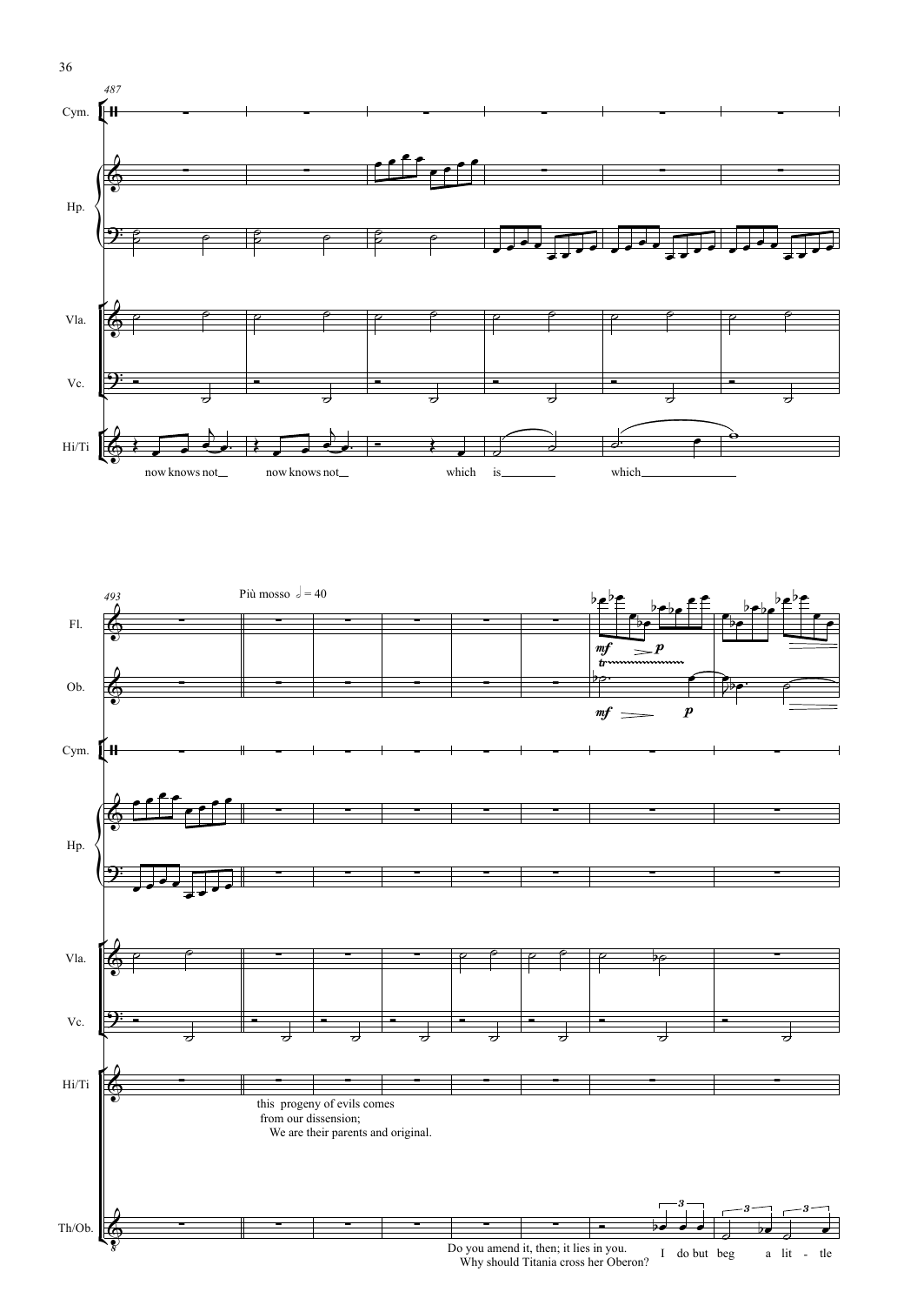487

now knows not now knows not which is which

493

Più mosso 𝅗𝅥 = 40

this progeny of evils comes
from our dissension;
We are their parents and original.

Do you amend it, then; it lies in you.
Why should Titania cross her Oberon?

I do but beg a lit - tle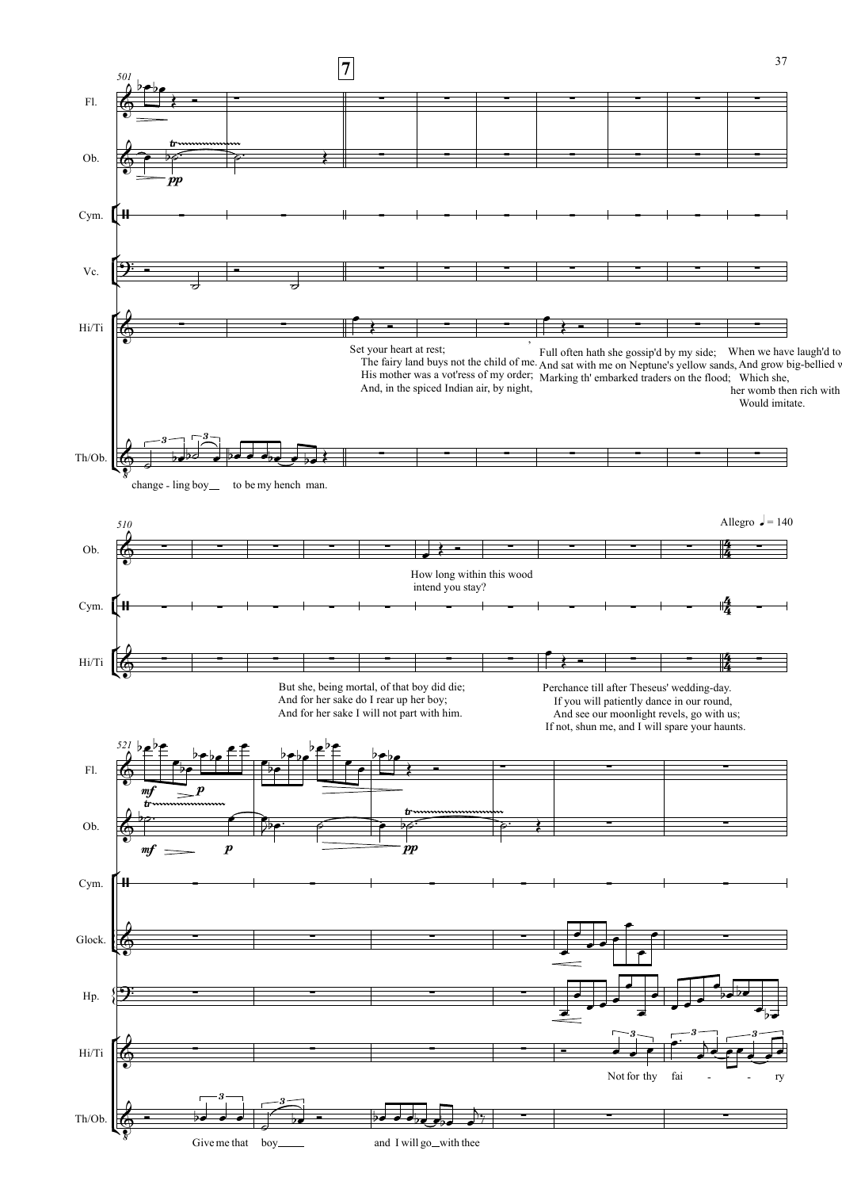501

7

Fl.

Ob.

Cym.

Vc.

Hi/Ti

Set your heart at rest;
The fairy land buys not the child of me.
His mother was a vot'ress of my order;
And, in the spiced Indian air, by night,

Full often hath she gossip'd by my side;
And sat with me on Neptune's yellow sands,
Marking th' embarked traders on the flood;

When we have laugh'd to
And grow big-bellied w
Which she,
her womb then rich with
Would imitate.

Th/Ob.

change - ling boy to be my hench man.

510

Ob.

How long within this wood
intend you stay?

Cym.

Hi/Ti

But she, being mortal, of that boy did die;
And for her sake do I rear up her boy;
And for her sake I will not part with him.

Perchance till after Theseus' wedding-day.
If you will patiently dance in our round,
And see our moonlight revels, go with us;
If not, shun me, and I will spare your haunts.

Allegro ♩ = 140

521

Fl.

Ob.

Cym.

Glock.

Hp.

Hi/Ti

Not for thy fai - - ry

Th/Ob.

Give me that boy and I will go with thee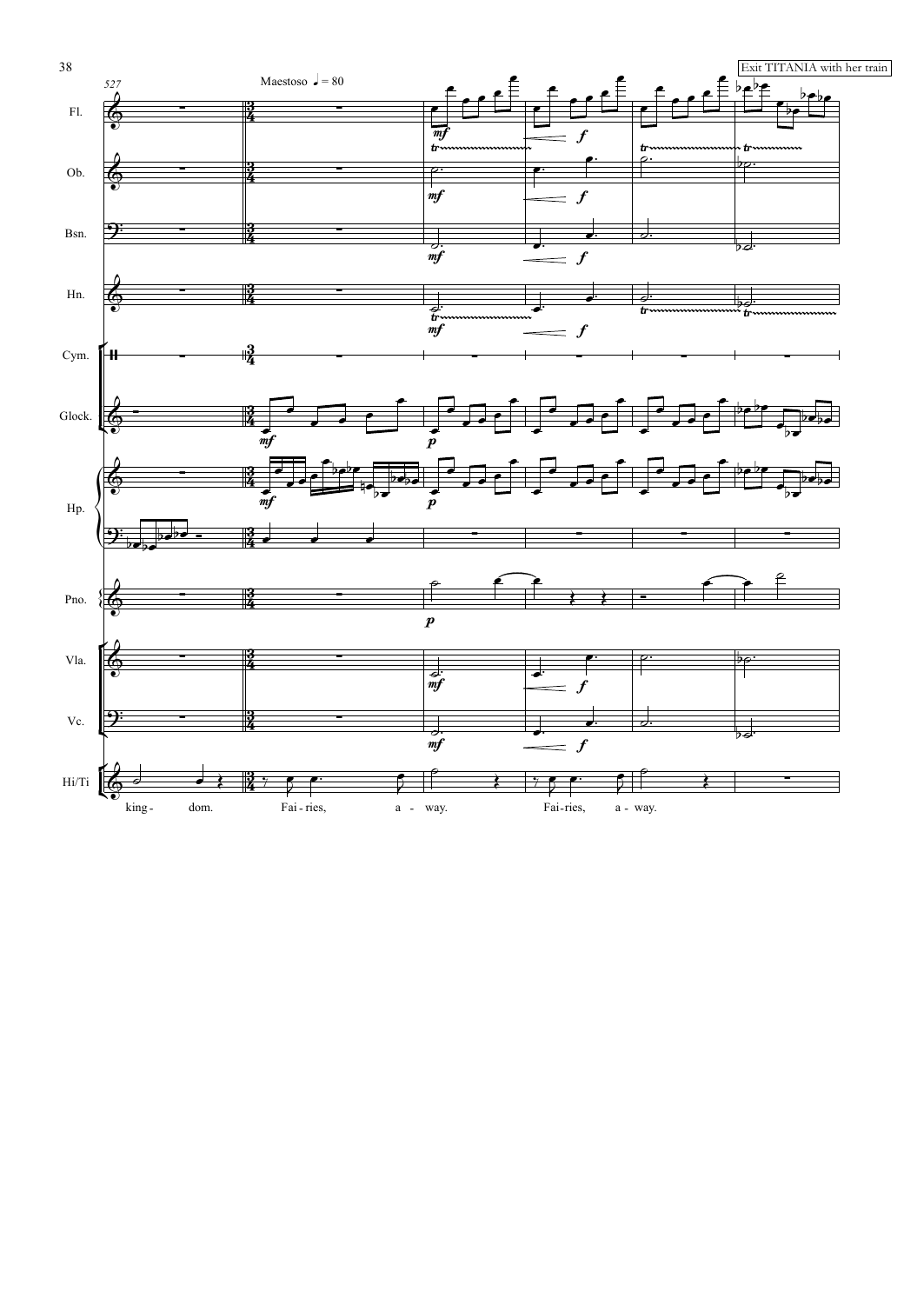Exit TITANIA with her train

Maestoso ♩ = 80

527

Fl.

Ob.

Bsn.

Hn.

Cym.

Glock.

Hp.

Pno.

Vla.

Vc.

Hi/Ti

king - dom. Fai - ries, a - way. Fai - ries, a - way.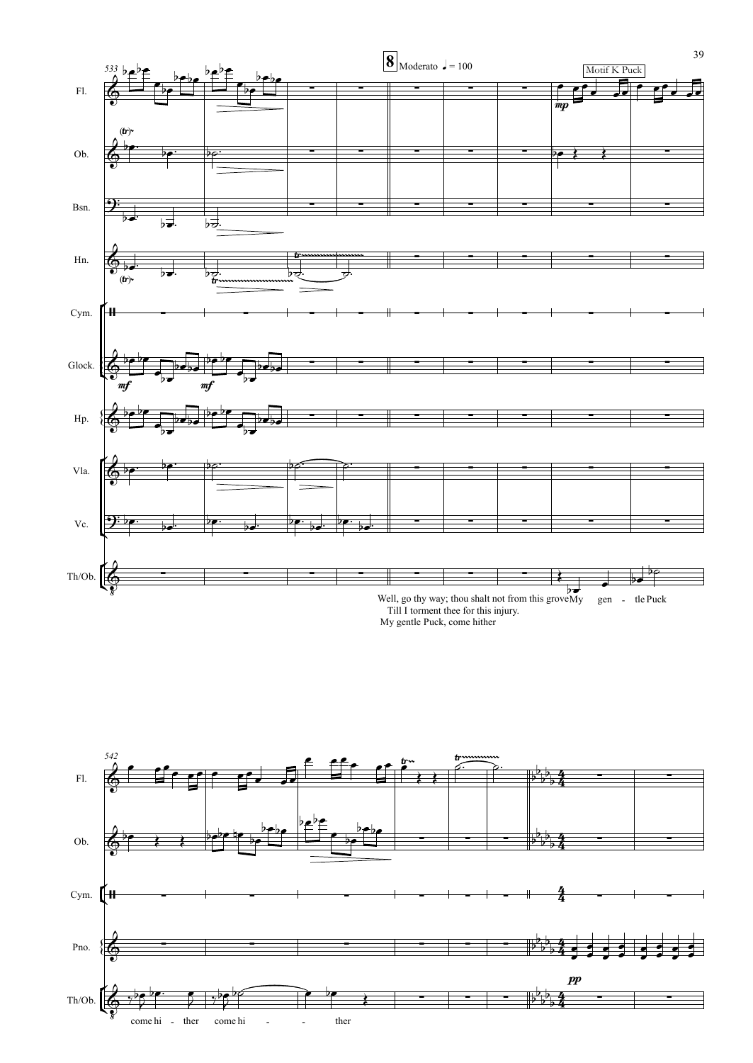8 Moderato ♩ = 100

Motif K Puck

Well, go thy way; thou shalt not from this grove
Till I torment thee for this injury.
My gentle Puck, come hither

My gen - tle Puck

come hi - ther come hi - - - ther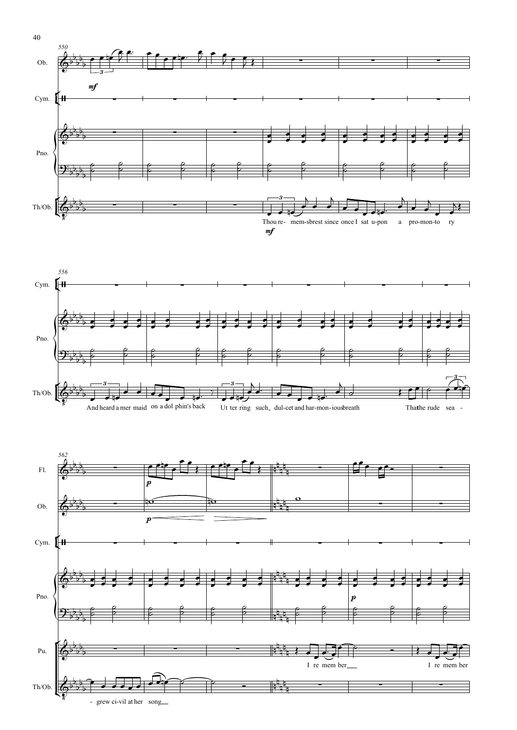Ob.

Cym.

Pno.

Th/Ob.

Thou re- mem-sbrest since once I sat u-pon a pro-mon-to ry

And heard a mer maid on a dol phin's back Ut ter ring such dul-cet and har-mon-ious breath That the rude sea -

Fl.

Pu.

I re mem ber I re mem ber

- grew ci-vil at her song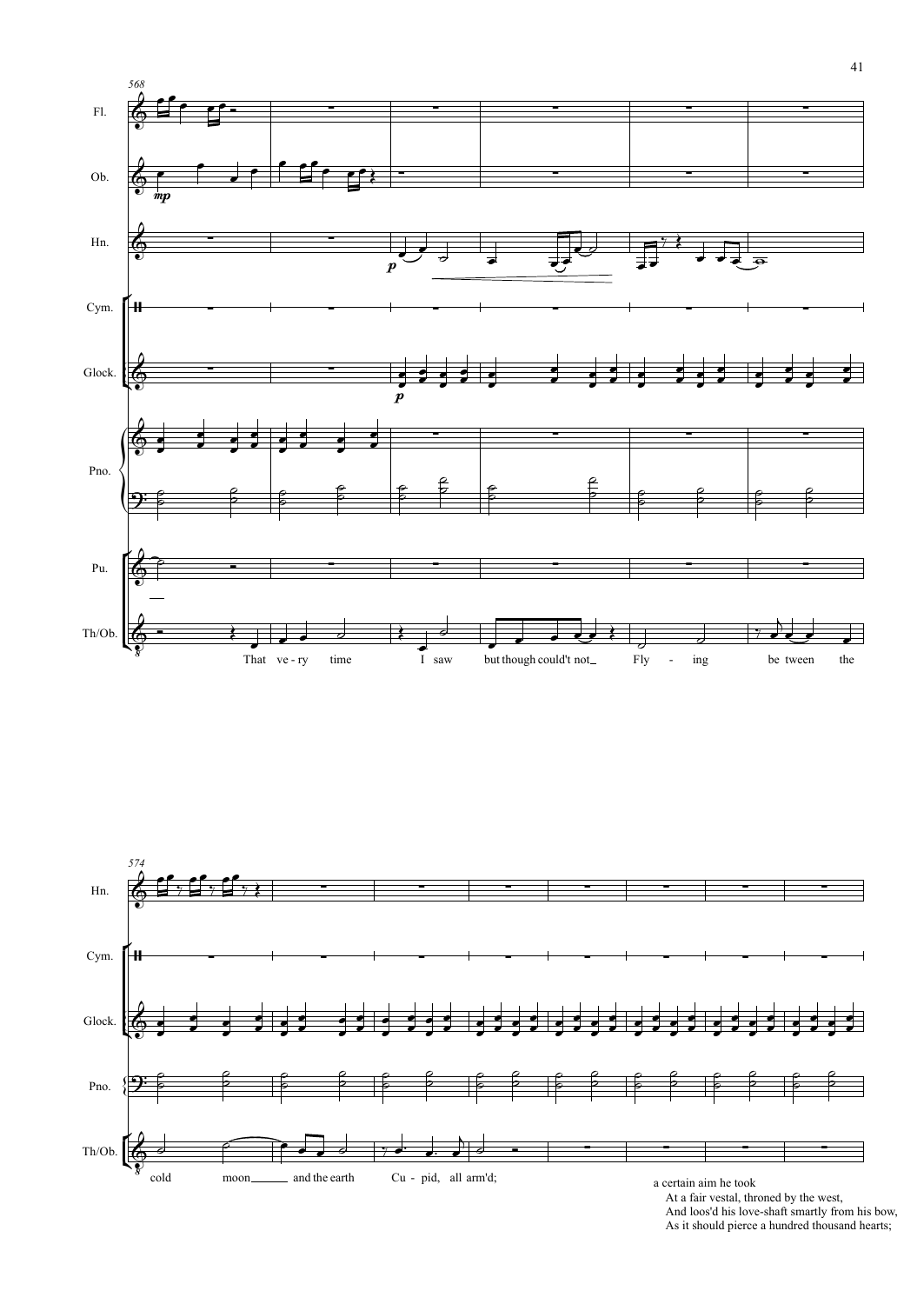At a fair vestal, throned by the west,
And loos'd his love-shaft smartly from his bow,
As it should pierce a hundred thousand hearts;

a certain aim he took

a certain aim he took
At a fair vestal, throned by the west,
And loos'd his love-shaft smartly from his bow,
As it should pierce a hundred thousand hearts;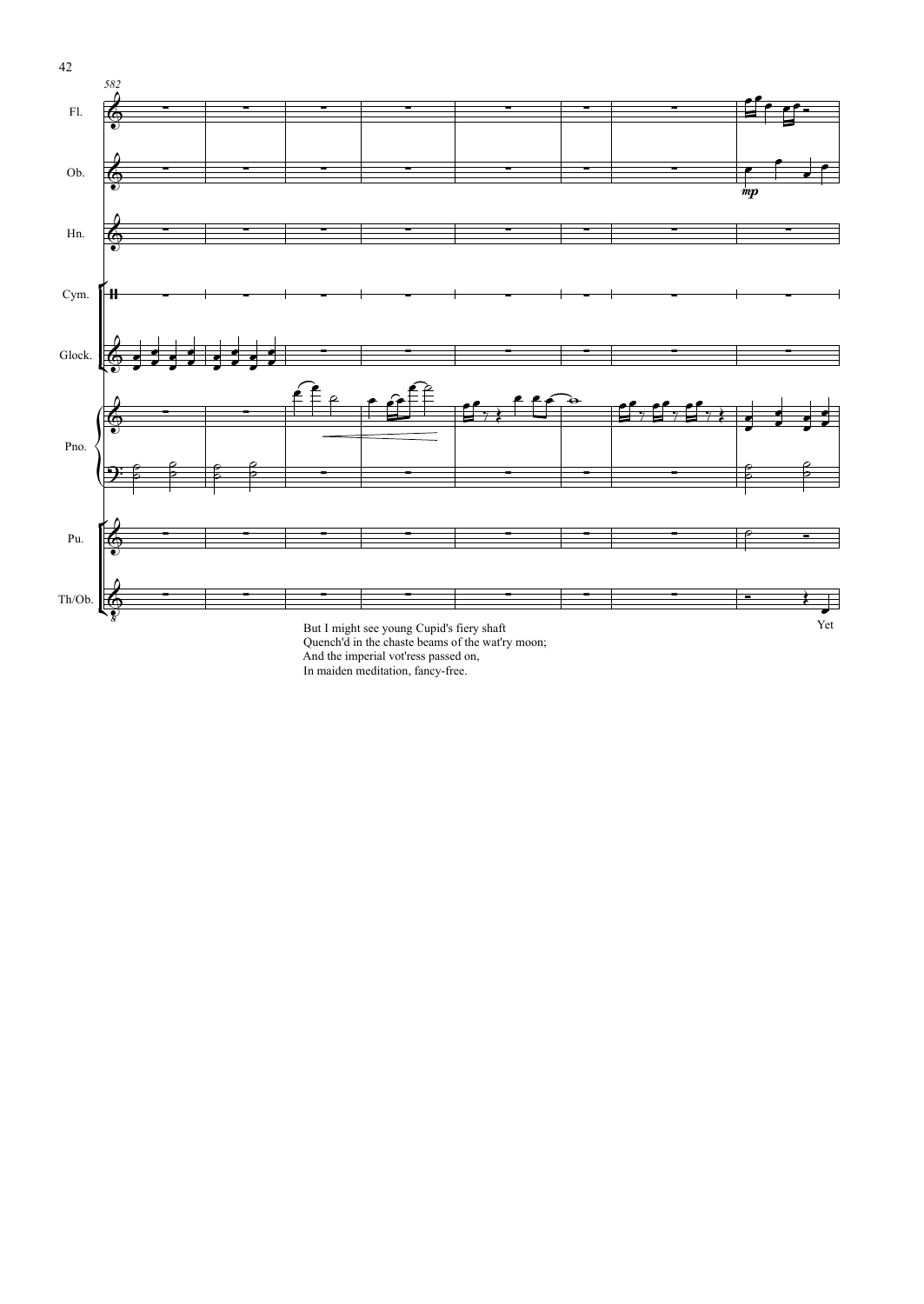Fl.

Ob.

Hn.

Cym.

Glock.

Pno.

Pu.

Th/Ob.

*mp*

Yet

But I might see young Cupid's fiery shaft
Quench'd in the chaste beams of the wat'ry moon;
And the imperial vot'ress passed on,
In maiden meditation, fancy-free.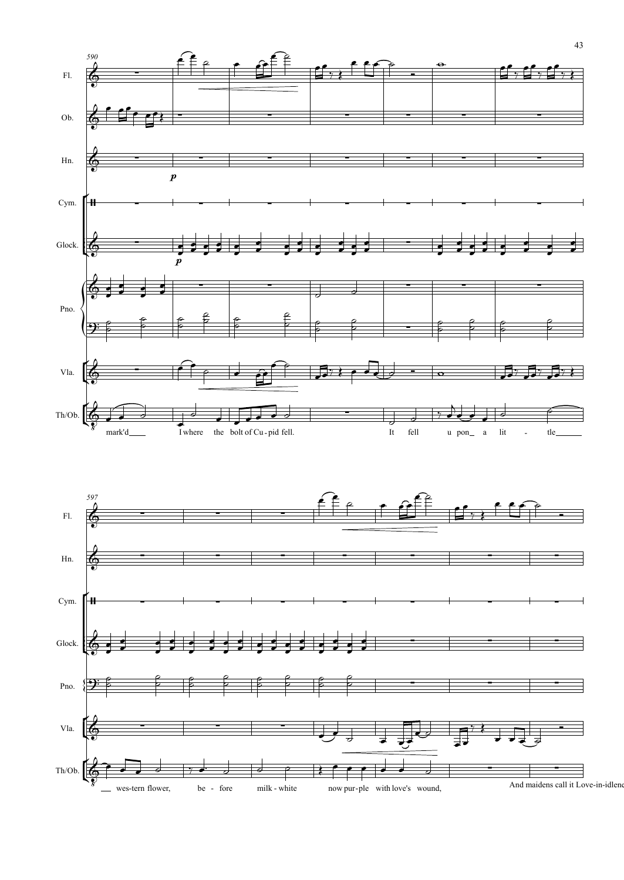mark'd I where the bolt of Cu-pid fell. It fell u pon a lit - tle

wes-tern flower, be - fore milk-white now pur-ple with love's wound,

And maidens call it Love-in-idlene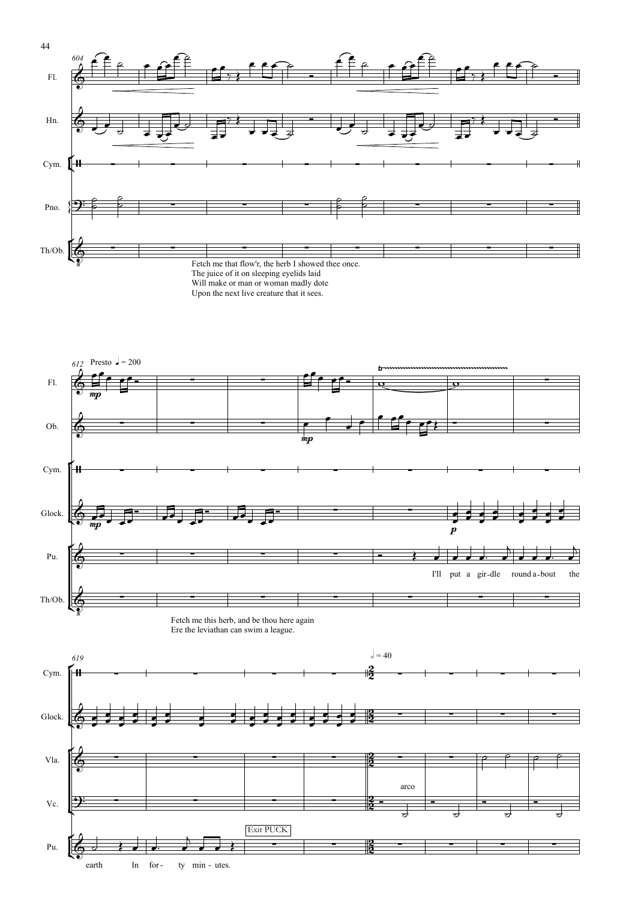Fetch me that flow'r, the herb I showed thee once.
The juice of it on sleeping eyelids laid
Will make or man or woman madly dote
Upon the next live creature that it sees.

Presto ♩ = 200

I'll put a gir-dle round a-bout the

Fetch me this herb, and be thou here again
Ere the leviathan can swim a league.

𝅗𝅥 = 40

arco

Exit PUCK

earth In for- ty min - utes.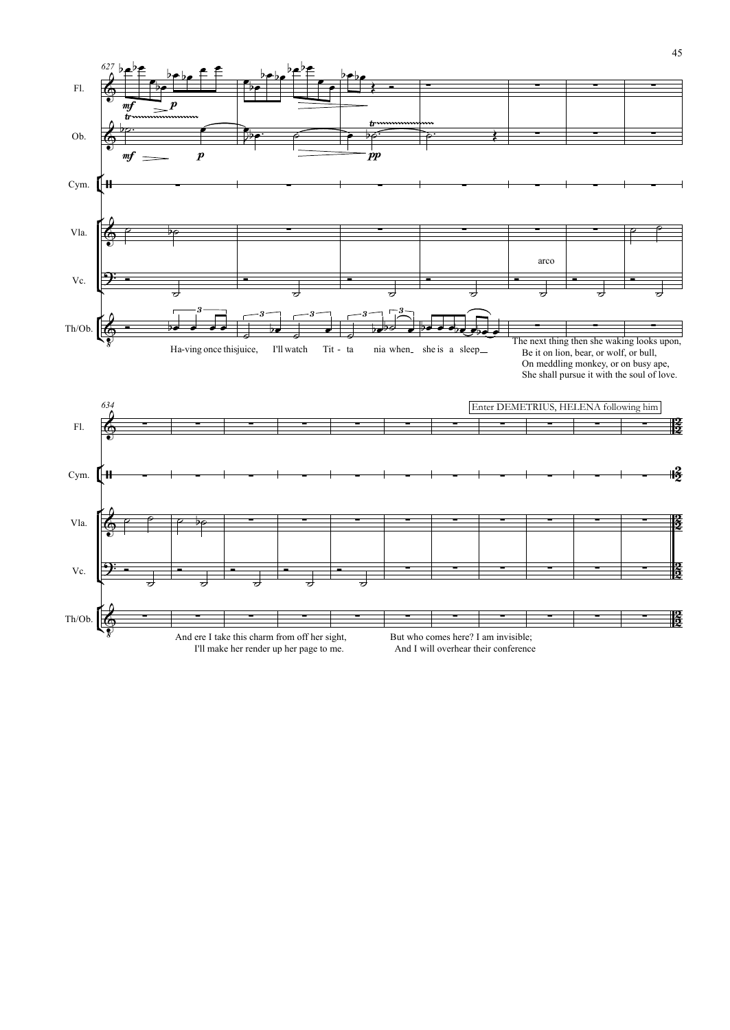Ha-ving once this juice, I'll watch Tit - ta nia when she is a sleep

The next thing then she waking looks upon,
Be it on lion, bear, or wolf, or bull,
On meddling monkey, or on busy ape,
She shall pursue it with the soul of love.

Enter DEMETRIUS, HELENA following him

And ere I take this charm from off her sight,
I'll make her render up her page to me.

But who comes here? I am invisible;
And I will overhear their conference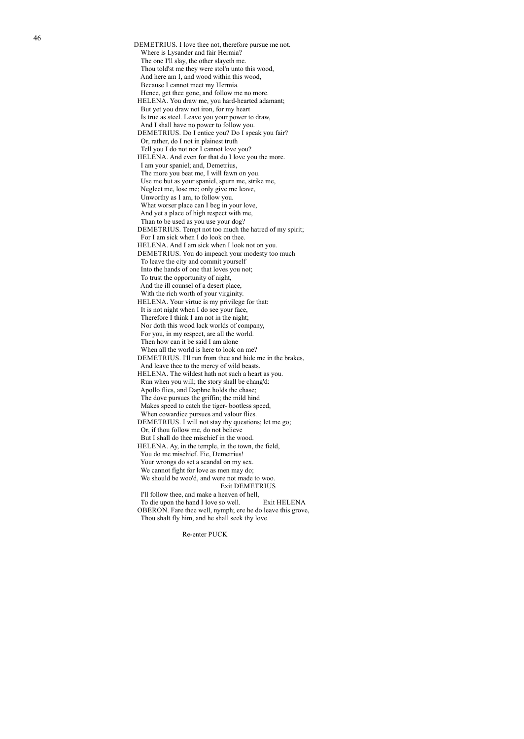DEMETRIUS. I love thee not, therefore pursue me not.
  Where is Lysander and fair Hermia?
  The one I'll slay, the other slayeth me.
  Thou told'st me they were stol'n unto this wood,
  And here am I, and wood within this wood,
  Because I cannot meet my Hermia.
  Hence, get thee gone, and follow me no more.
HELENA. You draw me, you hard-hearted adamant;
  But yet you draw not iron, for my heart
  Is true as steel. Leave you your power to draw,
  And I shall have no power to follow you.
DEMETRIUS. Do I entice you? Do I speak you fair?
  Or, rather, do I not in plainest truth
  Tell you I do not nor I cannot love you?
HELENA. And even for that do I love you the more.
  I am your spaniel; and, Demetrius,
  The more you beat me, I will fawn on you.
  Use me but as your spaniel, spurn me, strike me,
  Neglect me, lose me; only give me leave,
  Unworthy as I am, to follow you.
  What worser place can I beg in your love,
  And yet a place of high respect with me,
  Than to be used as you use your dog?
DEMETRIUS. Tempt not too much the hatred of my spirit;
  For I am sick when I do look on thee.
HELENA. And I am sick when I look not on you.
DEMETRIUS. You do impeach your modesty too much
  To leave the city and commit yourself
  Into the hands of one that loves you not;
  To trust the opportunity of night,
  And the ill counsel of a desert place,
  With the rich worth of your virginity.
HELENA. Your virtue is my privilege for that:
  It is not night when I do see your face,
  Therefore I think I am not in the night;
  Nor doth this wood lack worlds of company,
  For you, in my respect, are all the world.
  Then how can it be said I am alone
  When all the world is here to look on me?
DEMETRIUS. I'll run from thee and hide me in the brakes,
  And leave thee to the mercy of wild beasts.
HELENA. The wildest hath not such a heart as you.
  Run when you will; the story shall be chang'd:
  Apollo flies, and Daphne holds the chase;
  The dove pursues the griffin; the mild hind
  Makes speed to catch the tiger- bootless speed,
  When cowardice pursues and valour flies.
DEMETRIUS. I will not stay thy questions; let me go;
  Or, if thou follow me, do not believe
  But I shall do thee mischief in the wood.
HELENA. Ay, in the temple, in the town, the field,
  You do me mischief. Fie, Demetrius!
  Your wrongs do set a scandal on my sex.
  We cannot fight for love as men may do;
  We should be woo'd, and were not made to woo.
                                        Exit DEMETRIUS
  I'll follow thee, and make a heaven of hell,
  To die upon the hand I love so well.        Exit HELENA
OBERON. Fare thee well, nymph; ere he do leave this grove,
  Thou shalt fly him, and he shall seek thy love.

                    Re-enter PUCK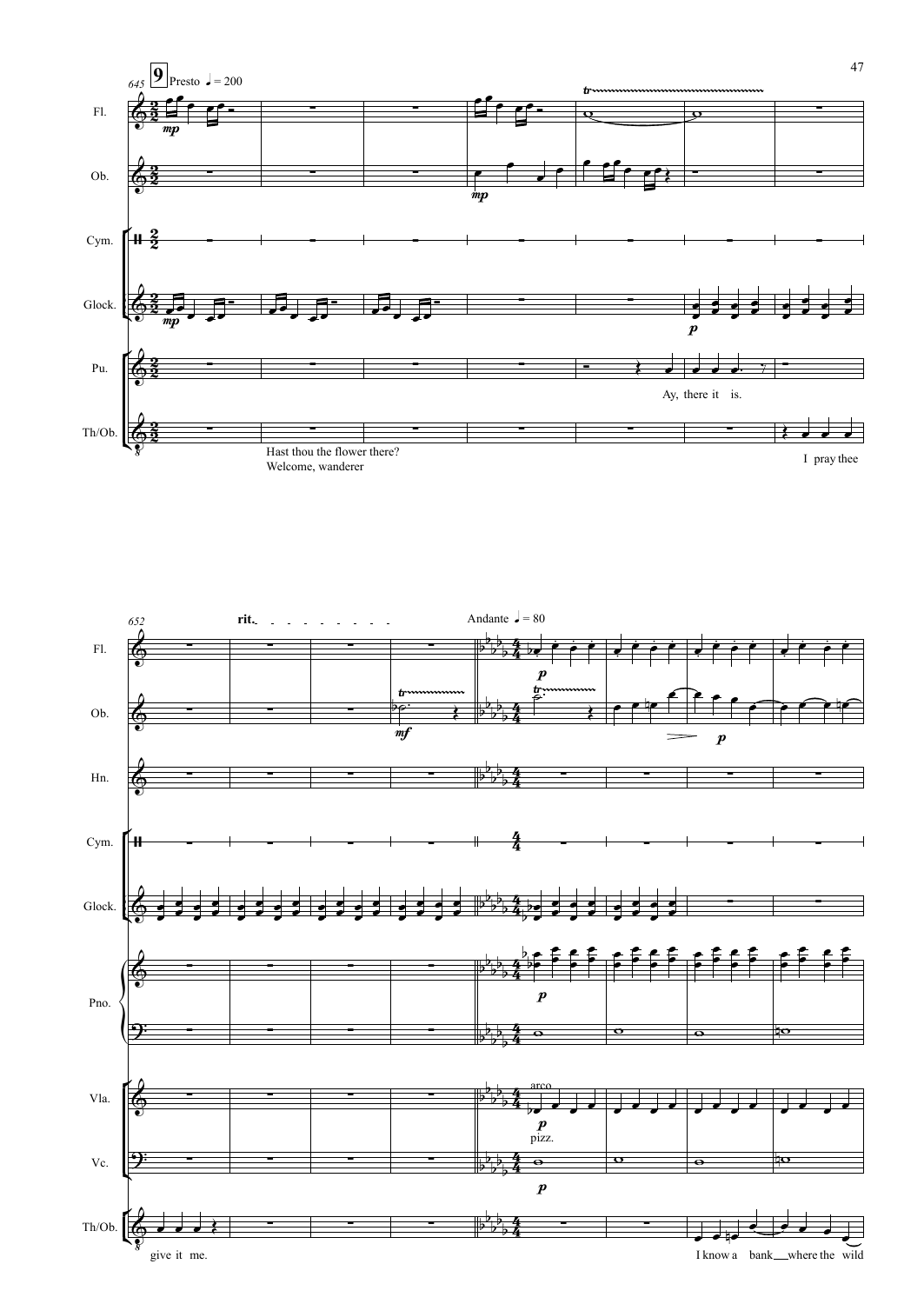645 **9** Presto ♩ = 200

Fl. · Ob. · Cym. · Glock. · Pu. · Th/Ob.

*mp* · *mp* · *mp* · *p*

Pu.: Ay, there it is.

Th/Ob.: Hast thou the flower there? Welcome, wanderer · I pray thee

652 **rit.** · Andante ♩ = 80

Fl. · Ob. · Hn. · Cym. · Glock. · Pno. · Vla. · Vc. · Th/Ob.

*p* · *mf* · *p* · *p* · *p* · *p*

Vla.: arco

Vc.: pizz.

Th/Ob.: give it me. · I know a bank where the wild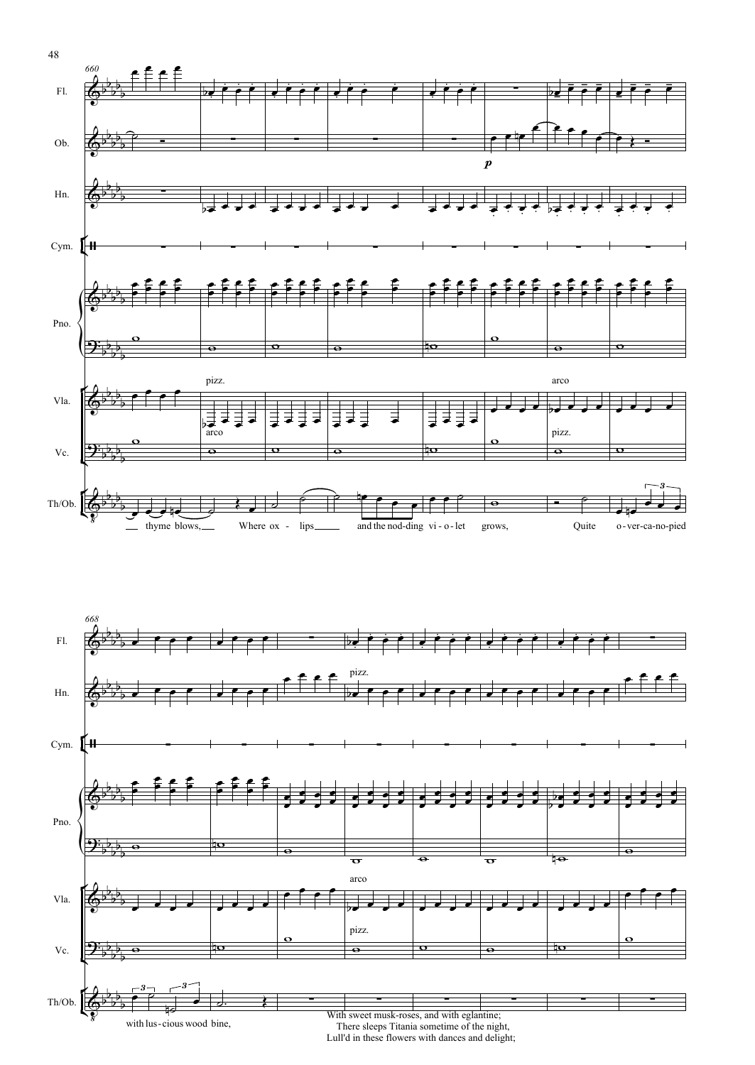With sweet musk-roses, and with eglantine;
There sleeps Titania sometime of the night,
Lull'd in these flowers with dances and delight;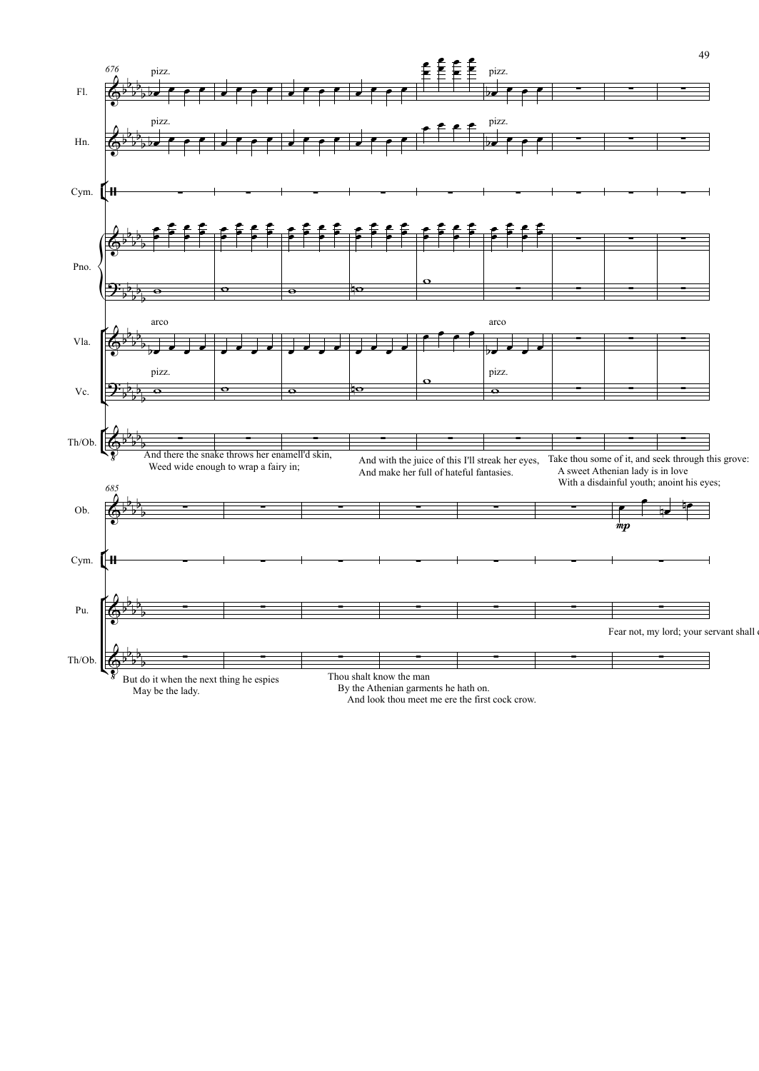And there the snake throws her enamell'd skin,
Weed wide enough to wrap a fairy in;

And with the juice of this I'll streak her eyes,
And make her full of hateful fantasies.

Take thou some of it, and seek through this grove:
A sweet Athenian lady is in love
With a disdainful youth; anoint his eyes;

But do it when the next thing he espies
May be the lady.

Thou shalt know the man
By the Athenian garments he hath on.
And look thou meet me ere the first cock crow.

Fear not, my lord; your servant shall d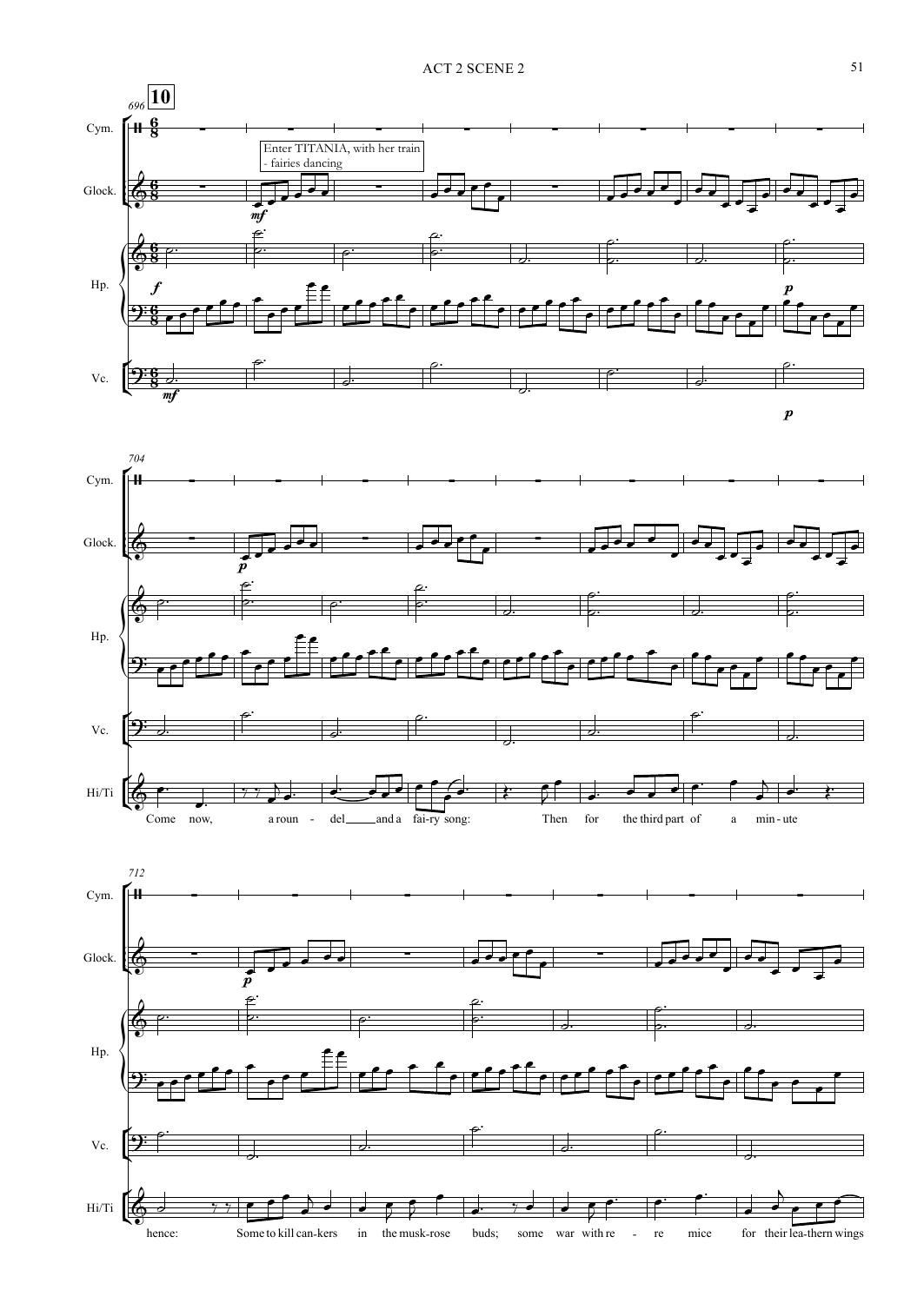Enter TITANIA, with her train - fairies dancing

Come now, a roun - del and a fai-ry song: Then for the third part of a min - ute

hence: Some to kill can-kers in the musk-rose buds; some war with re - re mice for their lea-thern wings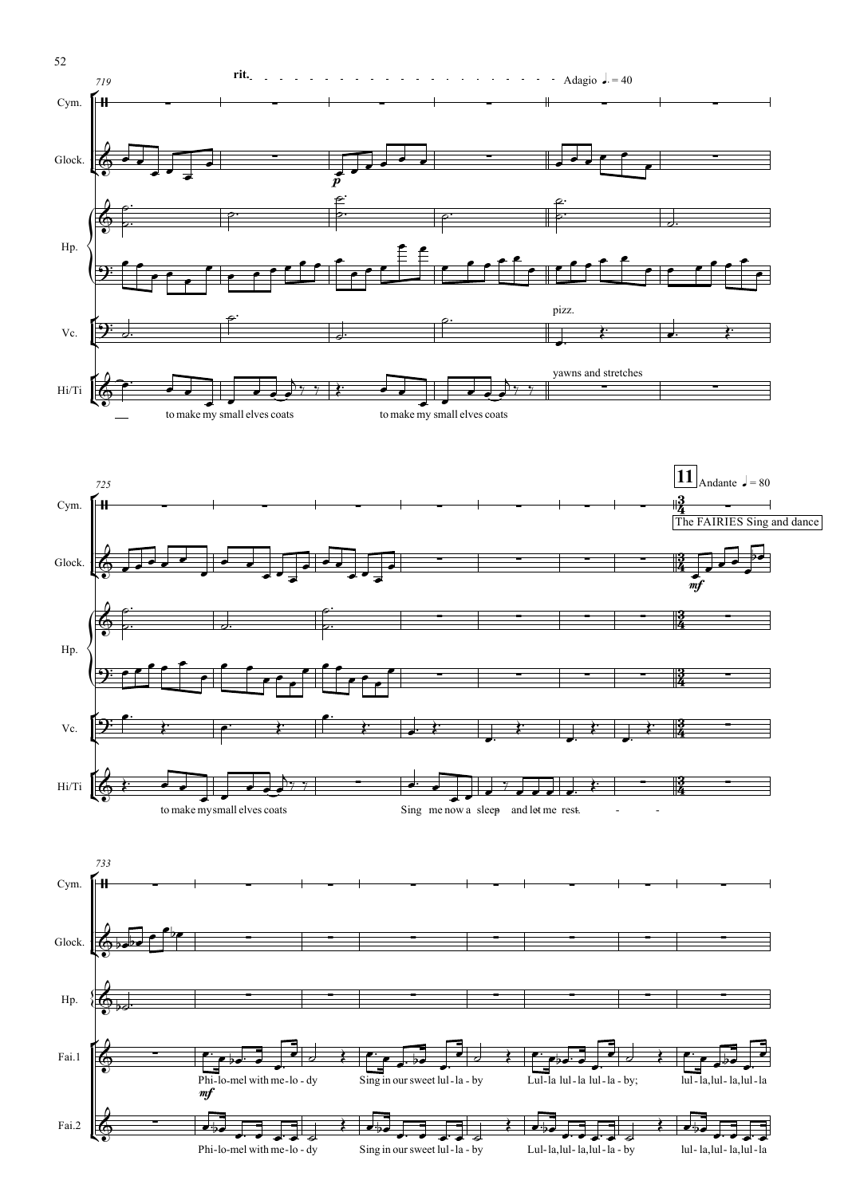rit. Adagio ♩. = 40

Cym.

Glock.

Hp.

Vc.

pizz.

Hi/Ti

yawns and stretches

to make my small elves coats

to make my small elves coats

**11** Andante ♩ = 80

The FAIRIES Sing and dance

to make my small elves coats

Sing me now a sleep and let me rest.

Fai.1

Phi-lo-mel with me-lo - dy

Sing in our sweet lul - la - by

Lul-la lul - la lul - la - by;

lul - la, lul - la, lul - la

Fai.2

Phi-lo-mel with me-lo - dy

Sing in our sweet lul - la - by

Lul-la, lul - la, lul - la - by

lul - la, lul - la, lul - la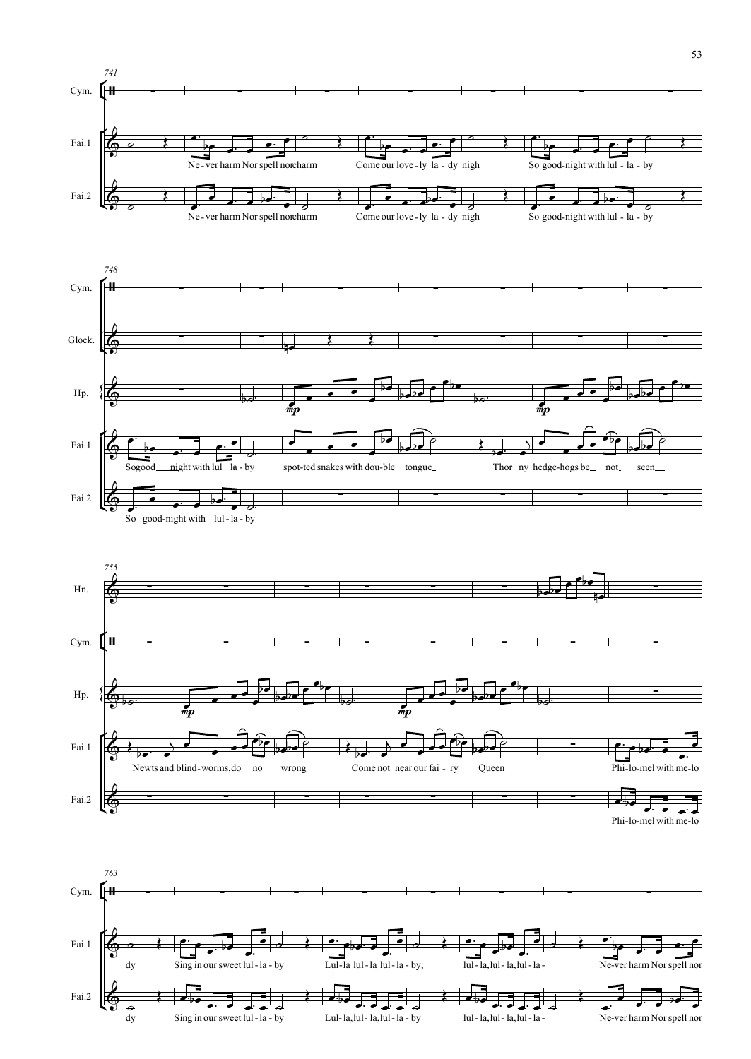741

Cym.

Fai.1: Ne - ver harm Nor spell nor charm Come our love - ly la - dy nigh So good-night with lul - la - by

Fai.2: Ne - ver harm Nor spell nor charm Come our love - ly la - dy nigh So good-night with lul - la - by

748

Cym.

Glock.

Hp. *mp* *mp*

Fai.1: So good night with lul la - by spot-ted snakes with dou-ble tongue Thor ny hedge-hogs be not seen

Fai.2: So good-night with lul - la - by

755

Hn.

Cym.

Hp. *mp* *mp*

Fai.1: Newts and blind-worms, do no wrong Come not near our fai - ry Queen Phi-lo-mel with me-lo

Fai.2: Phi-lo-mel with me-lo

763

Cym.

Fai.1: dy Sing in our sweet lul - la - by Lul - la lul - la lul - la - by; lul - la, lul - la, lul - la - Ne-ver harm Nor spell nor

Fai.2: dy Sing in our sweet lul - la - by Lul - la, lul - la, lul - la - by lul - la, lul - la, lul - la - Ne-ver harm Nor spell nor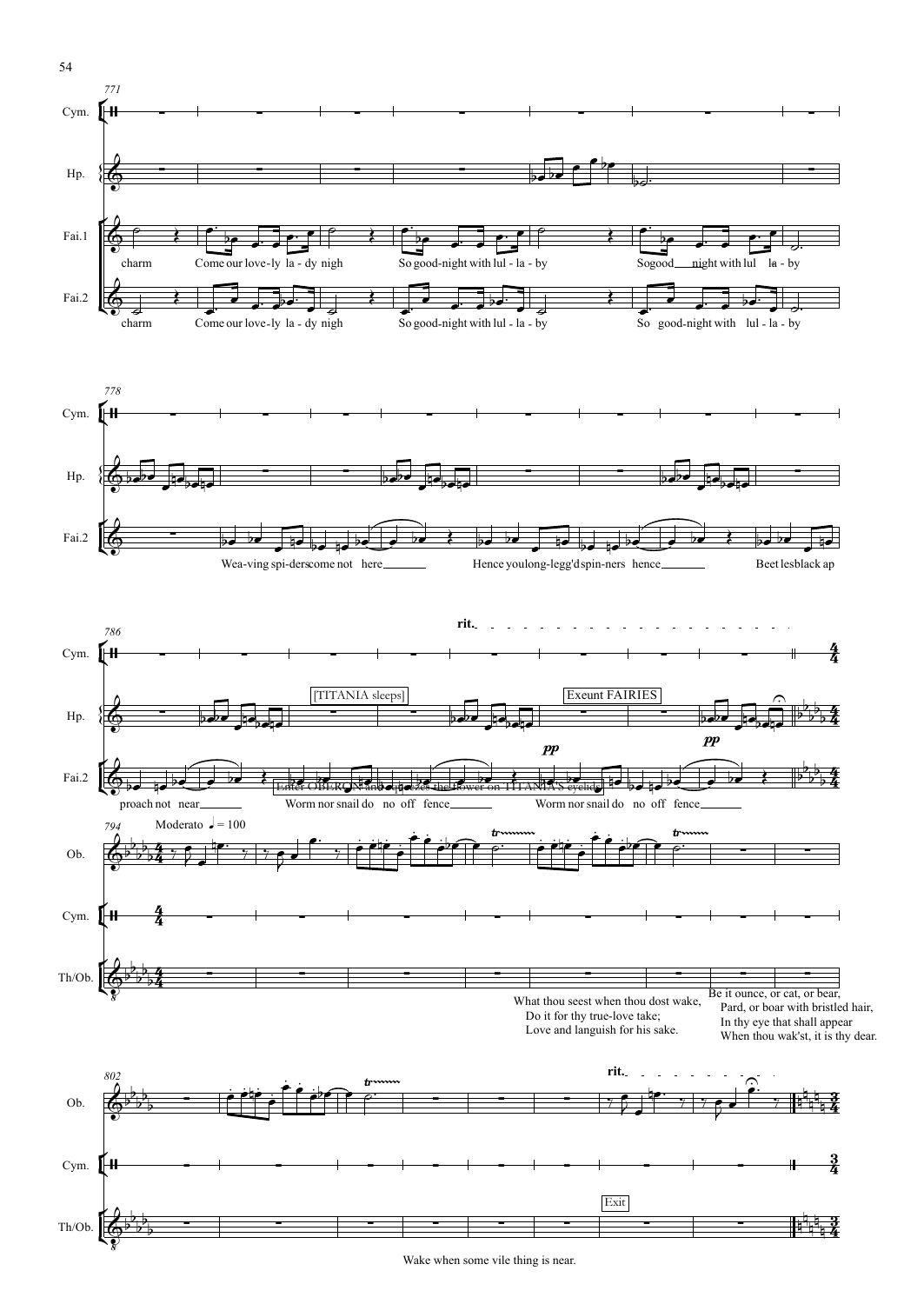charm Come our love-ly la - dy nigh So good-night with lul - la - by So good night with lul la - by

charm Come our love-ly la - dy nigh So good-night with lul - la - by So good-night with lul - la - by

Wea-ving spi-ders come not here Hence you long-legg'd spin-ners hence Beet les black ap

proach not near Worm nor snail do no off fence Worm nor snail do no off fence

[TITANIA sleeps]

Exeunt FAIRIES

Enter OBERON and squeezes the flower on TITANIA'S eyelids

rit.

*pp*

Moderato ♩ = 100

What thou seest when thou dost wake,
Do it for thy true-love take;
Love and languish for his sake.

Be it ounce, or cat, or bear,
Pard, or boar with bristled hair,
In thy eye that shall appear
When thou wak'st, it is thy dear.

rit.

Exit

Wake when some vile thing is near.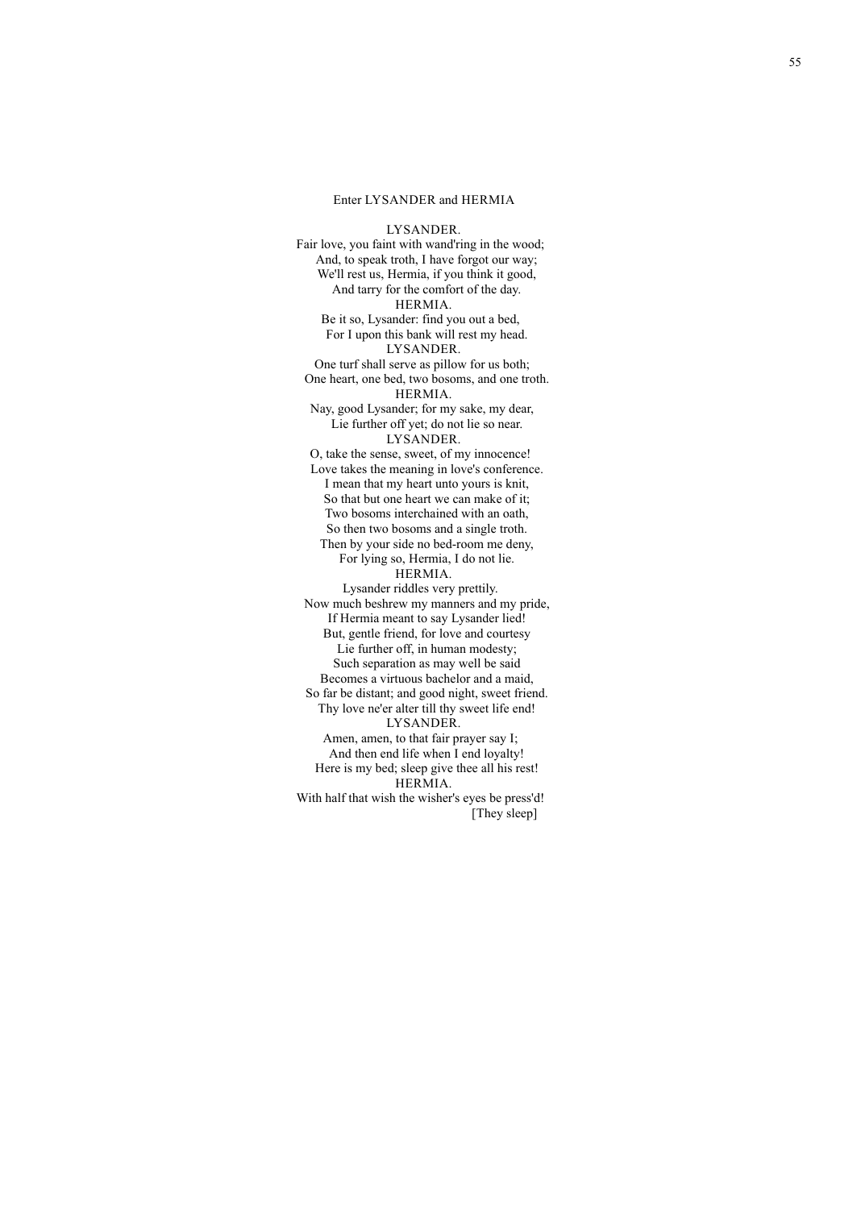Enter LYSANDER and HERMIA

LYSANDER.

Fair love, you faint with wand'ring in the wood;
And, to speak troth, I have forgot our way;
We'll rest us, Hermia, if you think it good,
And tarry for the comfort of the day.

HERMIA.

Be it so, Lysander: find you out a bed,
For I upon this bank will rest my head.

LYSANDER.

One turf shall serve as pillow for us both;
One heart, one bed, two bosoms, and one troth.

HERMIA.

Nay, good Lysander; for my sake, my dear,
Lie further off yet; do not lie so near.

LYSANDER.

O, take the sense, sweet, of my innocence!
Love takes the meaning in love's conference.
I mean that my heart unto yours is knit,
So that but one heart we can make of it;
Two bosoms interchained with an oath,
So then two bosoms and a single troth.
Then by your side no bed-room me deny,
For lying so, Hermia, I do not lie.

HERMIA.

Lysander riddles very prettily.
Now much beshrew my manners and my pride,
If Hermia meant to say Lysander lied!
But, gentle friend, for love and courtesy
Lie further off, in human modesty;
Such separation as may well be said
Becomes a virtuous bachelor and a maid,
So far be distant; and good night, sweet friend.
Thy love ne'er alter till thy sweet life end!

LYSANDER.

Amen, amen, to that fair prayer say I;
And then end life when I end loyalty!
Here is my bed; sleep give thee all his rest!

HERMIA.

With half that wish the wisher's eyes be press'd!
[They sleep]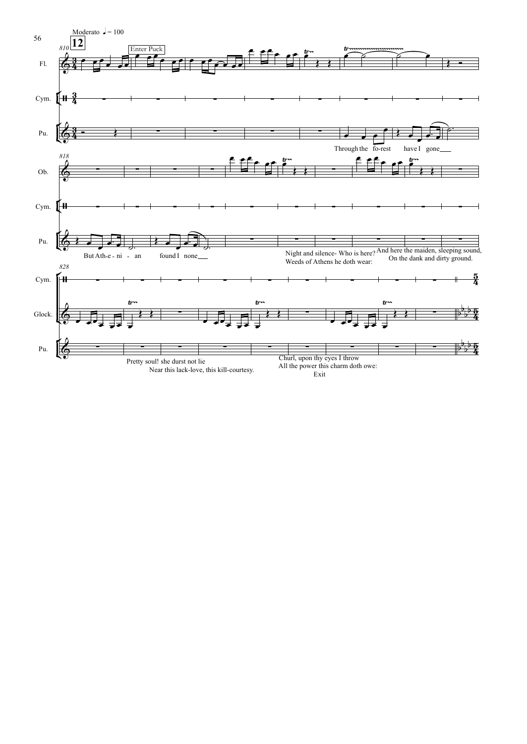Moderato ♩ = 100

**12**

Enter Puck

Through the fo-rest have I gone

But Ath-e - ni - an found I none

Night and silence- Who is here?
Weeds of Athens he doth wear:

And here the maiden, sleeping sound,
On the dank and dirty ground.

Pretty soul! she durst not lie
Near this lack-love, this kill-courtesy.

Churl, upon thy eyes I throw
All the power this charm doth owe:
Exit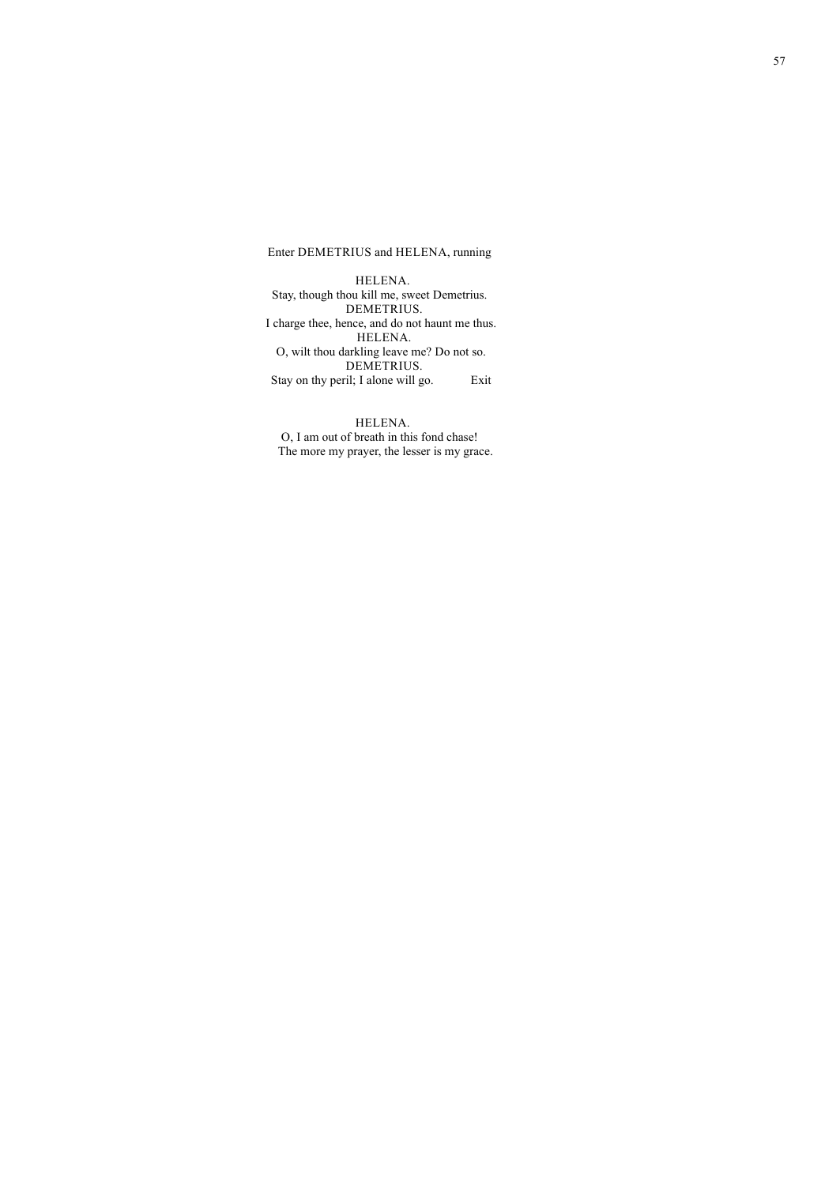Enter DEMETRIUS and HELENA, running

HELENA.
Stay, though thou kill me, sweet Demetrius.
DEMETRIUS.
I charge thee, hence, and do not haunt me thus.
HELENA.
O, wilt thou darkling leave me? Do not so.
DEMETRIUS.
Stay on thy peril; I alone will go. Exit

HELENA.
O, I am out of breath in this fond chase!
The more my prayer, the lesser is my grace.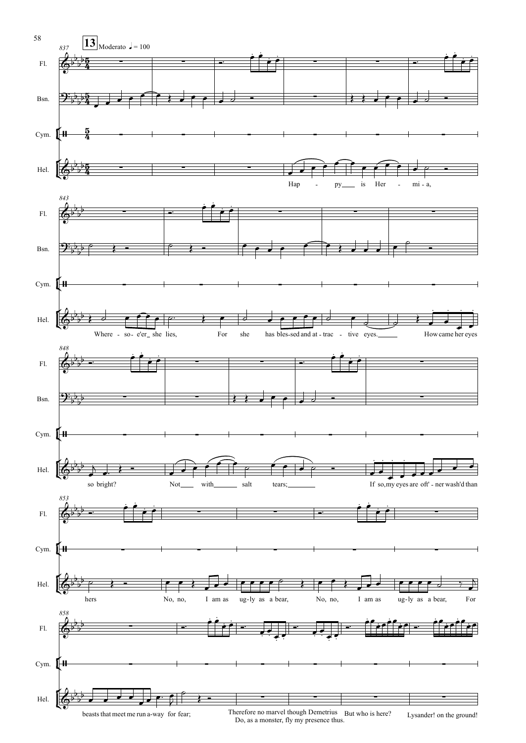**13** Moderato ♩ = 100

Fl.

Bsn.

Cym.

Hel.

Happy is Hermia,

Where-so-e'er she lies,

For she has blessed and attractive eyes.

How came her eyes so bright?

Not with salt tears;

If so, my eyes are oft'-ner wash'd than hers

No, no, I am as ugly as a bear,

No, no, I am as ugly as a bear,

For beasts that meet me run a-way for fear;

Therefore no marvel though Demetrius
Do, as a monster, fly my presence thus.

But who is here?

Lysander! on the ground!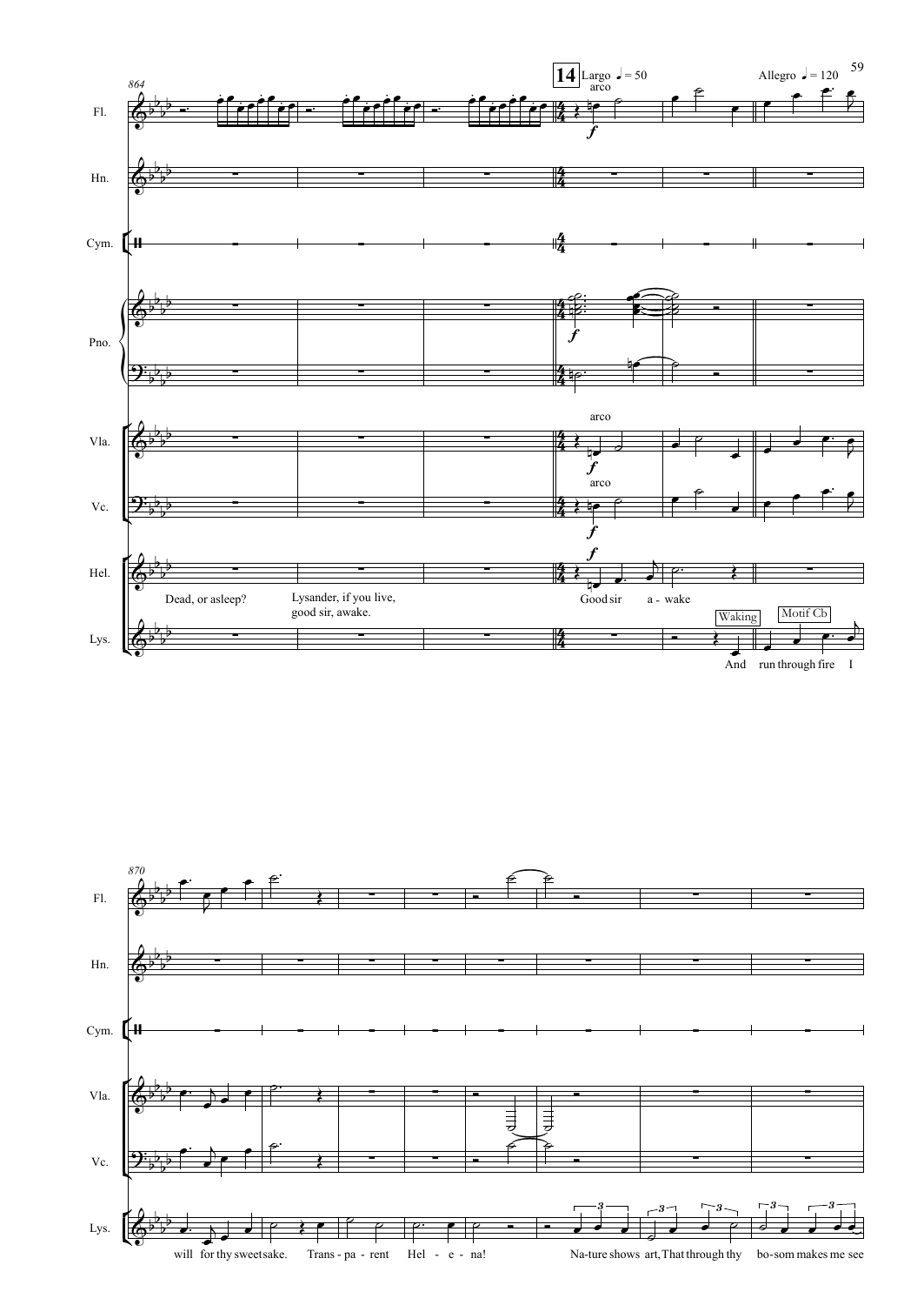864

Fl.

Hn.

Cym.

Pno.

Vla.

Vc.

Hel.

Lys.

**14** Largo ♩= 50

arco

*f*

Allegro ♩= 120

Dead, or asleep?

Lysander, if you live, good sir, awake.

Good sir a - wake

Waking

Motif Cb

And run through fire I

870

will for thy sweet sake. Trans - pa - rent Hel - e - na! Na-ture shows art, That through thy bo-som makes me see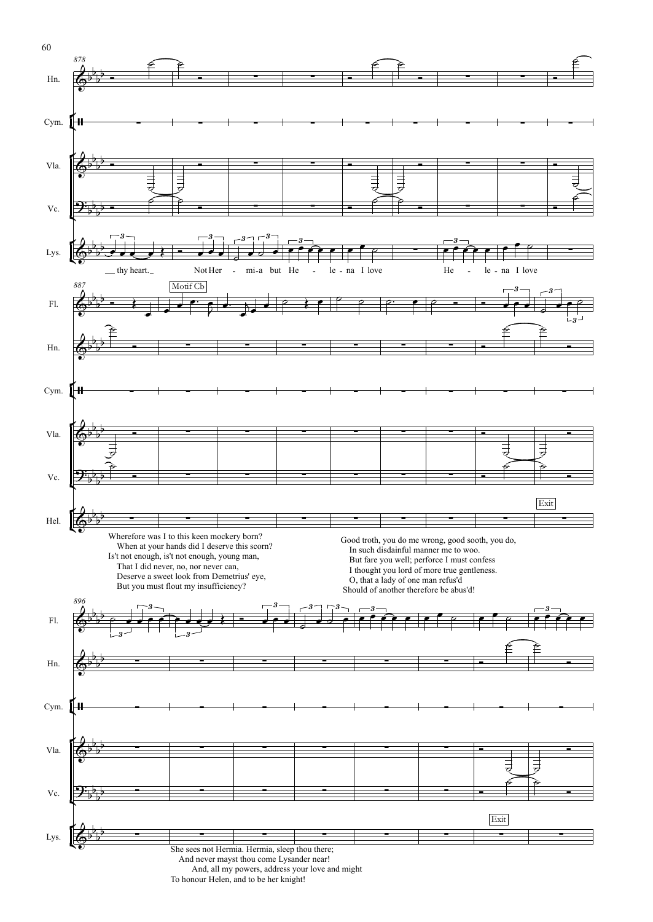Wherefore was I to this keen mockery born?
When at your hands did I deserve this scorn?
Is't not enough, is't not enough, young man,
That I did never, no, nor never can,
Deserve a sweet look from Demetrius' eye,
But you must flout my insufficiency?

Good troth, you do me wrong, good sooth, you do,
In such disdainful manner me to woo.
But fare you well; perforce I must confess
I thought you lord of more true gentleness.
O, that a lady of one man refus'd
Should of another therefore be abus'd!

She sees not Hermia. Hermia, sleep thou there;
And never mayst thou come Lysander near!
And, all my powers, address your love and might
To honour Helen, and to be her knight!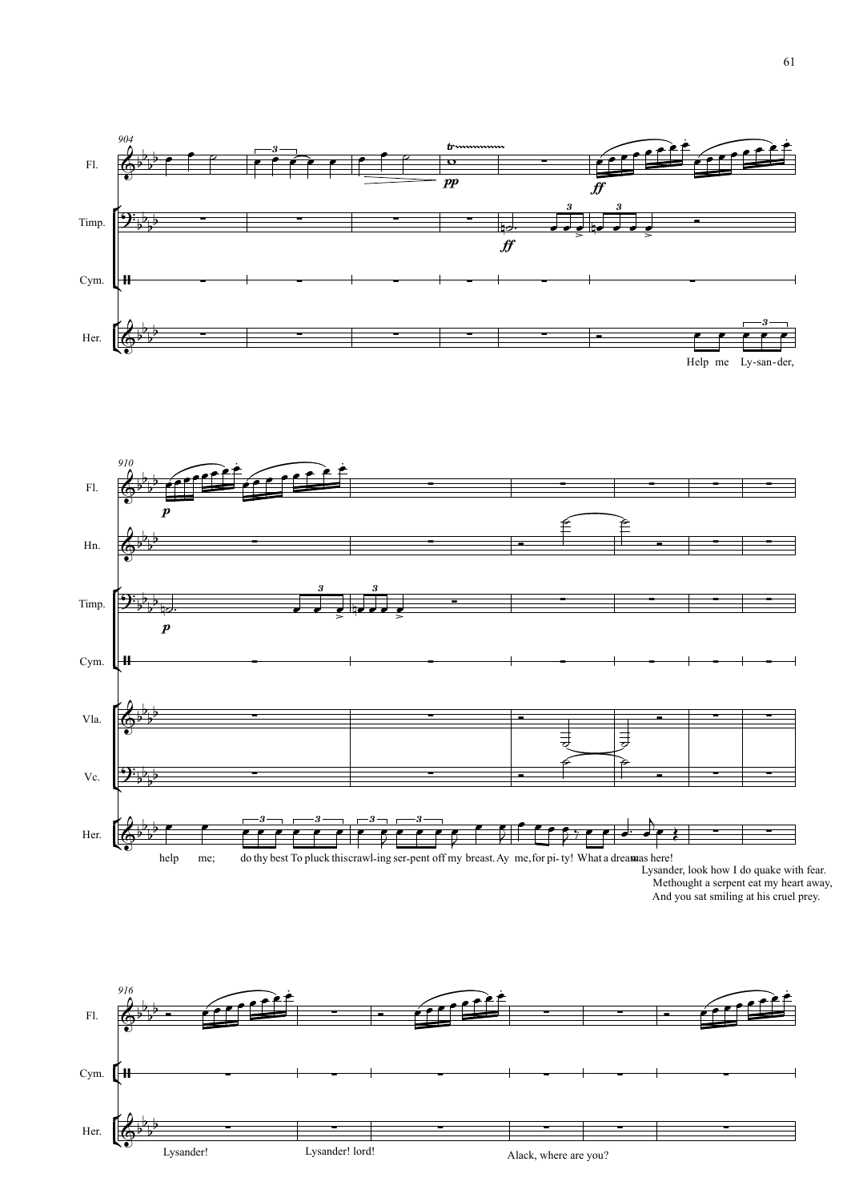Help me Ly-san-der,

help me; do thy best To pluck this crawl-ing ser-pent off my breast. Ay me, for pi- ty! What a dream was here!

Lysander, look how I do quake with fear.
Methought a serpent eat my heart away,
And you sat smiling at his cruel prey.

Lysander!

Lysander! lord!

Alack, where are you?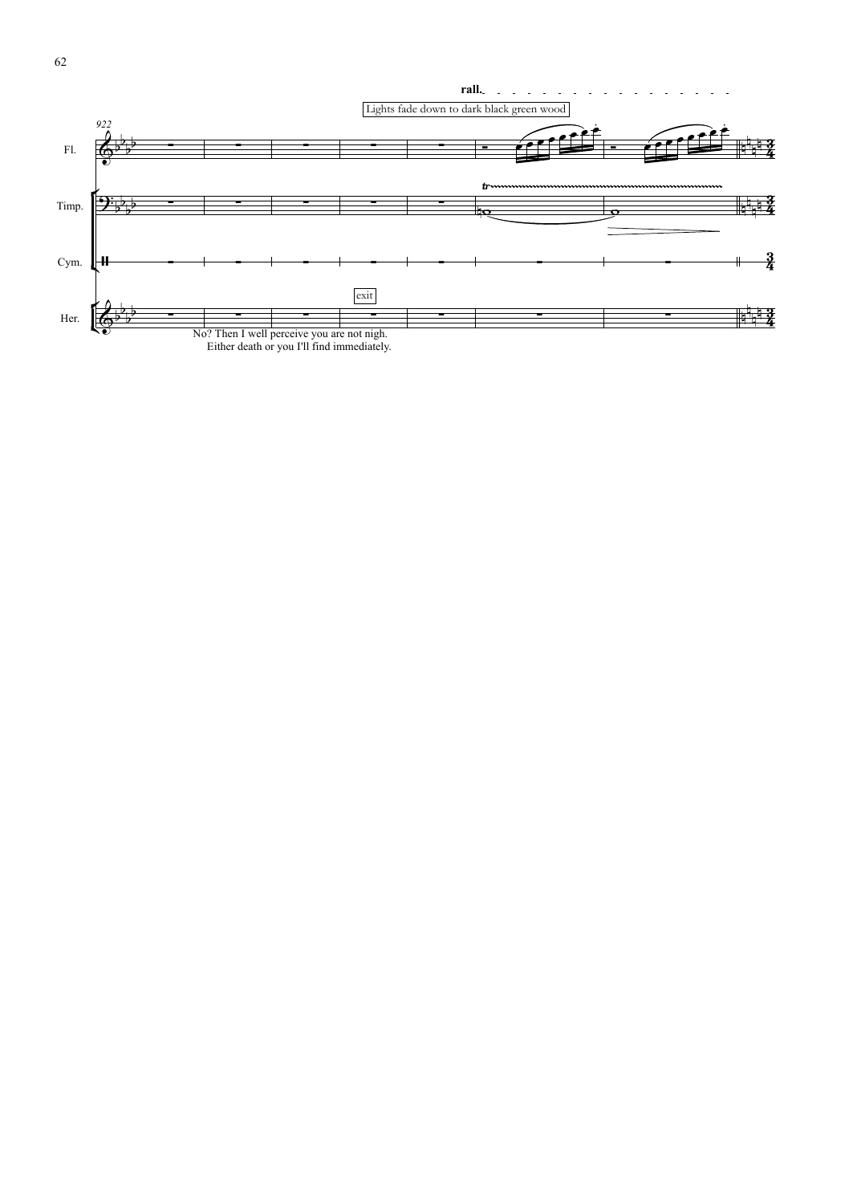rall.

Lights fade down to dark black green wood

922

Fl.

Timp.

Cym.

exit

Her.

No? Then I well perceive you are not nigh.
Either death or you I'll find immediately.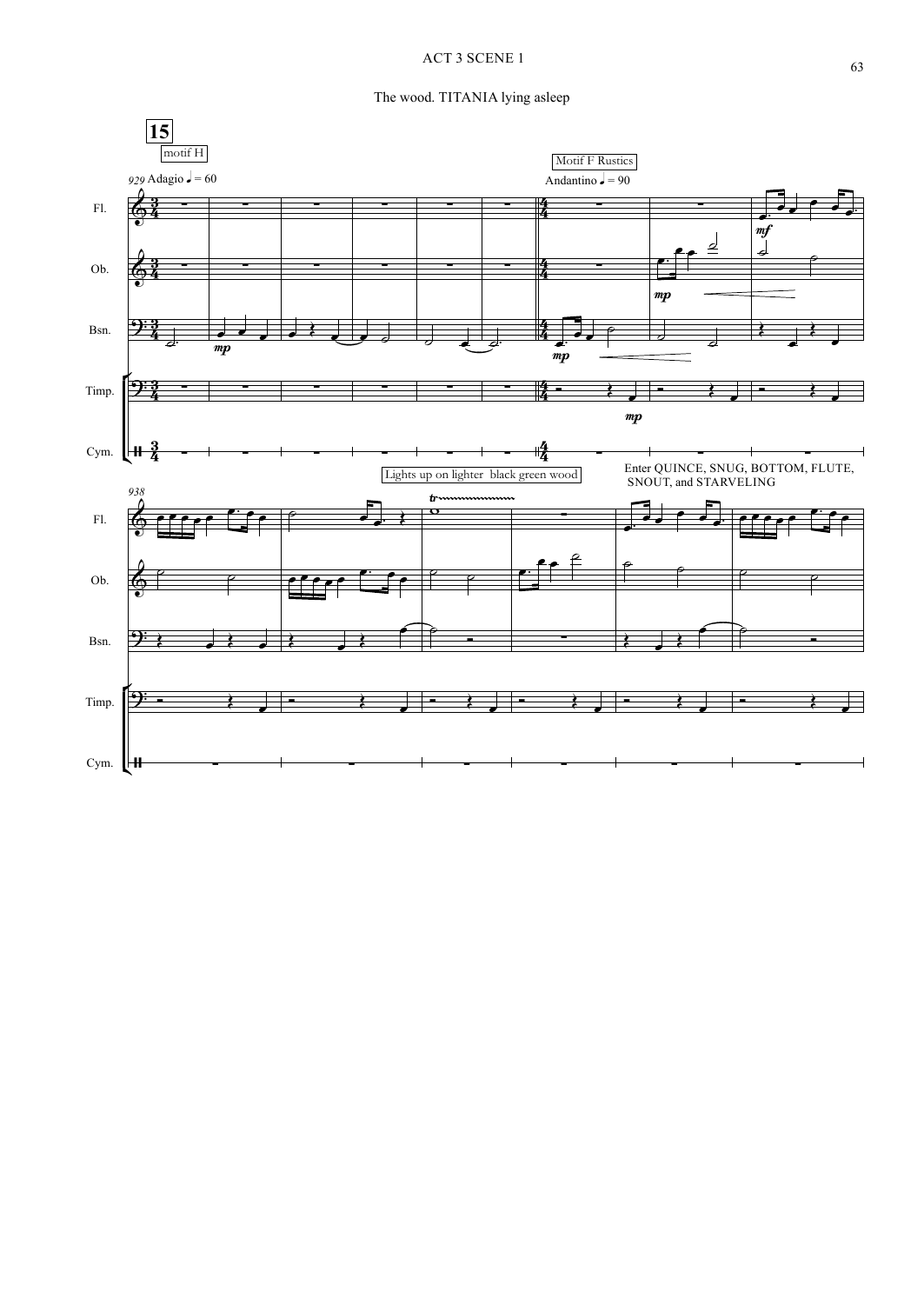## ACT 3 SCENE 1

The wood. TITANIA lying asleep

**15**

motif H

929 Adagio ♩ = 60

Motif F Rustics

Andantino ♩ = 90

Fl.

Ob.

Bsn.

Timp.

Cym.

Lights up on lighter black green wood

Enter QUINCE, SNUG, BOTTOM, FLUTE, SNOUT, and STARVELING

938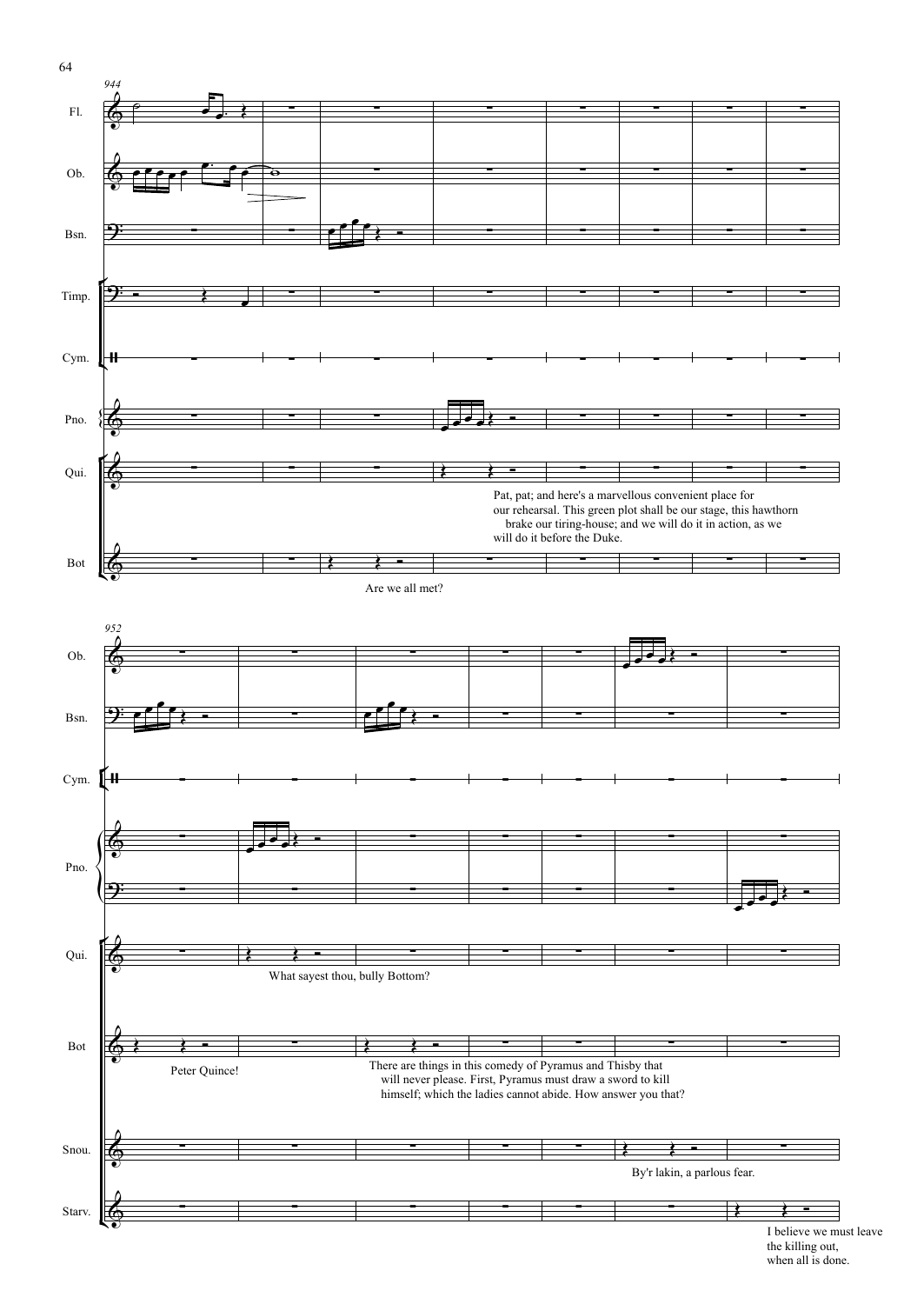944

Fl.

Ob.

Bsn.

Timp.

Cym.

Pno.

Qui.

Pat, pat; and here's a marvellous convenient place for our rehearsal. This green plot shall be our stage, this hawthorn brake our tiring-house; and we will do it in action, as we will do it before the Duke.

Bot

Are we all met?

952

Ob.

Bsn.

Cym.

Pno.

Qui.

What sayest thou, bully Bottom?

Bot

Peter Quince!

There are things in this comedy of Pyramus and Thisby that will never please. First, Pyramus must draw a sword to kill himself; which the ladies cannot abide. How answer you that?

Snou.

By'r lakin, a parlous fear.

Starv.

I believe we must leave the killing out, when all is done.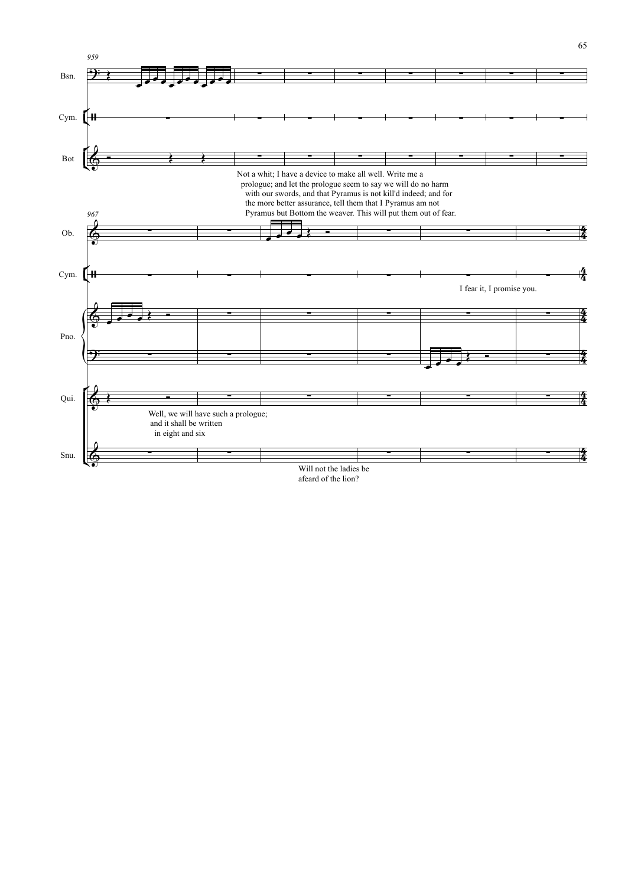959

Bsn.

Cym.

Bot

Not a whit; I have a device to make all well. Write me a prologue; and let the prologue seem to say we will do no harm with our swords, and that Pyramus is not kill'd indeed; and for the more better assurance, tell them that I Pyramus am not Pyramus but Bottom the weaver. This will put them out of fear.

967

Ob.

Cym.

I fear it, I promise you.

Pno.

Qui.

Well, we will have such a prologue; and it shall be written in eight and six

Snu.

Will not the ladies be afeard of the lion?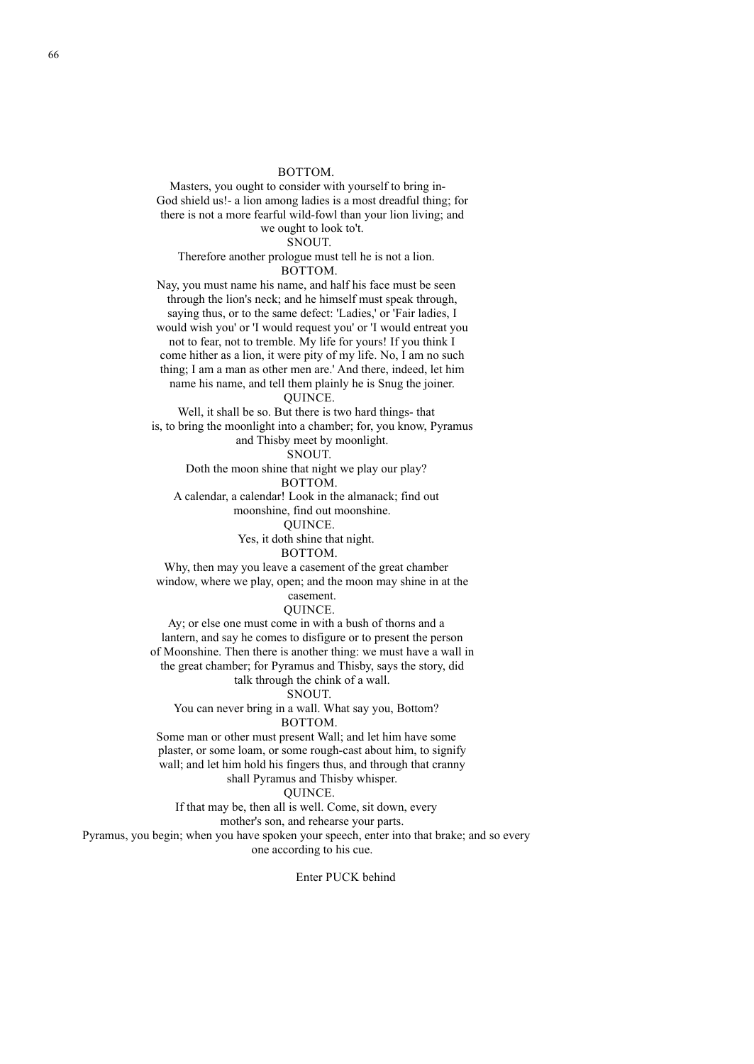BOTTOM.

Masters, you ought to consider with yourself to bring in-
God shield us!- a lion among ladies is a most dreadful thing; for
there is not a more fearful wild-fowl than your lion living; and
we ought to look to't.

SNOUT.

Therefore another prologue must tell he is not a lion.

BOTTOM.

Nay, you must name his name, and half his face must be seen
through the lion's neck; and he himself must speak through,
saying thus, or to the same defect: 'Ladies,' or 'Fair ladies, I
would wish you' or 'I would request you' or 'I would entreat you
not to fear, not to tremble. My life for yours! If you think I
come hither as a lion, it were pity of my life. No, I am no such
thing; I am a man as other men are.' And there, indeed, let him
name his name, and tell them plainly he is Snug the joiner.

QUINCE.

Well, it shall be so. But there is two hard things- that
is, to bring the moonlight into a chamber; for, you know, Pyramus
and Thisby meet by moonlight.

SNOUT.

Doth the moon shine that night we play our play?

BOTTOM.

A calendar, a calendar! Look in the almanack; find out
moonshine, find out moonshine.

QUINCE.

Yes, it doth shine that night.

BOTTOM.

Why, then may you leave a casement of the great chamber
window, where we play, open; and the moon may shine in at the
casement.

QUINCE.

Ay; or else one must come in with a bush of thorns and a
lantern, and say he comes to disfigure or to present the person
of Moonshine. Then there is another thing: we must have a wall in
the great chamber; for Pyramus and Thisby, says the story, did
talk through the chink of a wall.

SNOUT.

You can never bring in a wall. What say you, Bottom?

BOTTOM.

Some man or other must present Wall; and let him have some
plaster, or some loam, or some rough-cast about him, to signify
wall; and let him hold his fingers thus, and through that cranny
shall Pyramus and Thisby whisper.

QUINCE.

If that may be, then all is well. Come, sit down, every
mother's son, and rehearse your parts.
Pyramus, you begin; when you have spoken your speech, enter into that brake; and so every
one according to his cue.

Enter PUCK behind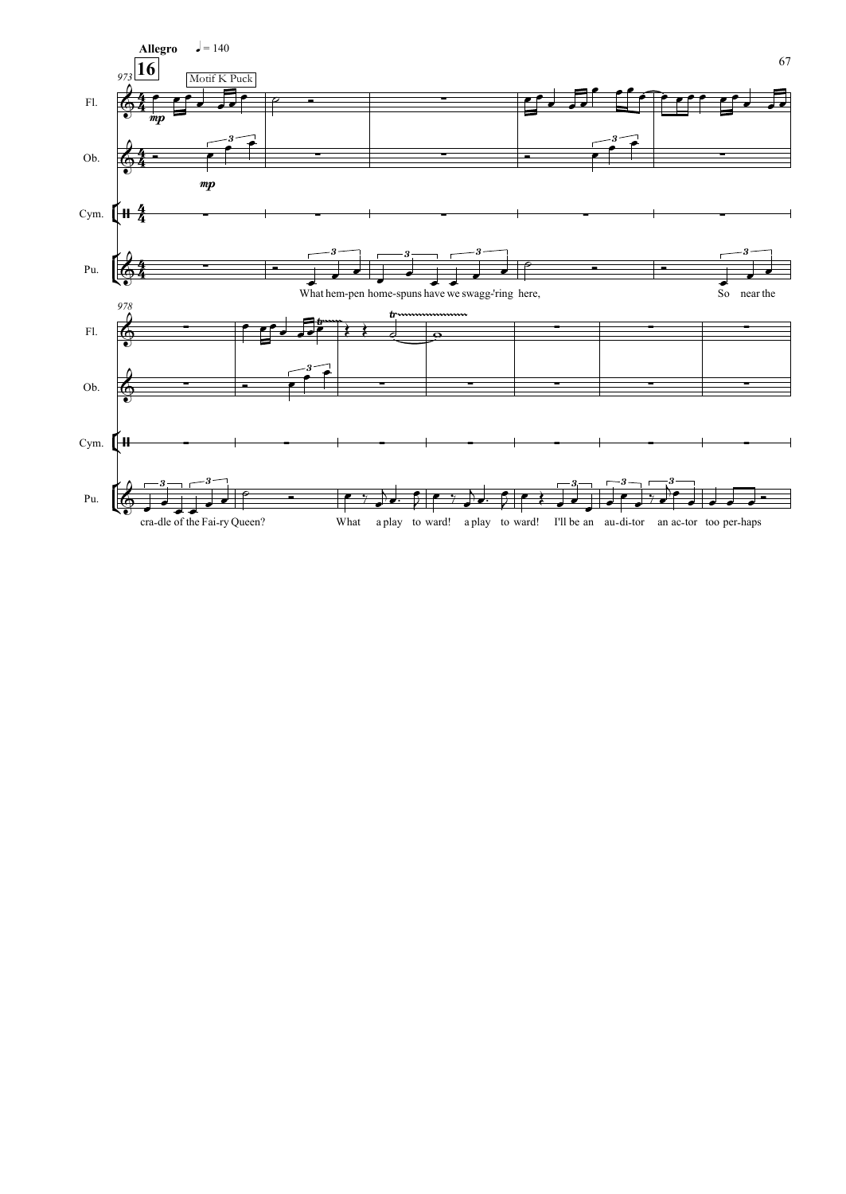**Allegro** ♩ = 140

**16**

Motif K Puck

Fl.

Ob.

Cym.

Pu.

*mp*

What hem-pen home-spuns have we swagg-'ring here, So near the cra-dle of the Fai-ry Queen? What a play to ward! a play to ward! I'll be an au-di-tor an ac-tor too per-haps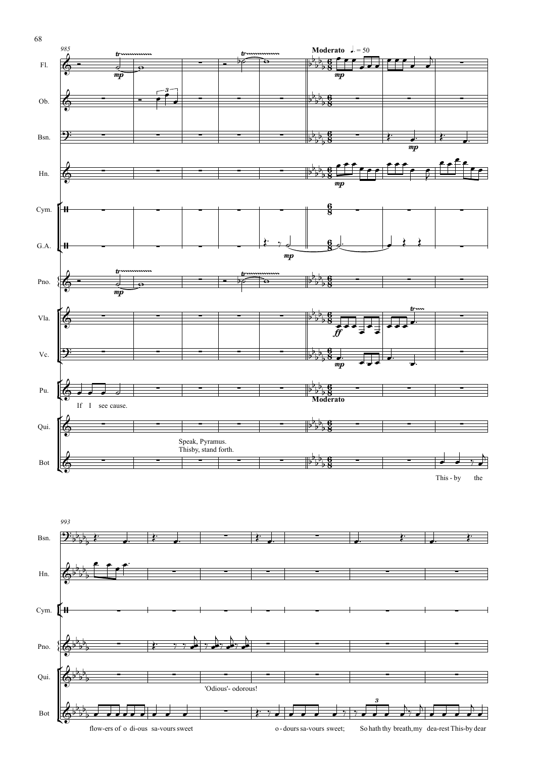985

**Moderato** ♩. = 50

Fl.

Ob.

Bsn.

Hn.

Cym.

G.A.

Pno.

Vla.

Vc.

Pu.

If I see cause.

**Moderato**

Qui.

Speak, Pyramus.
Thisby, stand forth.

Bot

This - by the

993

Bsn.

Hn.

Cym.

Pno.

Qui.

'Odious'- odorous!

Bot

flow-ers of o di-ous sa-vours sweet o - dours sa-vours sweet; So hath thy breath, my dea-rest This-by dear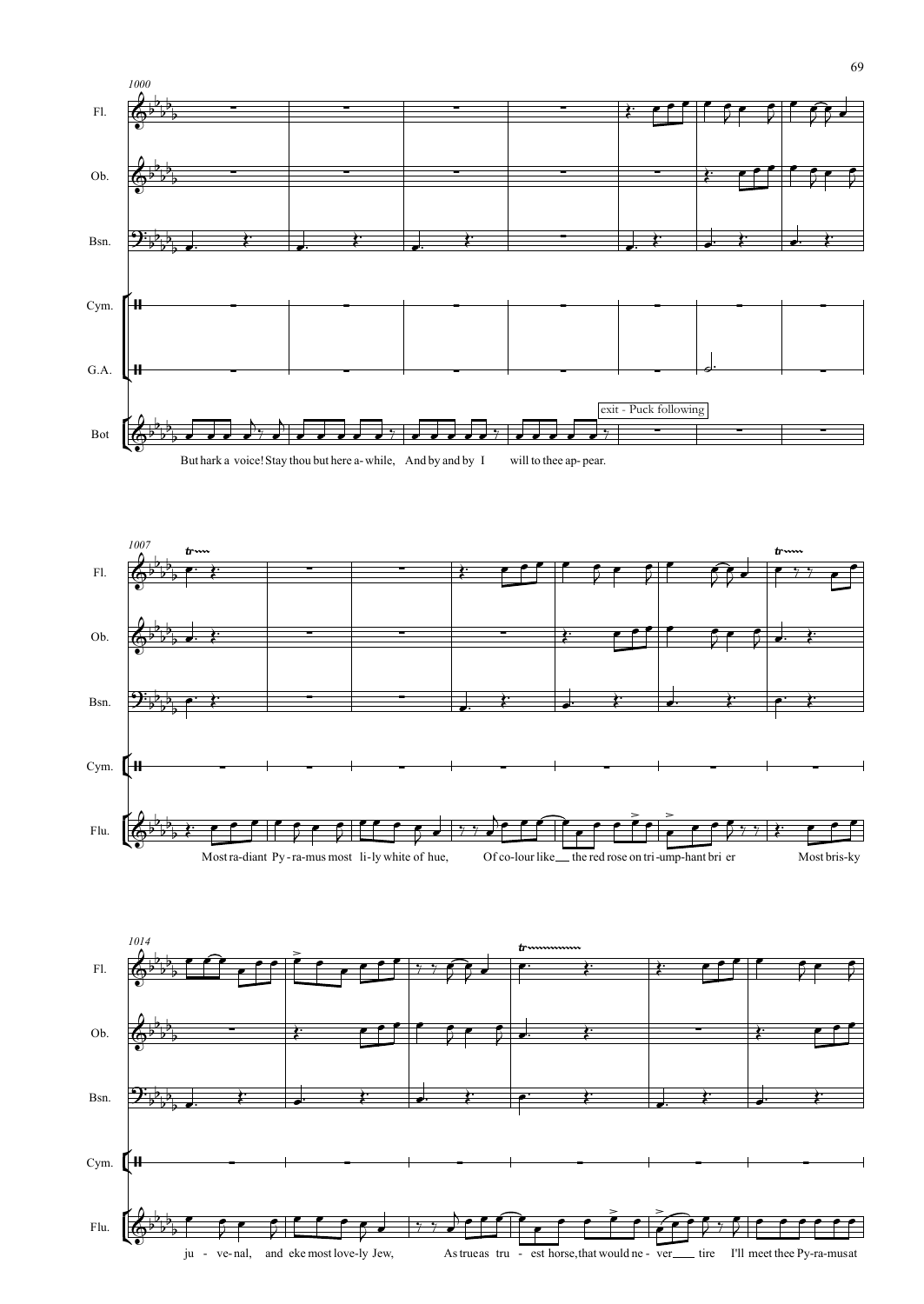exit - Puck following

But hark a voice! Stay thou but here a-while, And by and by I will to thee ap-pear.

Most ra-diant Py-ra-mus most li-ly white of hue, Of co-lour like the red rose on tri-ump-hant bri er Most bris-ky

ju - ve-nal, and eke most love-ly Jew, As true as tru - est horse, that would ne - ver tire I'll meet thee Py-ra-mus at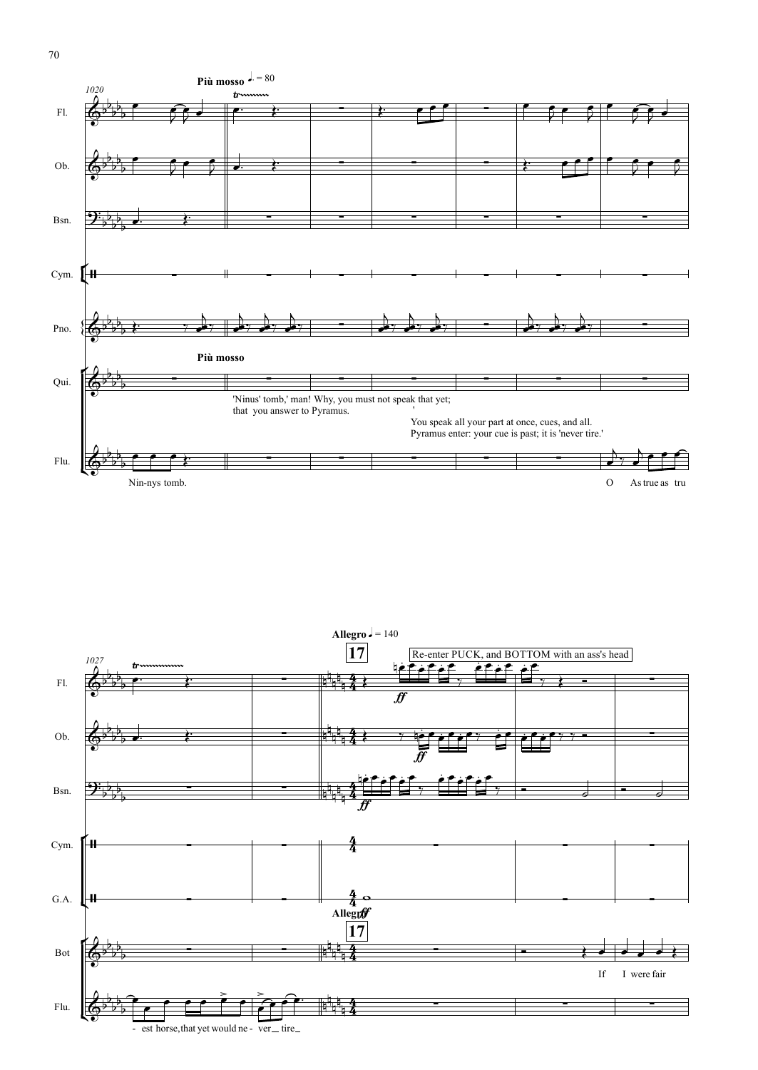1020

**Più mosso** ♩. = 80

Fl.

Ob.

Bsn.

Cym.

Pno.

**Più mosso**

Qui.

'Ninus' tomb,' man! Why, you must not speak that yet;
that you answer to Pyramus.

You speak all your part at once, cues, and all.
Pyramus enter: your cue is past; it is 'never tire.'

Flu.

Nin-nys tomb.

O As true as tru

1027

**Allegro** ♩ = 140

**17**

Re-enter PUCK, and BOTTOM with an ass's head

*ff*

Fl.

Ob.

Bsn.

Cym.

G.A.

**Allegro**

**17**

Bot

If I were fair

Flu.

- est horse, that yet would ne - ver _ tire _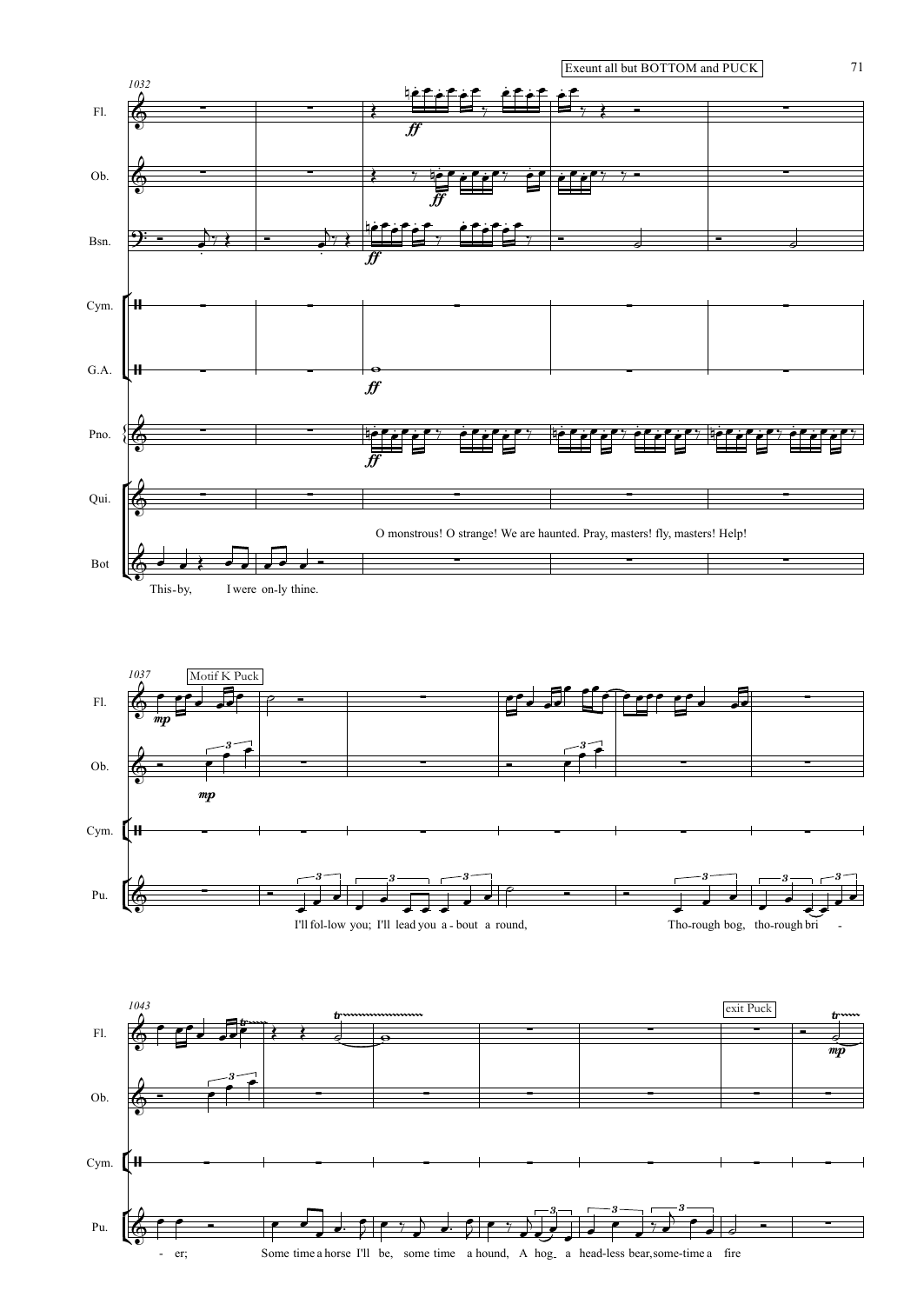Exeunt all but BOTTOM and PUCK

O monstrous! O strange! We are haunted. Pray, masters! fly, masters! Help!

Motif K Puck

exit Puck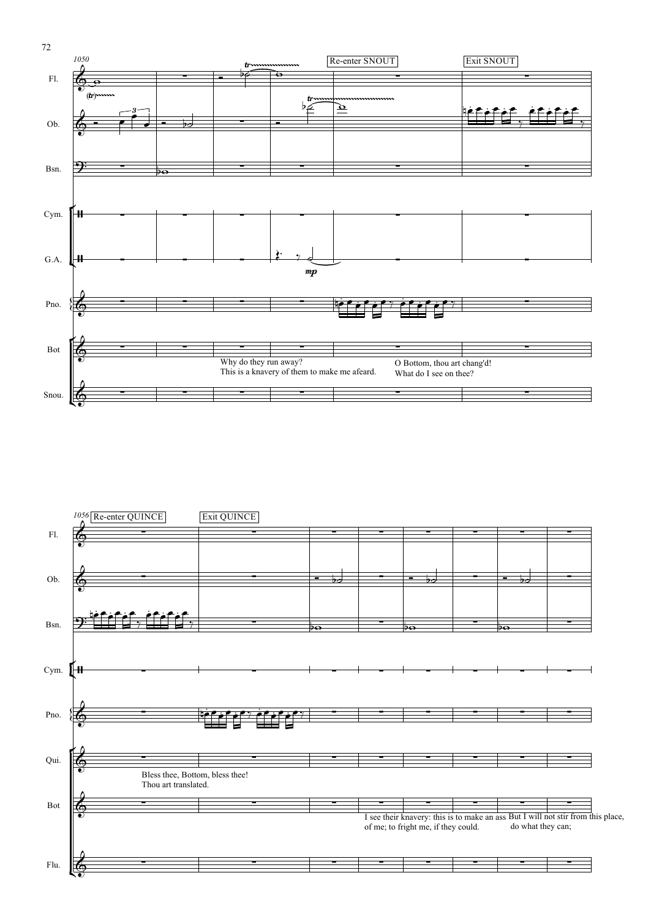Re-enter SNOUT

Exit SNOUT

Why do they run away?
This is a knavery of them to make me afeard.

O Bottom, thou art chang'd!
What do I see on thee?

Re-enter QUINCE

Exit QUINCE

Bless thee, Bottom, bless thee!
Thou art translated.

I see their knavery: this is to make an ass of me; to fright me, if they could.

But I will not stir from this place, do what they can;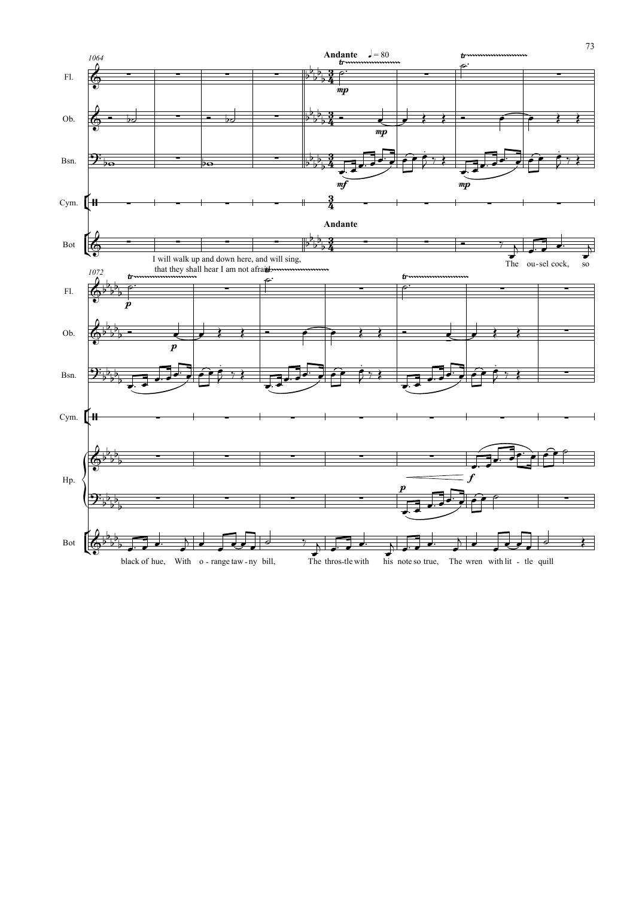I will walk up and down here, and will sing, that they shall hear I am not afraid.

The ousel cock, so black of hue, With orange tawny bill, The throstle with his note so true, The wren with little quill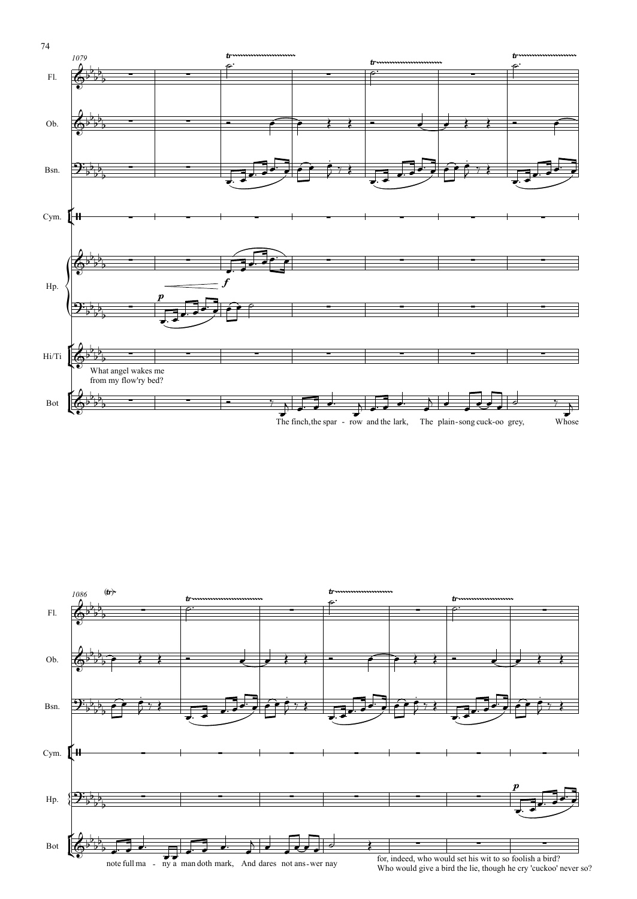Fl.
Ob.
Bsn.
Cym.
Hp.
Hi/Ti

What angel wakes me
from my flow'ry bed?

Bot

The finch, the spar - row and the lark, The plain-song cuck-oo grey, Whose

note full ma - ny a man doth mark, And dares not ans-wer nay

for, indeed, who would set his wit to so foolish a bird?
Who would give a bird the lie, though he cry 'cuckoo' never so?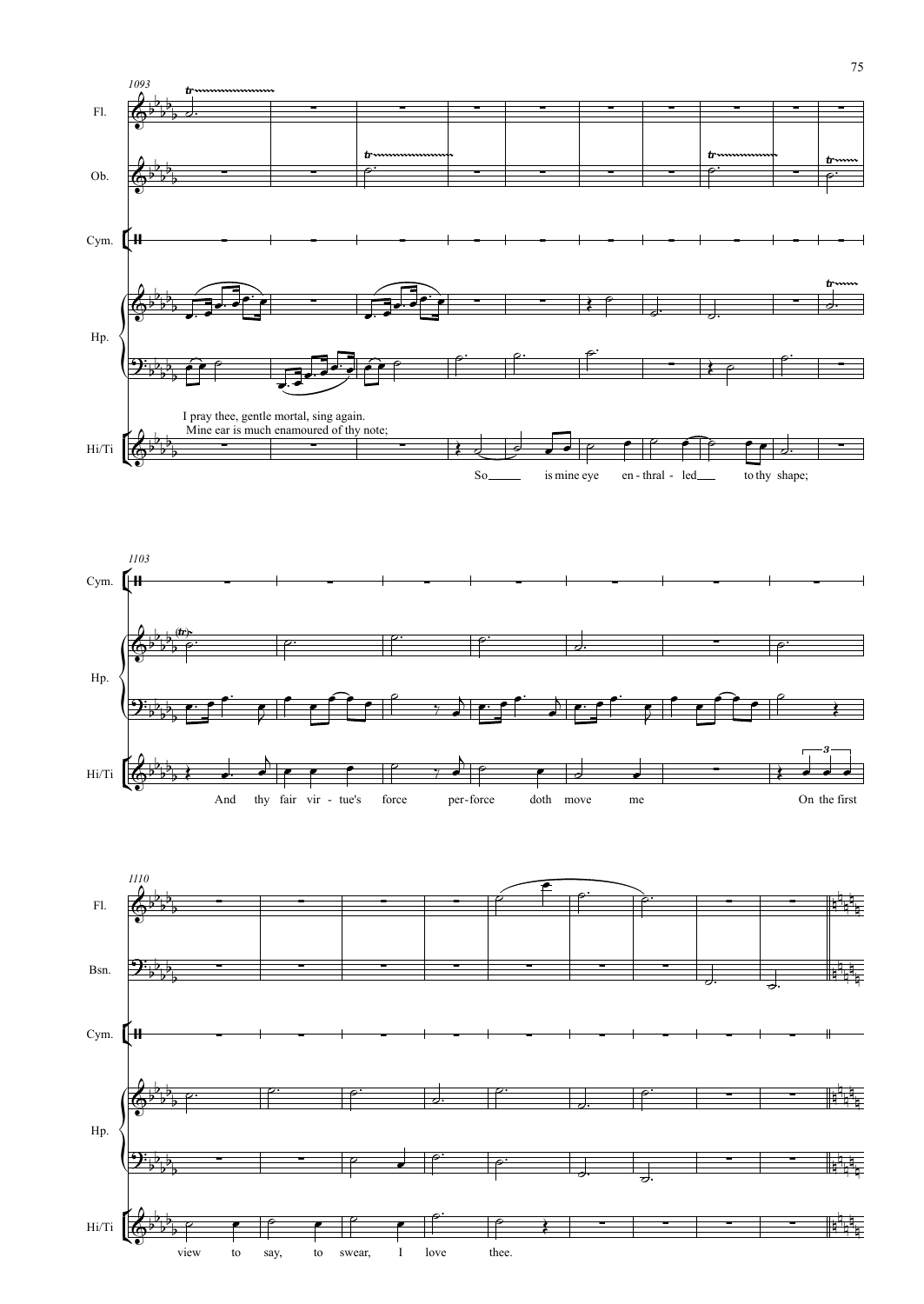I pray thee, gentle mortal, sing again.
Mine ear is much enamoured of thy note;

So is mine eye en-thral-led to thy shape;

And thy fair vir-tue's force per-force doth move me On the first

view to say, to swear, I love thee.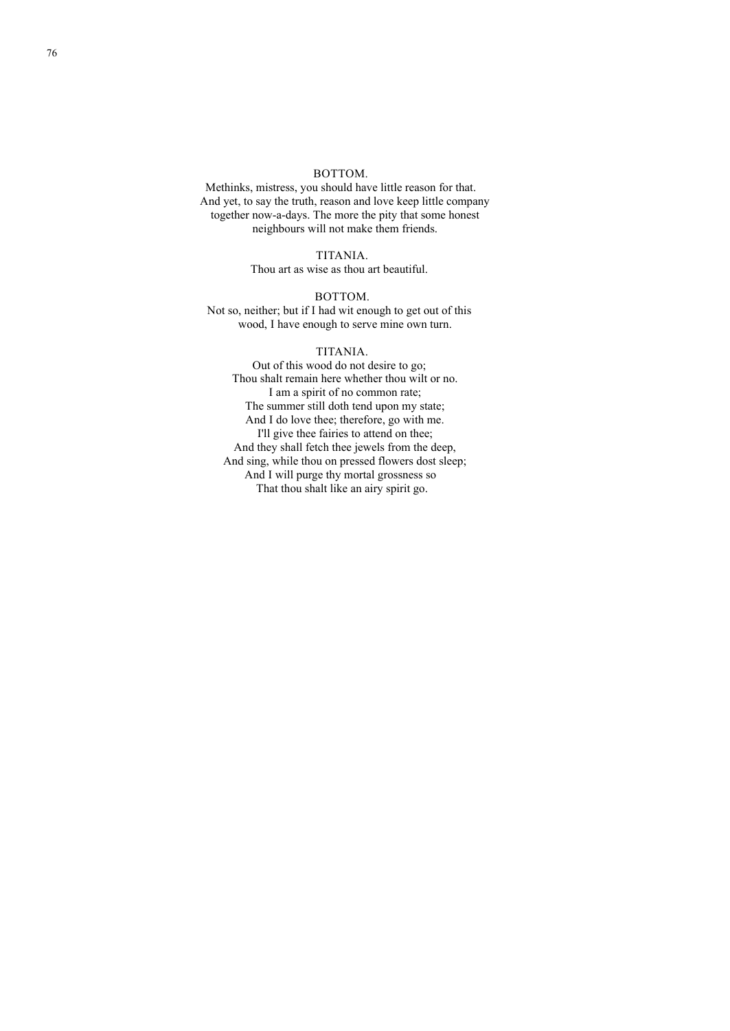BOTTOM.

Methinks, mistress, you should have little reason for that.
And yet, to say the truth, reason and love keep little company
together now-a-days. The more the pity that some honest
neighbours will not make them friends.

TITANIA.

Thou art as wise as thou art beautiful.

BOTTOM.

Not so, neither; but if I had wit enough to get out of this
wood, I have enough to serve mine own turn.

TITANIA.

Out of this wood do not desire to go;
Thou shalt remain here whether thou wilt or no.
I am a spirit of no common rate;
The summer still doth tend upon my state;
And I do love thee; therefore, go with me.
I'll give thee fairies to attend on thee;
And they shall fetch thee jewels from the deep,
And sing, while thou on pressed flowers dost sleep;
And I will purge thy mortal grossness so
That thou shalt like an airy spirit go.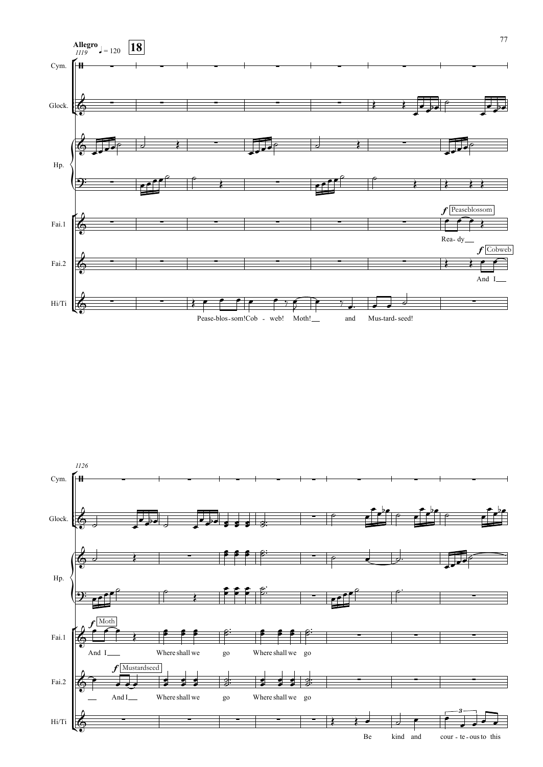**Allegro** ♩ = 120 **18**

1119

Cym.

Glock.

Hp.

Fai.1 — *f* Peaseblossom: Rea- dy

Fai.2 — *f* Cobweb: And I

Hi/Ti — Pease-blos-som! Cob - web! Moth! and Mus-tard-seed!

1126

Cym.

Glock.

Hp.

Fai.1 — *f* Moth: And I Where shall we go Where shall we go

Fai.2 — *f* Mustardseed: And I Where shall we go Where shall we go

Hi/Ti — Be kind and cour - te - ous to this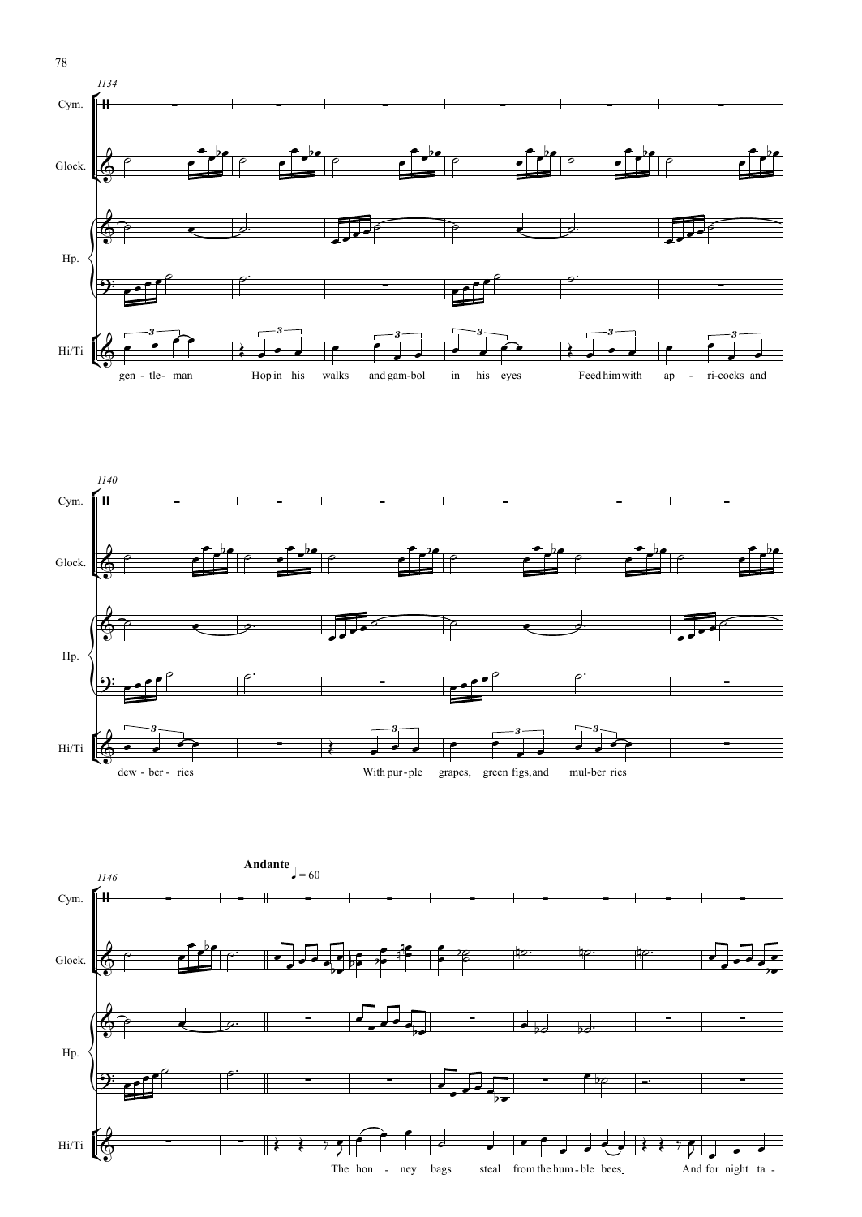1134

Cym.

Glock.

Hp.

Hi/Ti

gen - tle - man Hop in his walks and gam-bol in his eyes Feed him with ap - ri-cocks and

1140

Cym.

Glock.

Hp.

Hi/Ti

dew - ber - ries With pur - ple grapes, green figs, and mul-ber ries

1146

**Andante** ♩ = 60

Cym.

Glock.

Hp.

Hi/Ti

The hon - ney bags steal from the hum - ble bees And for night ta -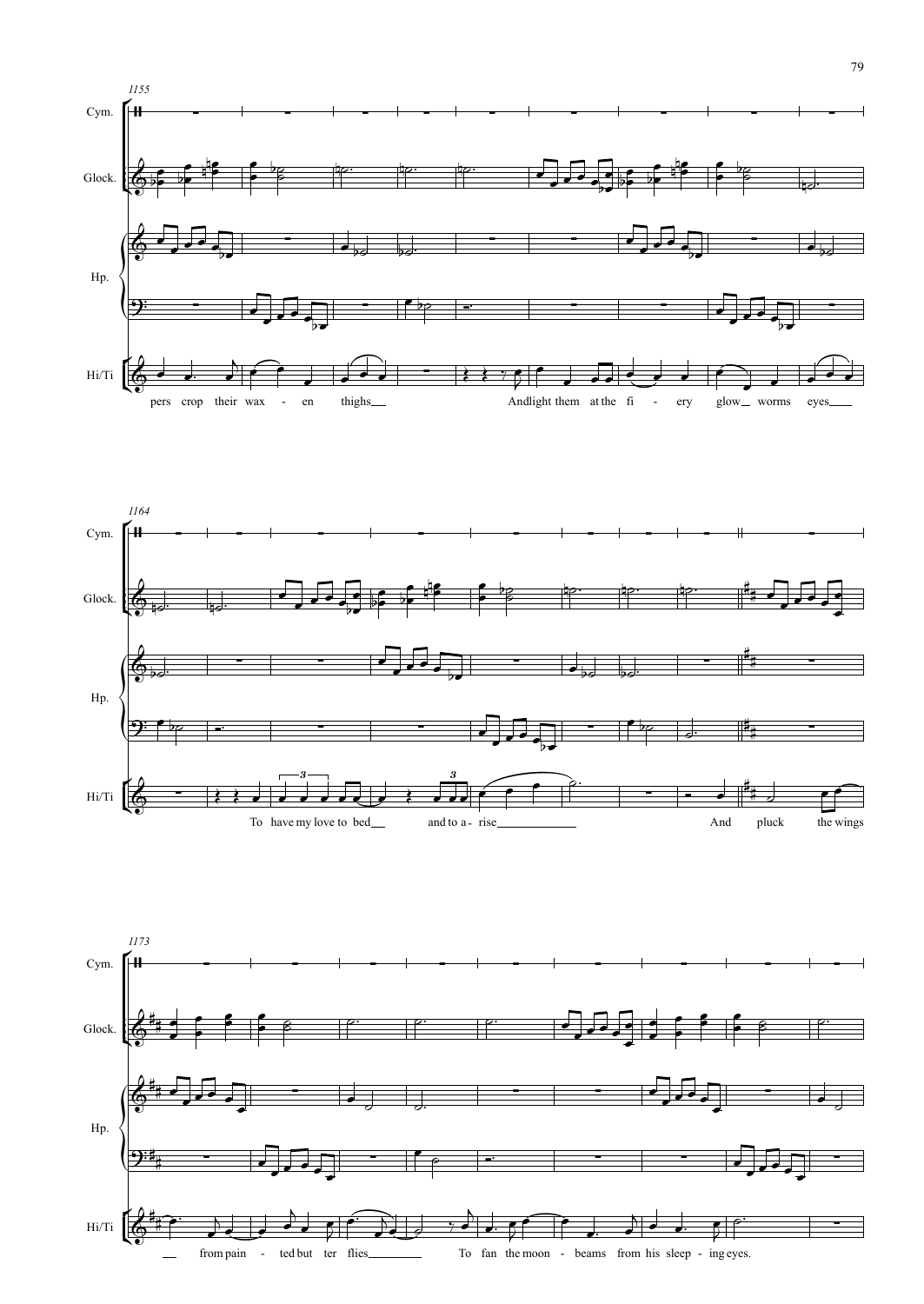1155

Cym.

Glock.

Hp.

Hi/Ti

pers crop their wax - en thighs Andlight them at the fi - ery glow worms eyes

1164

Cym.

Glock.

Hp.

Hi/Ti

To have my love to bed and to a - rise And pluck the wings

1173

Cym.

Glock.

Hp.

Hi/Ti

from pain - ted but ter flies To fan the moon - beams from his sleep - ing eyes.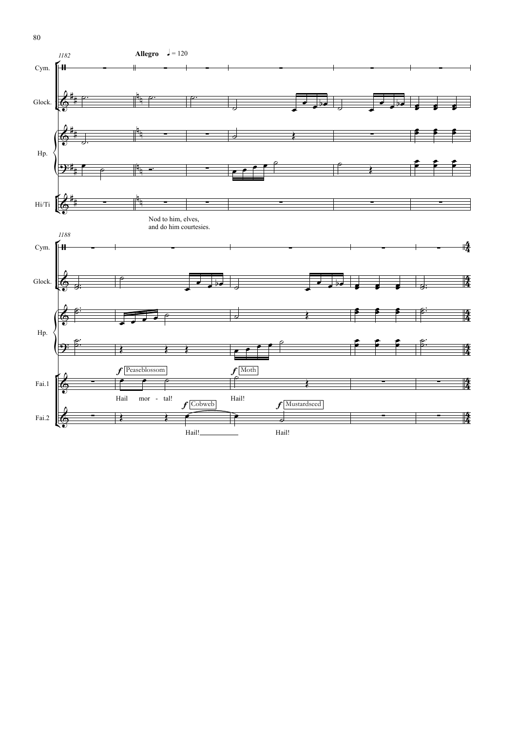1182

**Allegro** ♩ = 120

Cym.

Glock.

Hp.

Hi/Ti

Nod to him, elves,
and do him courtesies.

1188

Cym.

Glock.

Hp.

*f* Peaseblossom

*f* Moth

Fai.1

Hail mor - tal!

Hail!

*f* Cobweb

*f* Mustardseed

Fai.2

Hail!

Hail!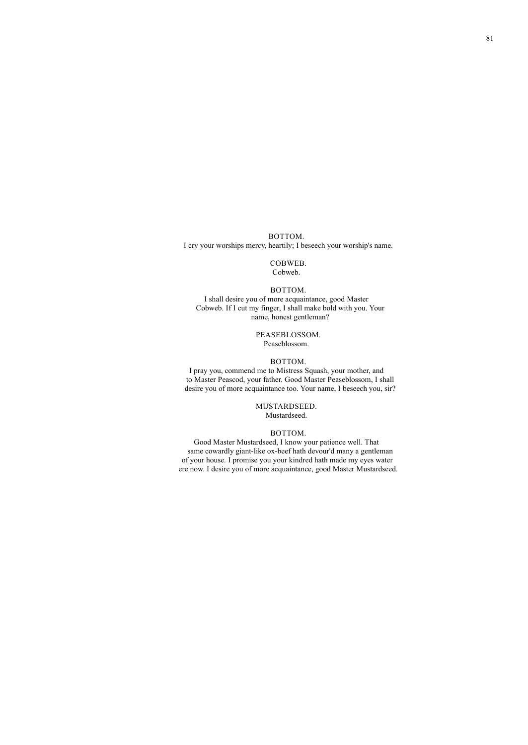BOTTOM.
I cry your worships mercy, heartily; I beseech your worship's name.

COBWEB.
Cobweb.

BOTTOM.
I shall desire you of more acquaintance, good Master Cobweb. If I cut my finger, I shall make bold with you. Your name, honest gentleman?

PEASEBLOSSOM.
Peaseblossom.

BOTTOM.
I pray you, commend me to Mistress Squash, your mother, and to Master Peascod, your father. Good Master Peaseblossom, I shall desire you of more acquaintance too. Your name, I beseech you, sir?

MUSTARDSEED.
Mustardseed.

BOTTOM.
Good Master Mustardseed, I know your patience well. That same cowardly giant-like ox-beef hath devour'd many a gentleman of your house. I promise you your kindred hath made my eyes water ere now. I desire you of more acquaintance, good Master Mustardseed.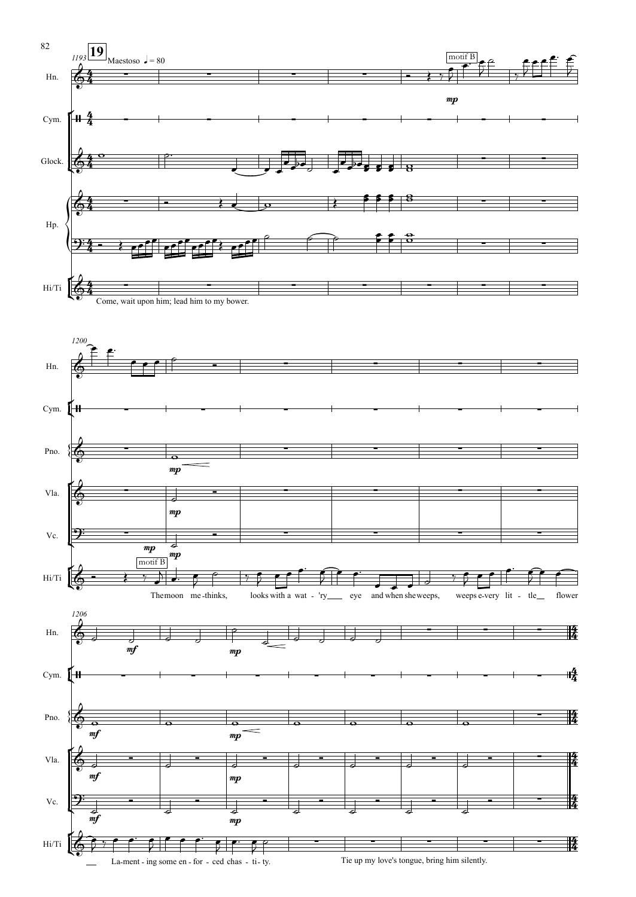1193 **19** Maestoso ♩ = 80

Hn. / Cym. / Glock. / Hp. / Hi/Ti

motif B

*mp*

Come, wait upon him; lead him to my bower.

1200

Hn. / Cym. / Pno. / Vla. / Vc. / Hi/Ti

*mp* *mp* *mp* *mp*

motif B

The moon me-thinks, looks with a wat - 'ry eye and when she weeps, weeps e-very lit - tle flower

1206

*mf* *mp* *mf* *mp* *mf* *mp* *mf* *mp*

La-ment - ing some en - for - ced chas - ti - ty.

Tie up my love's tongue, bring him silently.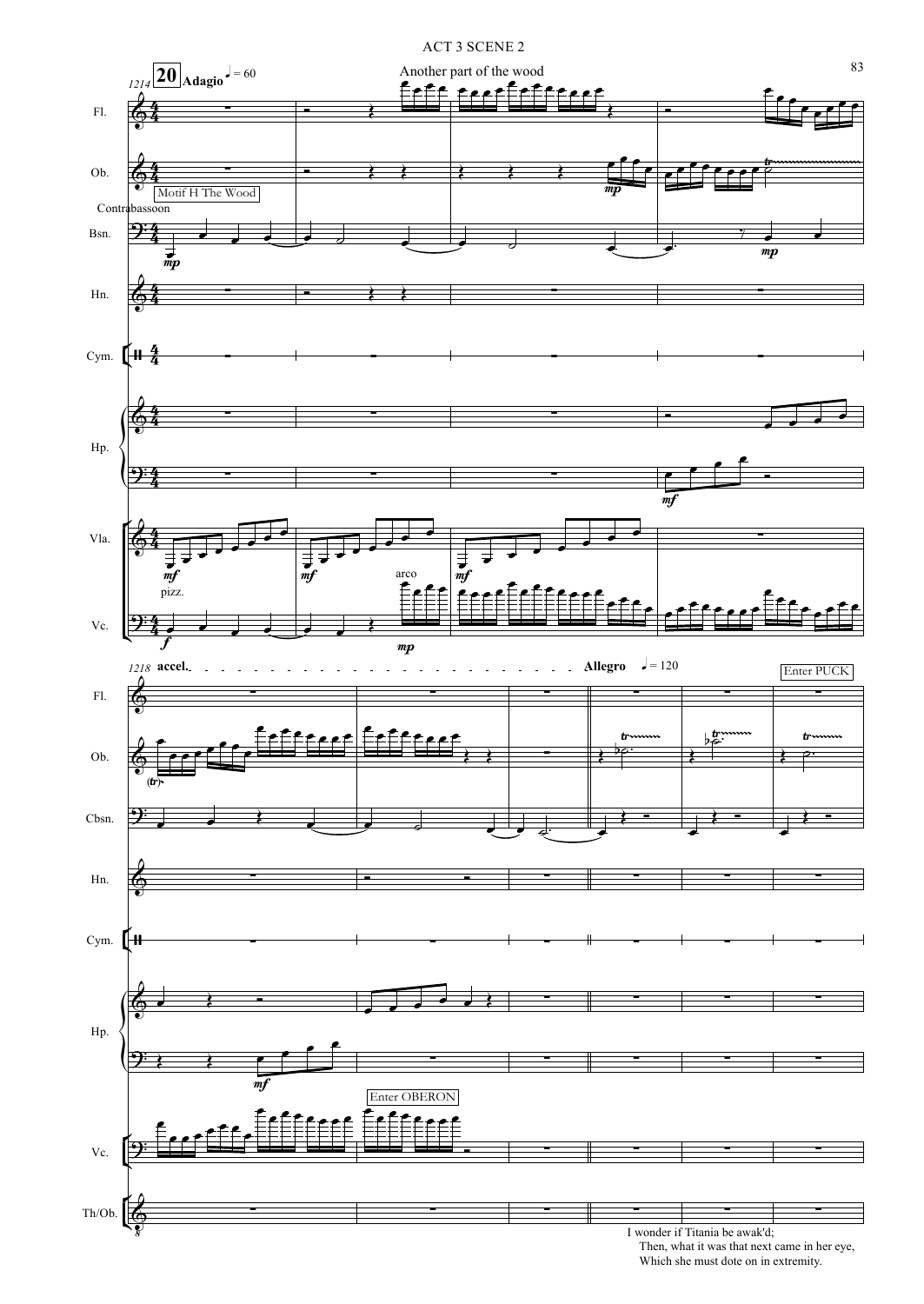# ACT 3 SCENE 2

Another part of the wood

I wonder if Titania be awak'd;
Then, what it was that next came in her eye,
Which she must dote on in extremity.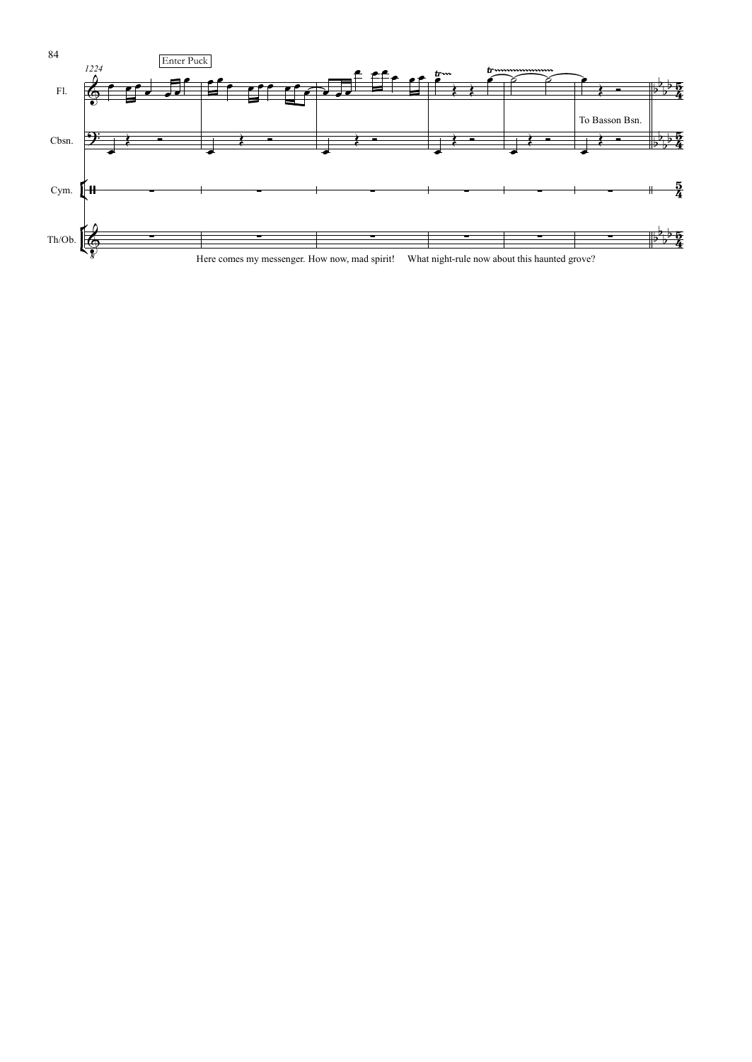1224

Enter Puck

Fl.

Cbsn.

Cym.

Th/Ob.

To Basson Bsn.

Here comes my messenger. How now, mad spirit! What night-rule now about this haunted grove?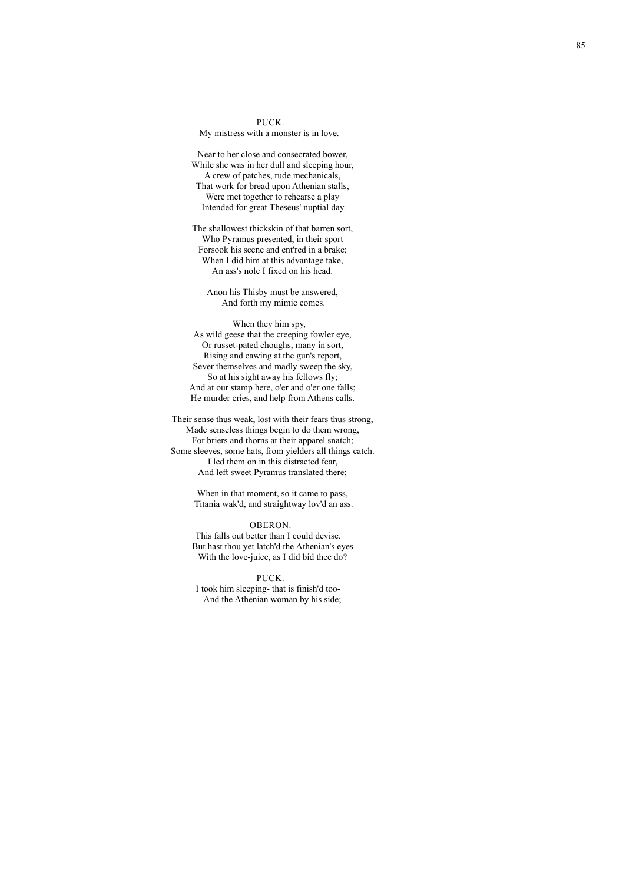PUCK.
My mistress with a monster is in love.

Near to her close and consecrated bower,
While she was in her dull and sleeping hour,
A crew of patches, rude mechanicals,
That work for bread upon Athenian stalls,
Were met together to rehearse a play
Intended for great Theseus' nuptial day.

The shallowest thickskin of that barren sort,
Who Pyramus presented, in their sport
Forsook his scene and ent'red in a brake;
When I did him at this advantage take,
An ass's nole I fixed on his head.

Anon his Thisby must be answered,
And forth my mimic comes.

When they him spy,
As wild geese that the creeping fowler eye,
Or russet-pated choughs, many in sort,
Rising and cawing at the gun's report,
Sever themselves and madly sweep the sky,
So at his sight away his fellows fly;
And at our stamp here, o'er and o'er one falls;
He murder cries, and help from Athens calls.

Their sense thus weak, lost with their fears thus strong,
Made senseless things begin to do them wrong,
For briers and thorns at their apparel snatch;
Some sleeves, some hats, from yielders all things catch.
I led them on in this distracted fear,
And left sweet Pyramus translated there;

When in that moment, so it came to pass,
Titania wak'd, and straightway lov'd an ass.

OBERON.
This falls out better than I could devise.
But hast thou yet latch'd the Athenian's eyes
With the love-juice, as I did bid thee do?

PUCK.
I took him sleeping- that is finish'd too-
And the Athenian woman by his side;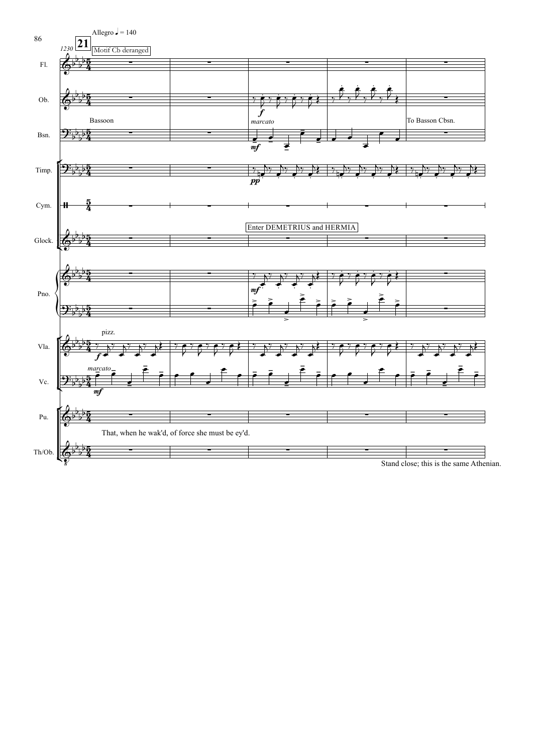Allegro ♩ = 140

1230 **21** Motif Cb deranged

Fl.

Ob. — *f* *marcato*

Bassoon — Bsn. — *mf* — To Basson Cbsn.

Timp. — *pp*

Cym.

Enter DEMETRIUS and HERMIA

Glock.

Pno. — *mf*

Vla. — pizz. — *f*

Vc. — *marcato* — *mf*

Pu. — That, when he wak'd, of force she must be ey'd.

Th/Ob. — Stand close; this is the same Athenian.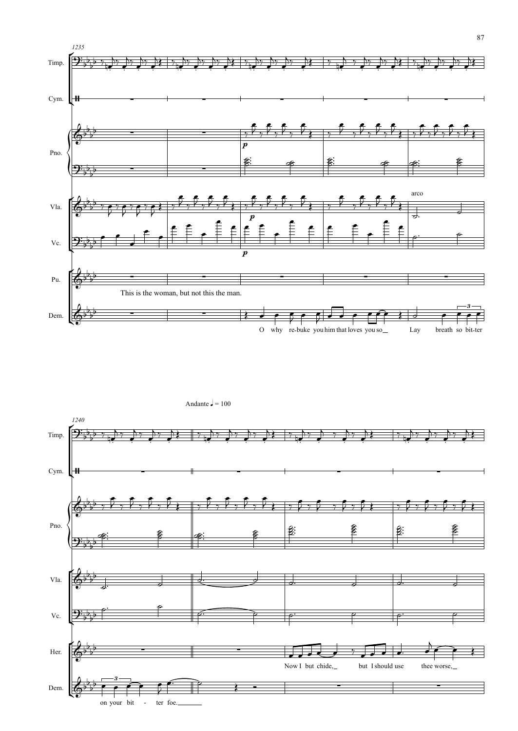1235

Timp.

Cym.

Pno.

Vla.

Vc.

Pu.

Dem.

*p*

*p*

*p*

arco

This is the woman, but not this the man.

O why re-buke you him that loves you so Lay breath so bit-ter

Andante ♩ = 100

1240

Timp.

Cym.

Pno.

Vla.

Vc.

Her.

Dem.

Now I but chide, but I should use thee worse,

on your bit - ter foe.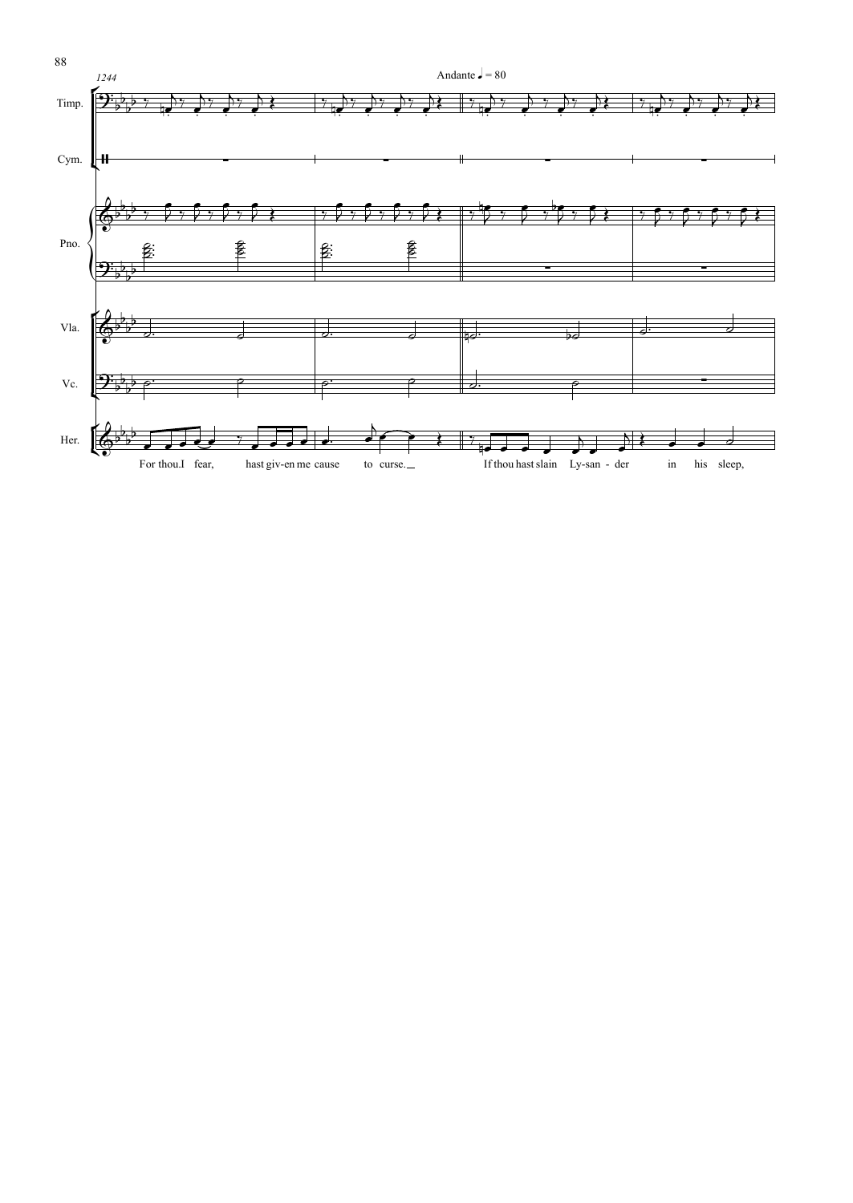1244

Andante ♩ = 80

Timp.

Cym.

Pno.

Vla.

Vc.

Her.

For thou.I fear, hast giv-en me cause to curse. If thou hast slain Ly-san - der in his sleep,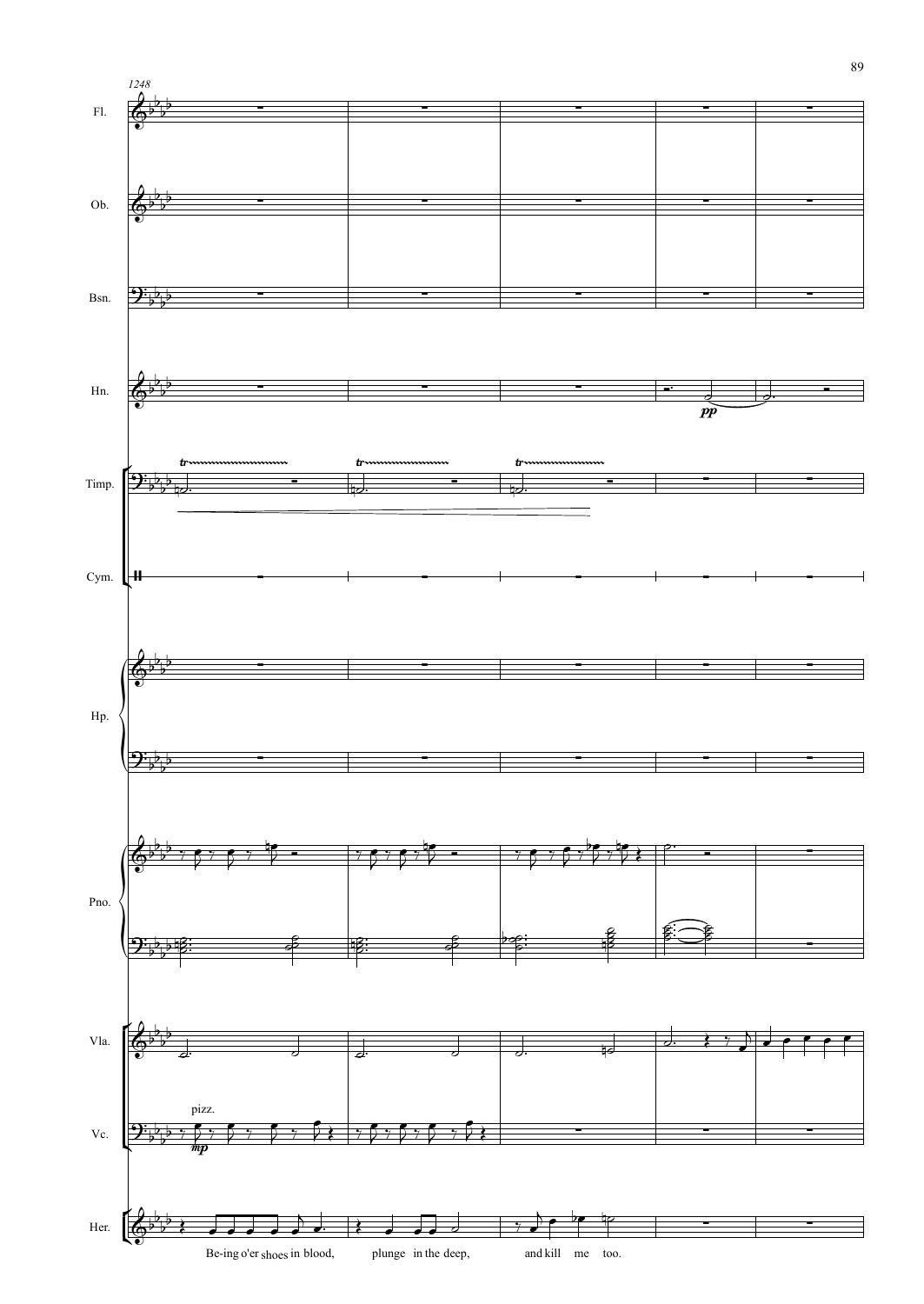1248

Fl.

Ob.

Bsn.

Hn.

Timp.

Cym.

Hp.

Pno.

Vla.

Vc.

Her.

pp

mp

pizz.

Be-ing o'er shoes in blood, plunge in the deep, and kill me too.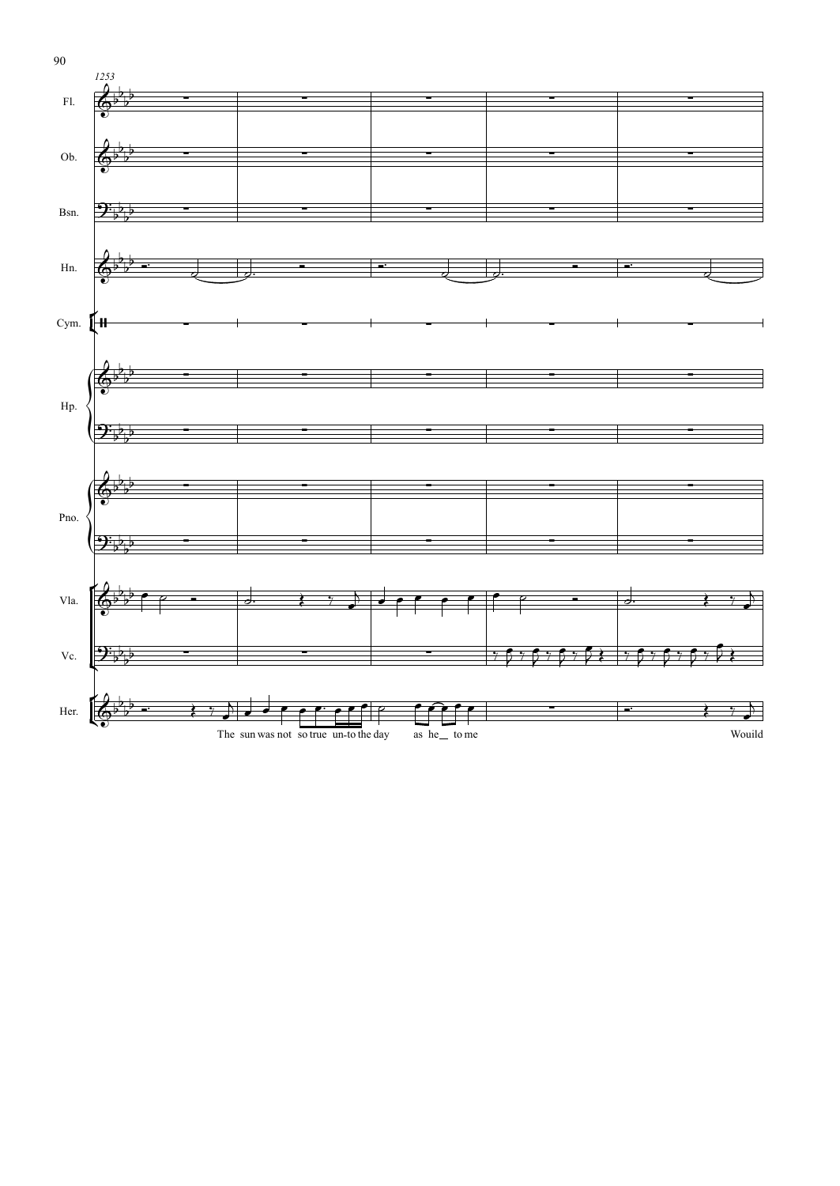1253

Fl.

Ob.

Bsn.

Hn.

Cym.

Hp.

Pno.

Vla.

Vc.

Her.

The sun was not so true un-to the day as he to me

Wouild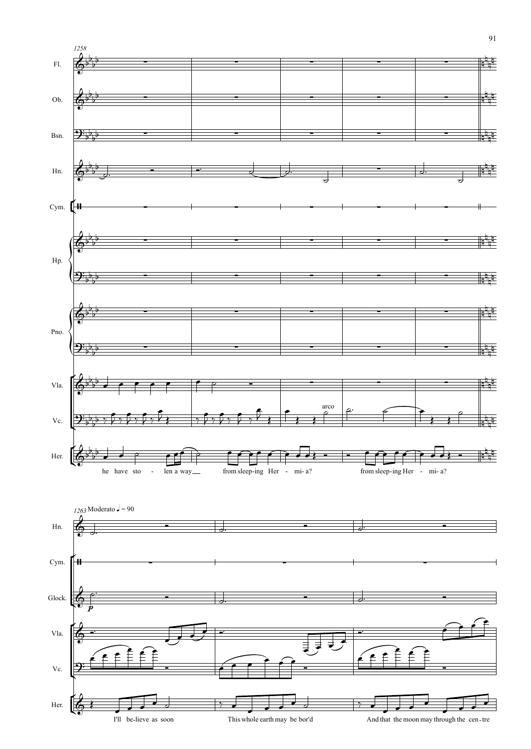1258

Fl.

Ob.

Bsn.

Hn.

Cym.

Hp.

Pno.

Vla.

arco

Vc.

Her.

he have sto - len a way from sleep-ing Her - mi- a? from sleep-ing Her - mi- a?

1263 Moderato ♩ = 90

Hn.

Cym.

Glock.

*p*

Vla.

Vc.

Her.

I'll be-lieve as soon This whole earth may be bor'd And that the moon may through the cen-tre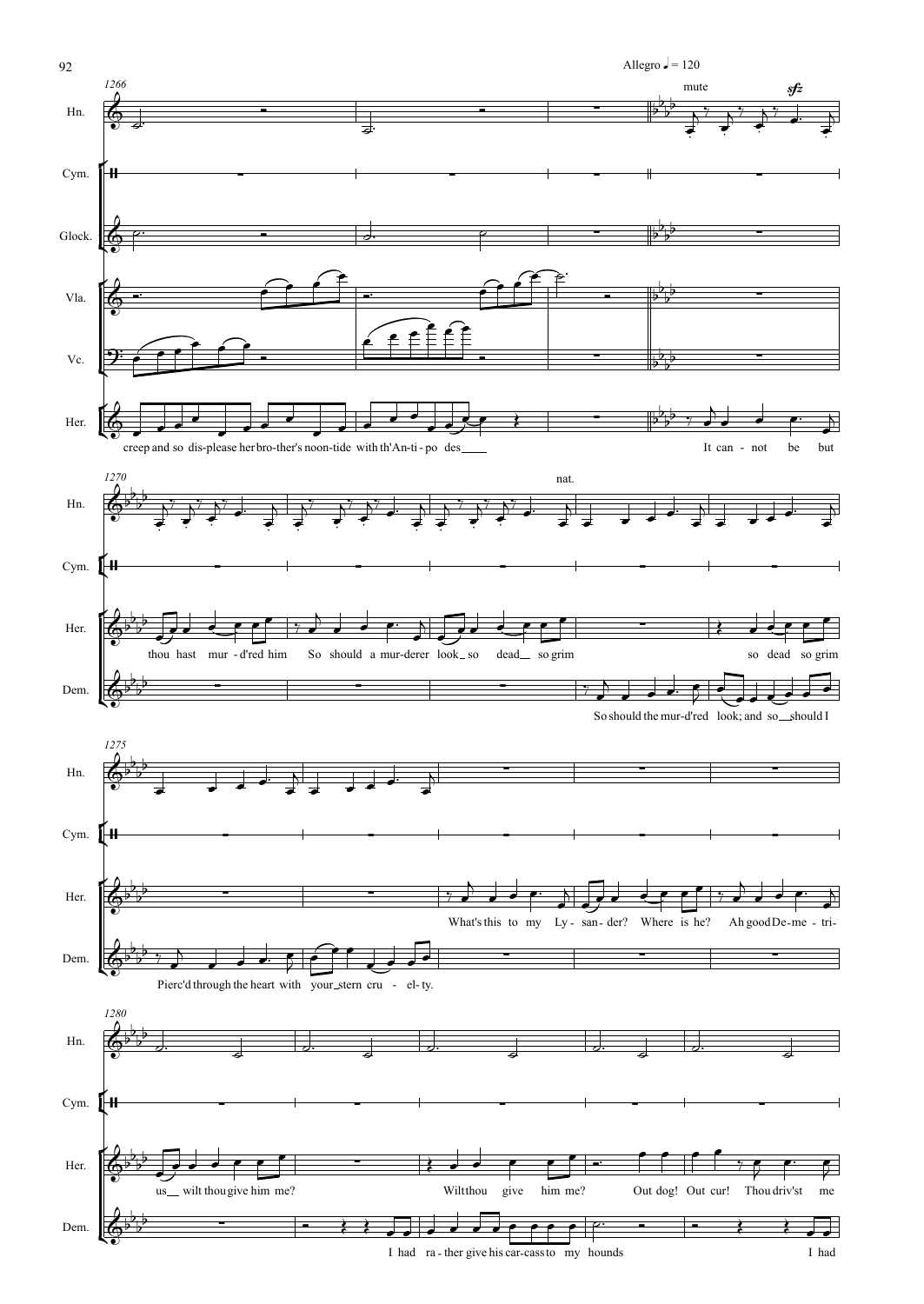Allegro ♩ = 120

1266

Hn. Cym. Glock. Vla. Vc. Her.

mute *sfz*

creep and so dis-please her bro-ther's noon-tide with th'An-ti-po des___ It can - not be but

1270

Hn. Cym. Her. Dem.

nat.

thou hast mur - d'red him So should a mur-derer look_so dead__ so grim so dead so grim

So should the mur-d'red look; and so__should I

1275

Hn. Cym. Her. Dem.

What's this to my Ly - san-der? Where is he? Ah good De-me - tri-

Pierc'd through the heart with your_stern cru - el-ty.

1280

Hn. Cym. Her. Dem.

us__ wilt thou give him me? Wilt thou give him me? Out dog! Out cur! Thou driv'st me

I had ra - ther give his car-cass to my hounds I had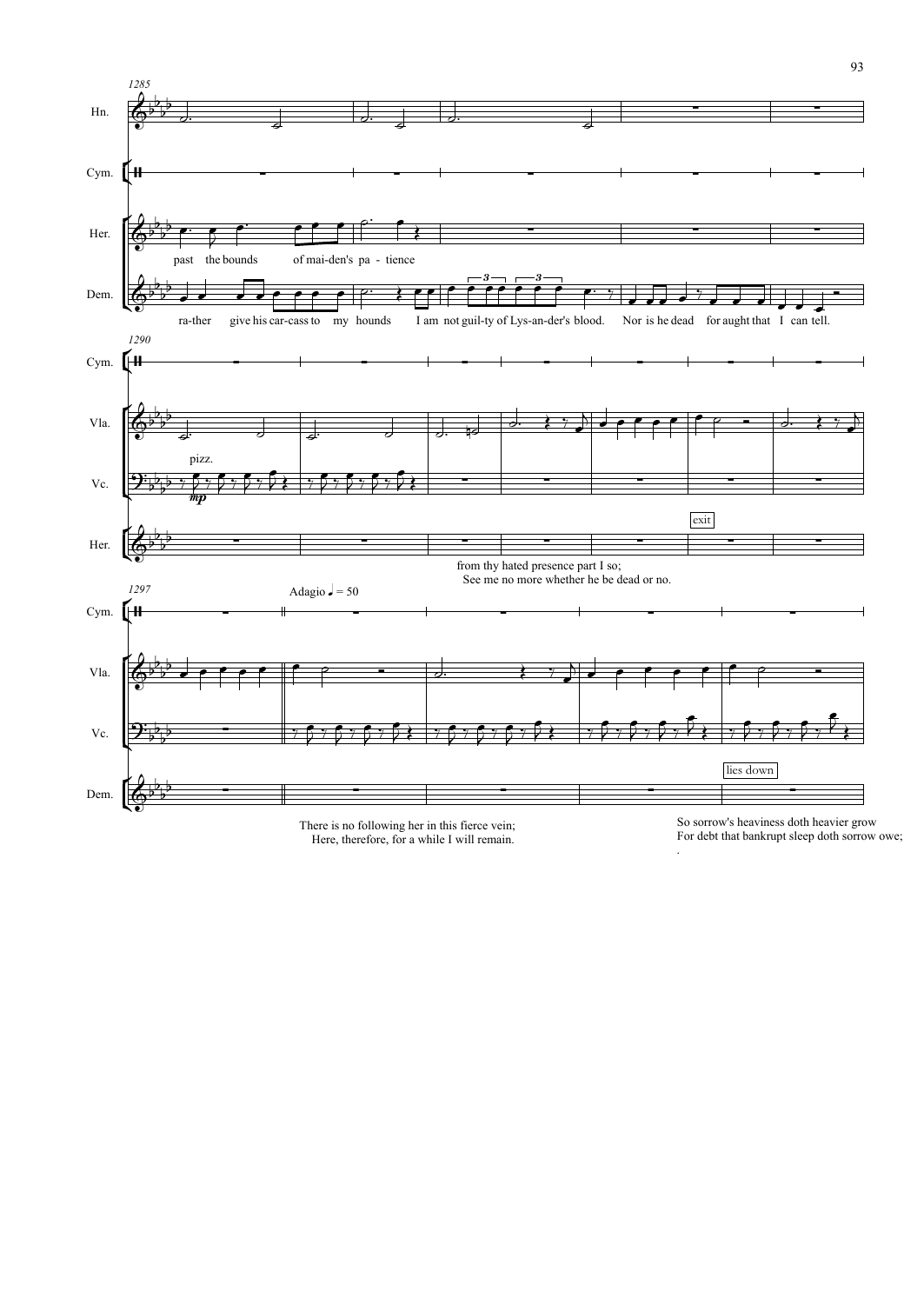from thy hated presence part I so;
See me no more whether he be dead or no.

There is no following her in this fierce vein;
Here, therefore, for a while I will remain.

So sorrow's heaviness doth heavier grow
For debt that bankrupt sleep doth sorrow owe;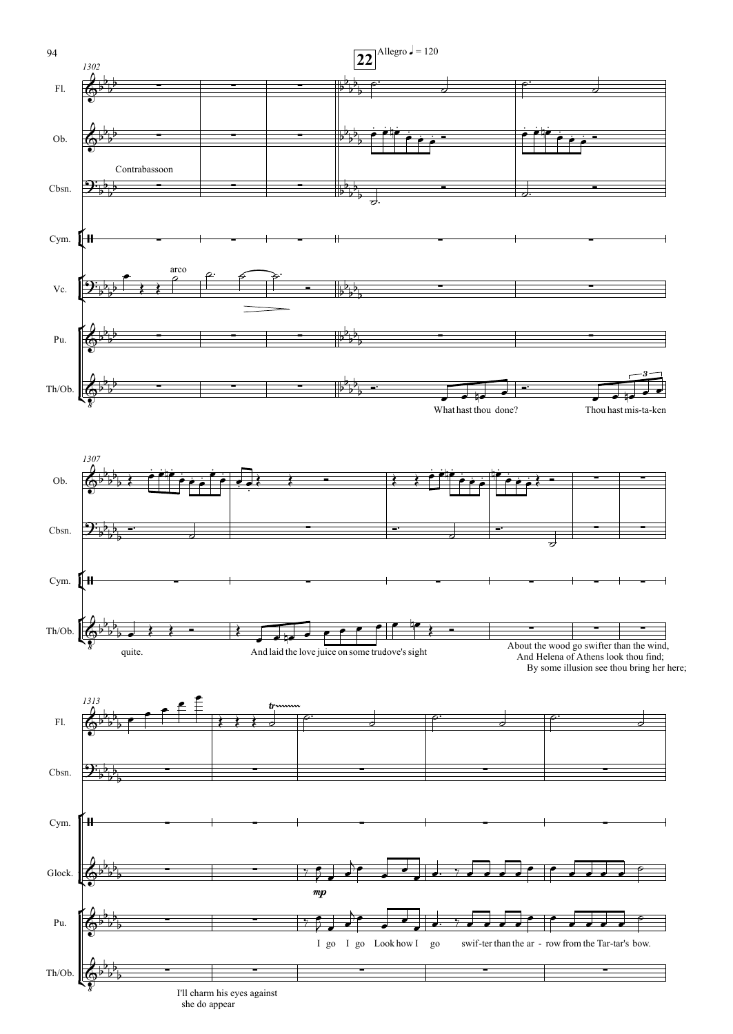22 Allegro ♩ = 120

1302

Fl.

Ob.

Contrabassoon

Cbsn.

Cym.

arco

Vc.

Pu.

Th/Ob.

What hast thou done? Thou hast mis-ta-ken

1307

quite. And laid the love juice on some true love's sight

About the wood go swifter than the wind,
And Helena of Athens look thou find;
By some illusion see thou bring her here;

1313

Glock.

*mp*

I go I go Look how I go swif-ter than the ar - row from the Tar-tar's bow.

I'll charm his eyes against
she do appear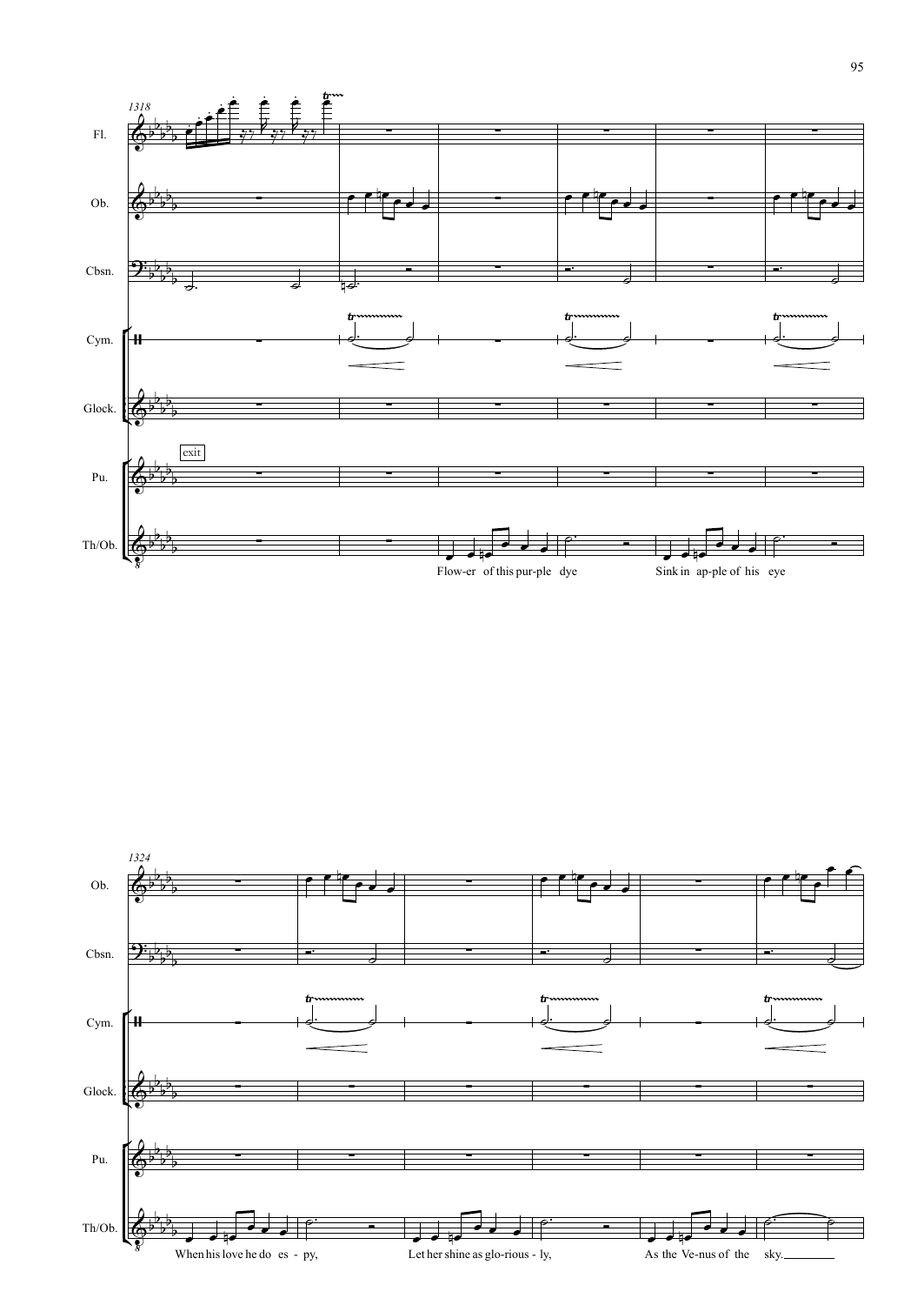1318

Fl.

Ob.

Cbsn.

Cym.

Glock.

exit

Pu.

Th/Ob.

Flow-er of this pur-ple dye

Sink in ap-ple of his eye

1324

Ob.

Cbsn.

Cym.

Glock.

Pu.

Th/Ob.

When his love he do es - py,

Let her shine as glo-rious - ly,

As the Ve-nus of the sky.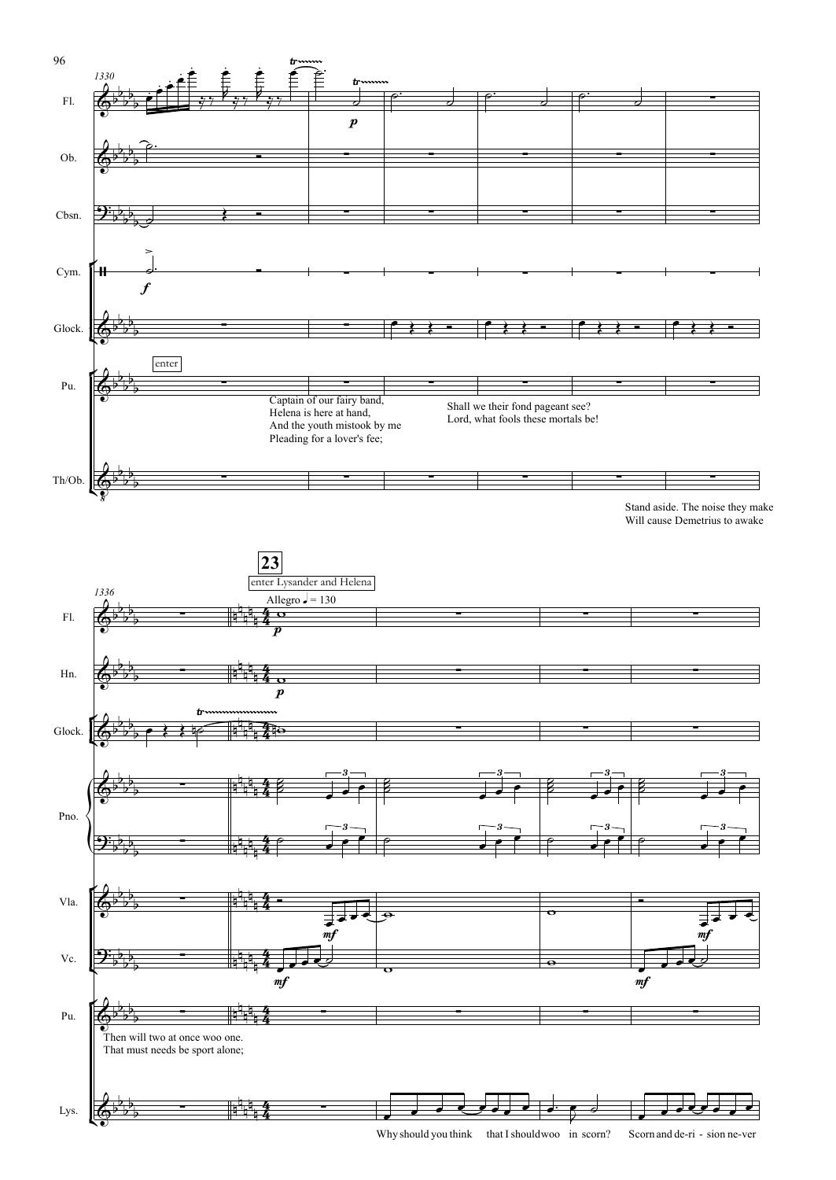enter

Captain of our fairy band,
Helena is here at hand,
And the youth mistook by me
Pleading for a lover's fee;

Shall we their fond pageant see?
Lord, what fools these mortals be!

Stand aside. The noise they make
Will cause Demetrius to awake

**23**

enter Lysander and Helena

Allegro ♩= 130

Then will two at once woo one.
That must needs be sport alone;

Why should you think that I should woo in scorn? Scorn and de-ri - sion ne-ver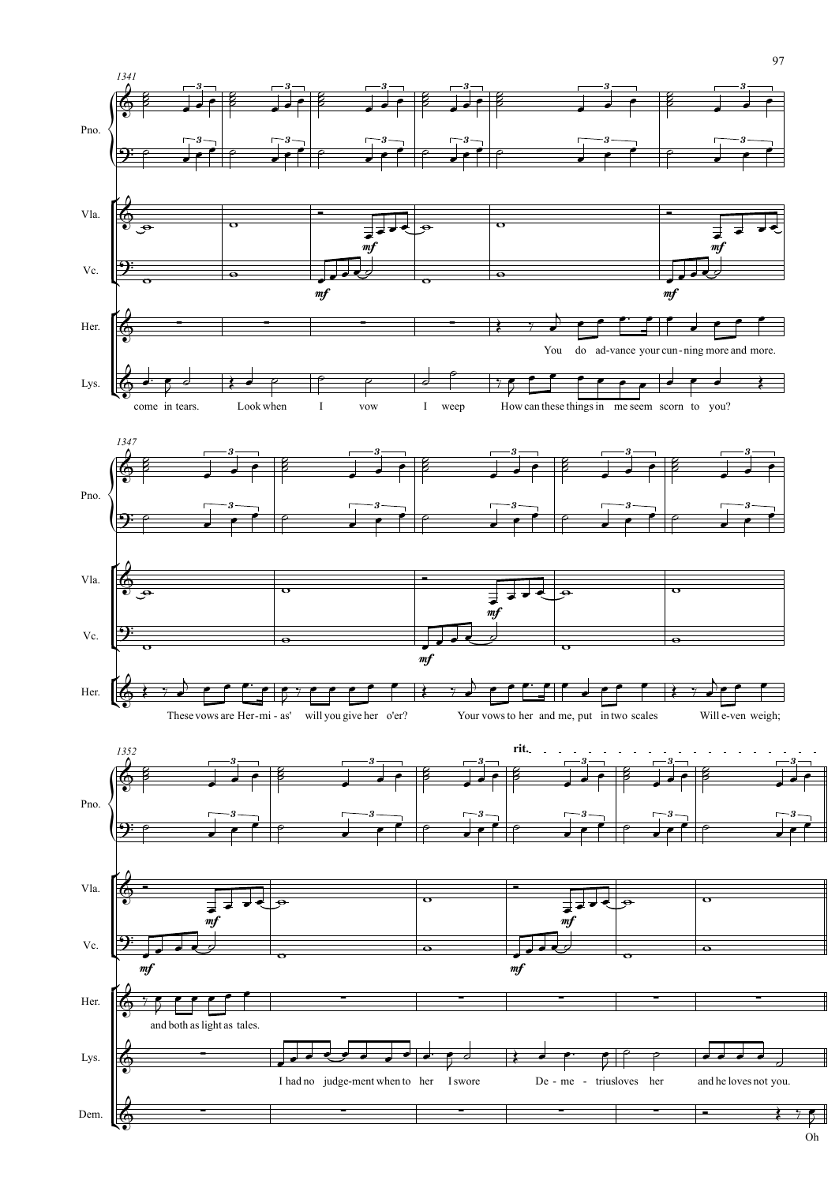1341

Pno.

Vla.

Vc.

Her.

Lys.

*mf*

Her.: You do ad-vance your cun-ning more and more.

Lys.: come in tears. Look when I vow I weep How can these things in me seem scorn to you?

1347

Pno.

Vla.

Vc.

Her.

*mf*

Her.: These vows are Her-mi-as' will you give her o'er? Your vows to her and me, put in two scales Will e-ven weigh;

1352

**rit.**

Pno.

Vla.

Vc.

Her.

Lys.

Dem.

*mf*

Her.: and both as light as tales.

Lys.: I had no judge-ment when to her I swore De-me-trius loves her and he loves not you.

Dem.: Oh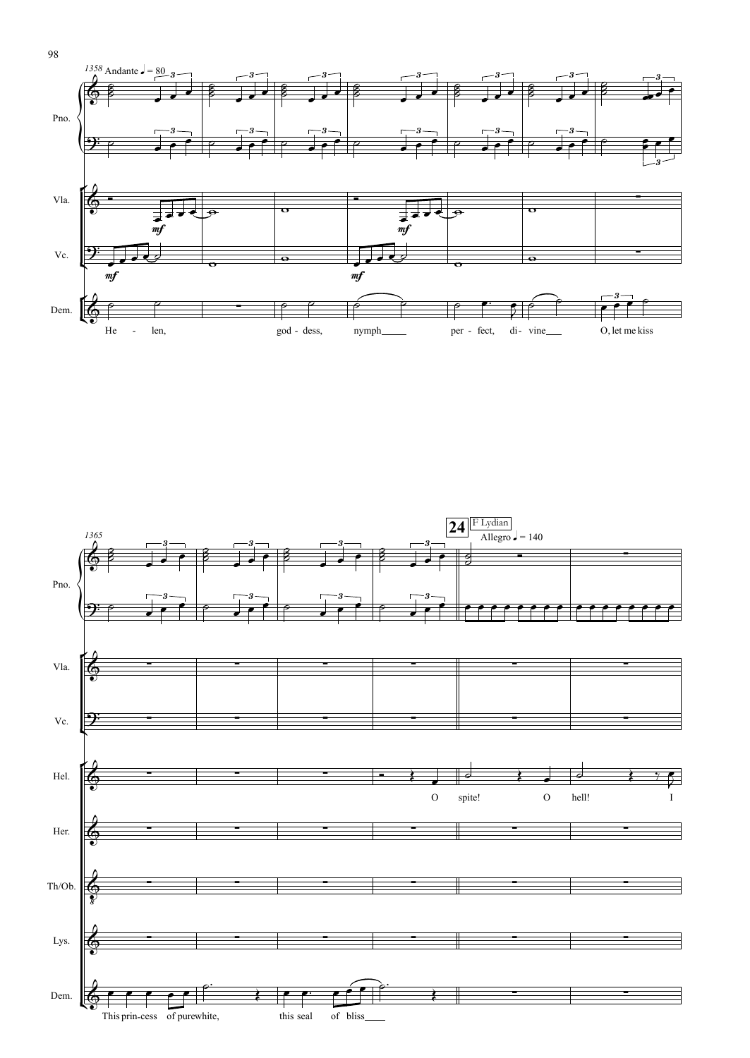1358 Andante ♩ = 80

Pno.

Vla. *mf*

Vc. *mf*

Dem.

He - len, god - dess, nymph per - fect, di - vine O, let me kiss

1365

**24** F Lydian

Allegro ♩ = 140

Pno.

Vla.

Vc.

Hel.

O spite! O hell! I

Her.

Th/Ob.

Lys.

Dem.

This prin-cess of pure white, this seal of bliss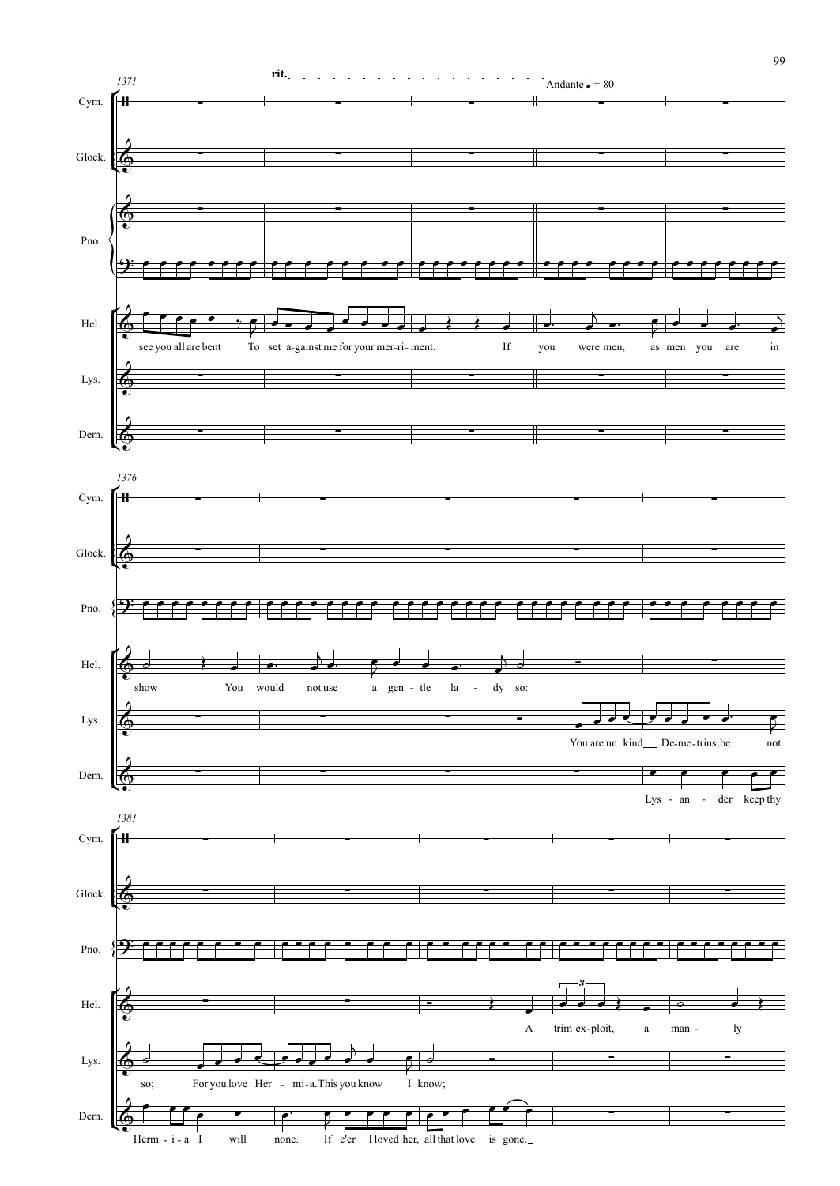1371

rit. Andante ♩ = 80

Cym.

Glock.

Pno.

Hel. see you all are bent To set a-gainst me for your mer-ri-ment. If you were men, as men you are in

Lys.

Dem.

1376

Hel. show You would not use a gen-tle la-dy so:

Lys. You are un kind De-me-trius; be not

Dem. Lys-an-der keep thy

1381

Hel. A trim ex-ploit, a man-ly

Lys. so; For you love Her-mi-a. This you know I know;

Dem. Herm-i-a I will none. If e'er I loved her, all that love is gone.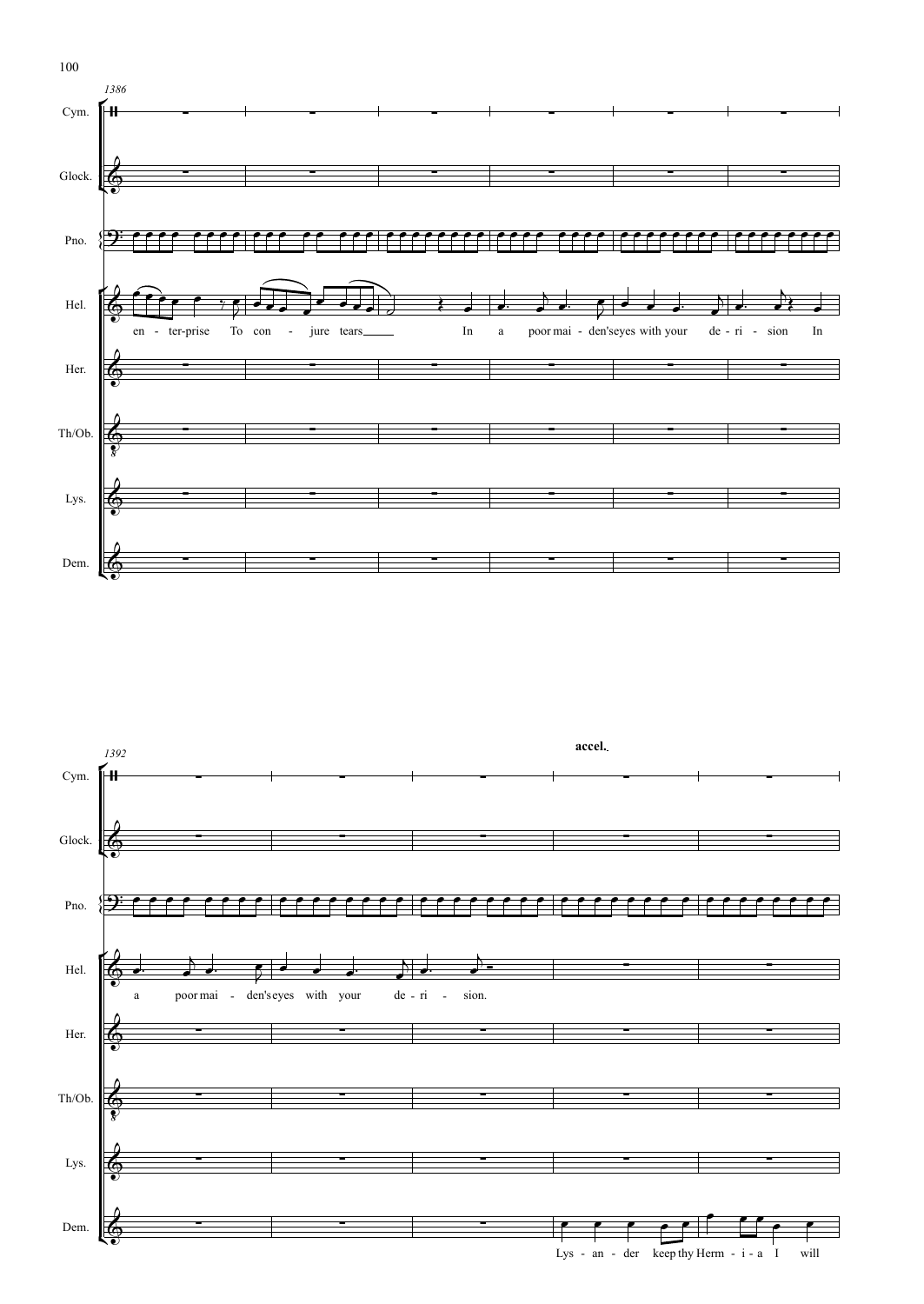1386

Cym.

Glock.

Pno.

Hel.

en - ter-prise To con - jure tears In a poor mai - den's eyes with your de - ri - sion In

Her.

Th/Ob.

Lys.

Dem.

1392

**accel.**

Cym.

Glock.

Pno.

Hel.

a poor mai - den's eyes with your de - ri - sion.

Her.

Th/Ob.

Lys.

Dem.

Lys - an - der keep thy Herm - i - a I will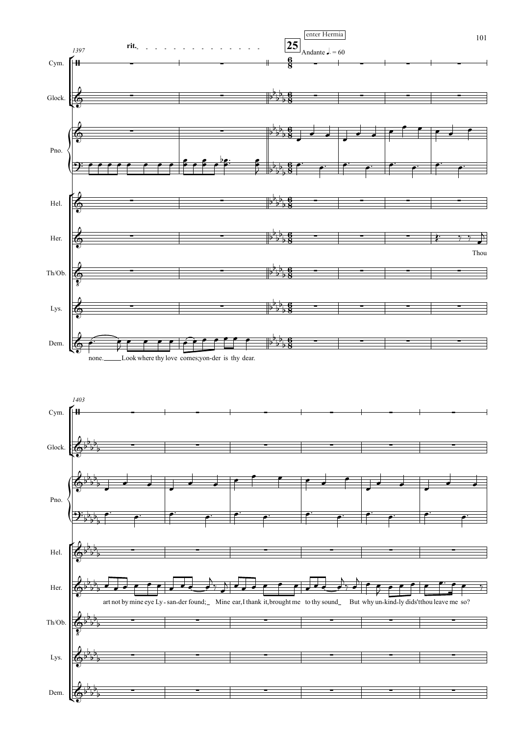1397

rit.

**25**

enter Hermia

Andante ♩. = 60

Cym.

Glock.

Pno.

Hel.

Her.

Th/Ob.

Lys.

Dem.

Thou

none. Look where thy love comes; yon-der is thy dear.

1403

Cym.

Glock.

Pno.

Hel.

Her.

Th/Ob.

Lys.

Dem.

art not by mine eye Ly-san-der found; Mine ear, I thank it, brought me to thy sound But why un-kind-ly didst thou leave me so?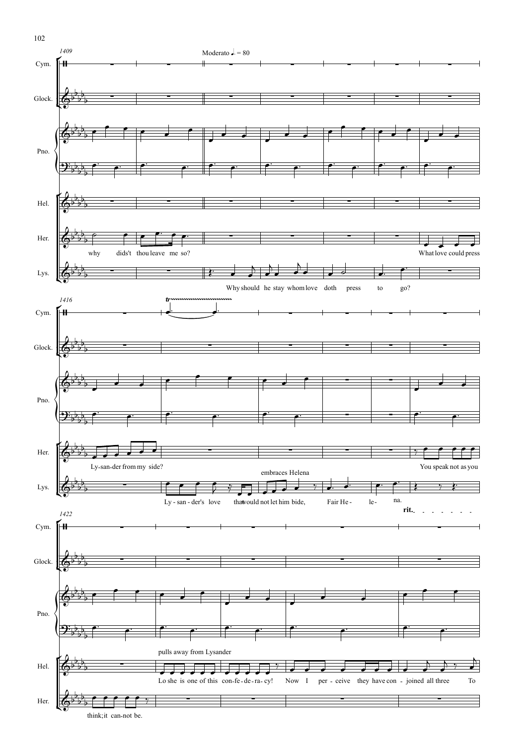1409

Moderato ♩. = 80

Cym.

Glock.

Pno.

Hel.

Her.

why didn't thou leave me so?

What love could press

Lys.

Why should he stay whom love doth press to go?

1416

Ly-san-der from my side?

You speak not as you

embraces Helena

Ly - san - der's love that would not let him bide, Fair He - le - na.

rit.

1422

think;it can-not be.

pulls away from Lysander

Lo she is one of this con-fe-de-ra-cy! Now I per - ceive they have con - joined all three To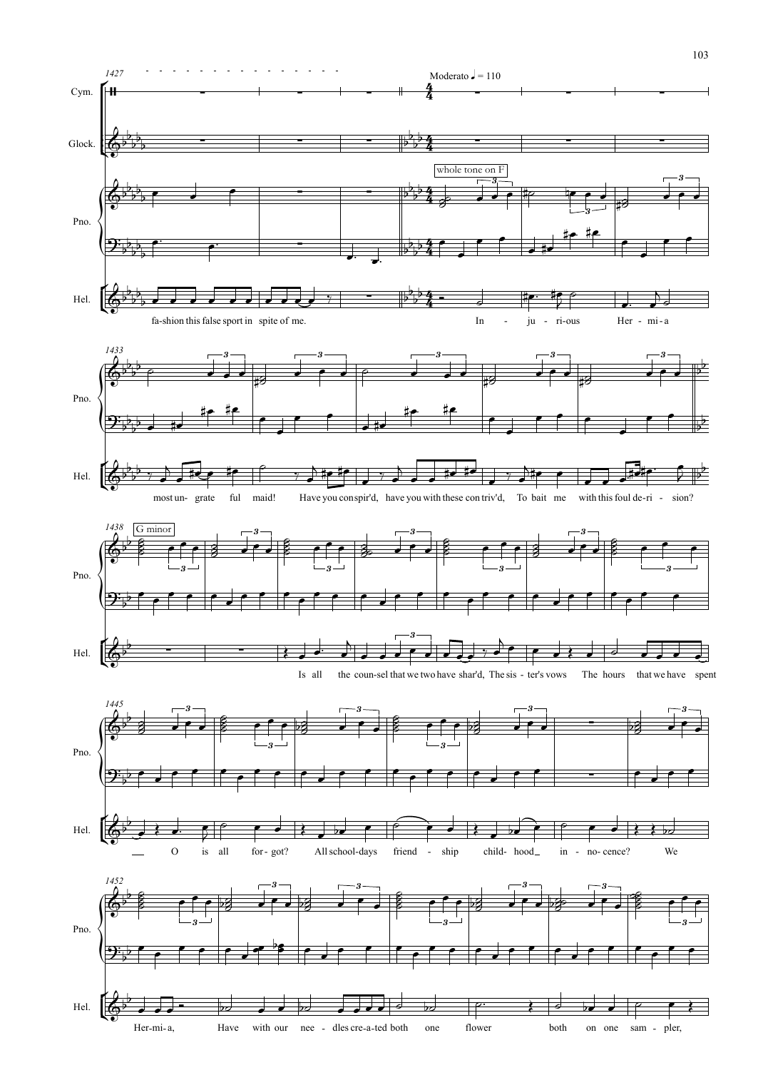1427

Cym.

Glock.

Pno.

Hel.

Moderato ♩ = 110

whole tone on F

fa-shion this false sport in spite of me. In - ju - ri-ous Her - mi-a

1433

most un- grate ful maid! Have you conspir'd, have you with these con triv'd, To bait me with this foul de-ri - sion?

1438

G minor

Is all the coun-sel that we two have shar'd, The sis - ter's vows The hours that we have spent

1445

O is all for - got? All school-days friend - ship child- hood in - no- cence? We

1452

Her-mi- a, Have with our nee - dles cre-a-ted both one flower both on one sam - pler,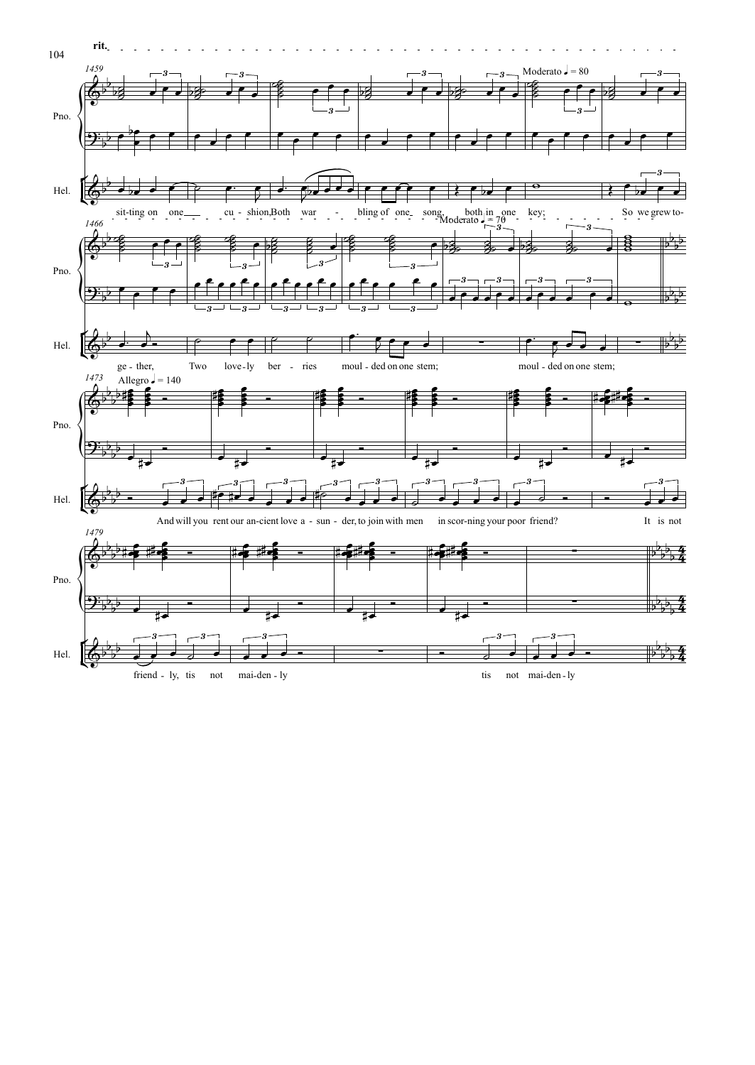rit.

1459

Moderato ♩ = 80

sit-ting on one___ cu - shion,Both war - bling of one song, both in one key; So we grew to-

1466

Moderato ♩ = 70

ge - ther, Two love-ly ber - ries moul - ded on one stem; moul - ded on one stem;

1473

Allegro ♩ = 140

And will you rent our an-cient love a - sun - der, to join with men in scor-ning your poor friend? It is not

1479

friend - ly, tis not mai-den - ly tis not mai-den - ly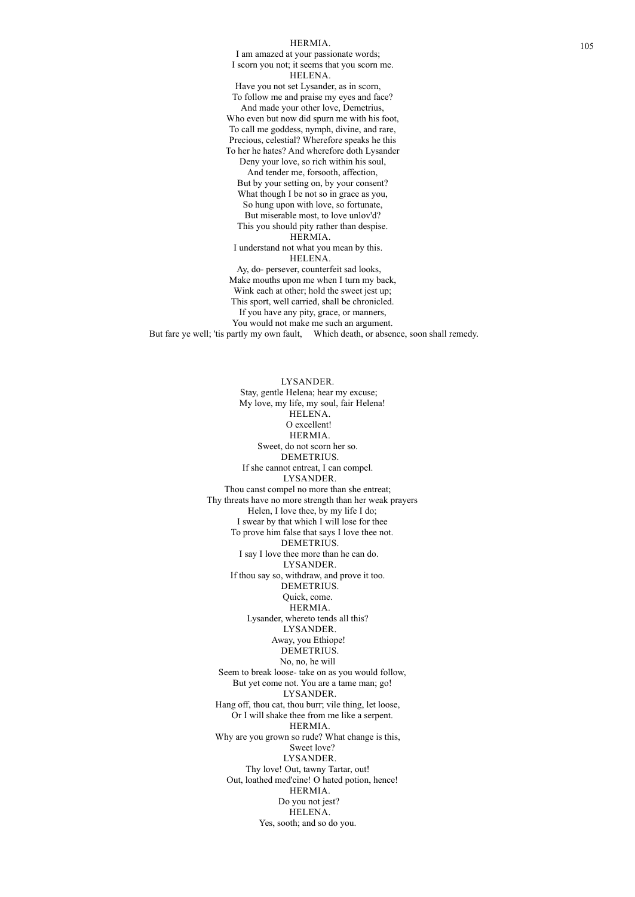HERMIA.
I am amazed at your passionate words;
I scorn you not; it seems that you scorn me.
HELENA.
Have you not set Lysander, as in scorn,
To follow me and praise my eyes and face?
And made your other love, Demetrius,
Who even but now did spurn me with his foot,
To call me goddess, nymph, divine, and rare,
Precious, celestial? Wherefore speaks he this
To her he hates? And wherefore doth Lysander
Deny your love, so rich within his soul,
And tender me, forsooth, affection,
But by your setting on, by your consent?
What though I be not so in grace as you,
So hung upon with love, so fortunate,
But miserable most, to love unlov'd?
This you should pity rather than despise.
HERMIA.
I understand not what you mean by this.
HELENA.
Ay, do- persever, counterfeit sad looks,
Make mouths upon me when I turn my back,
Wink each at other; hold the sweet jest up;
This sport, well carried, shall be chronicled.
If you have any pity, grace, or manners,
You would not make me such an argument.
But fare ye well; 'tis partly my own fault, Which death, or absence, soon shall remedy.

LYSANDER.
Stay, gentle Helena; hear my excuse;
My love, my life, my soul, fair Helena!
HELENA.
O excellent!
HERMIA.
Sweet, do not scorn her so.
DEMETRIUS.
If she cannot entreat, I can compel.
LYSANDER.
Thou canst compel no more than she entreat;
Thy threats have no more strength than her weak prayers
Helen, I love thee, by my life I do;
I swear by that which I will lose for thee
To prove him false that says I love thee not.
DEMETRIUS.
I say I love thee more than he can do.
LYSANDER.
If thou say so, withdraw, and prove it too.
DEMETRIUS.
Quick, come.
HERMIA.
Lysander, whereto tends all this?
LYSANDER.
Away, you Ethiope!
DEMETRIUS.
No, no, he will
Seem to break loose- take on as you would follow,
But yet come not. You are a tame man; go!
LYSANDER.
Hang off, thou cat, thou burr; vile thing, let loose,
Or I will shake thee from me like a serpent.
HERMIA.
Why are you grown so rude? What change is this,
Sweet love?
LYSANDER.
Thy love! Out, tawny Tartar, out!
Out, loathed med'cine! O hated potion, hence!
HERMIA.
Do you not jest?
HELENA.
Yes, sooth; and so do you.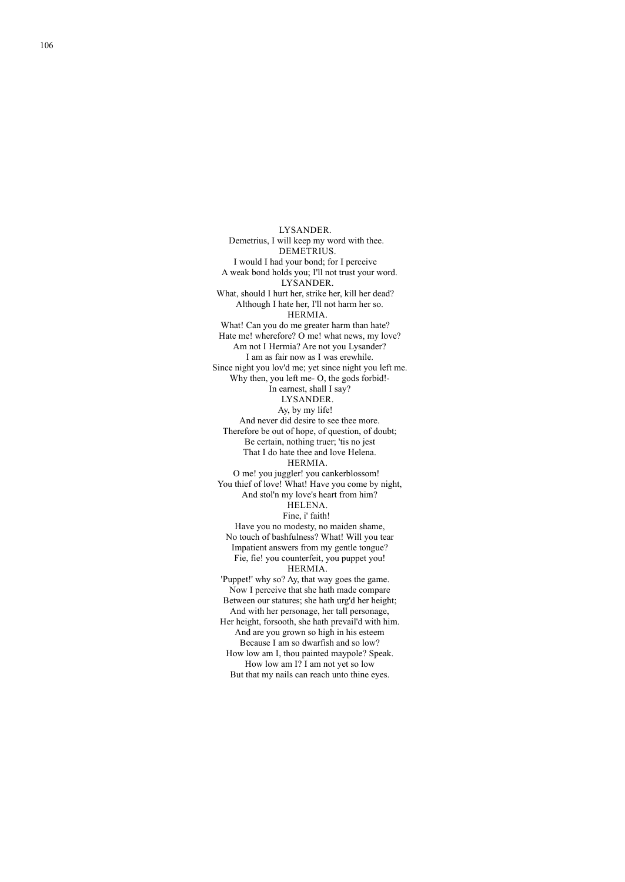LYSANDER.
Demetrius, I will keep my word with thee.
DEMETRIUS.
I would I had your bond; for I perceive
A weak bond holds you; I'll not trust your word.
LYSANDER.
What, should I hurt her, strike her, kill her dead?
Although I hate her, I'll not harm her so.
HERMIA.
What! Can you do me greater harm than hate?
Hate me! wherefore? O me! what news, my love?
Am not I Hermia? Are not you Lysander?
I am as fair now as I was erewhile.
Since night you lov'd me; yet since night you left me.
Why then, you left me- O, the gods forbid!-
In earnest, shall I say?
LYSANDER.
Ay, by my life!
And never did desire to see thee more.
Therefore be out of hope, of question, of doubt;
Be certain, nothing truer; 'tis no jest
That I do hate thee and love Helena.
HERMIA.
O me! you juggler! you cankerblossom!
You thief of love! What! Have you come by night,
And stol'n my love's heart from him?
HELENA.
Fine, i' faith!
Have you no modesty, no maiden shame,
No touch of bashfulness? What! Will you tear
Impatient answers from my gentle tongue?
Fie, fie! you counterfeit, you puppet you!
HERMIA.
'Puppet!' why so? Ay, that way goes the game.
Now I perceive that she hath made compare
Between our statures; she hath urg'd her height;
And with her personage, her tall personage,
Her height, forsooth, she hath prevail'd with him.
And are you grown so high in his esteem
Because I am so dwarfish and so low?
How low am I, thou painted maypole? Speak.
How low am I? I am not yet so low
But that my nails can reach unto thine eyes.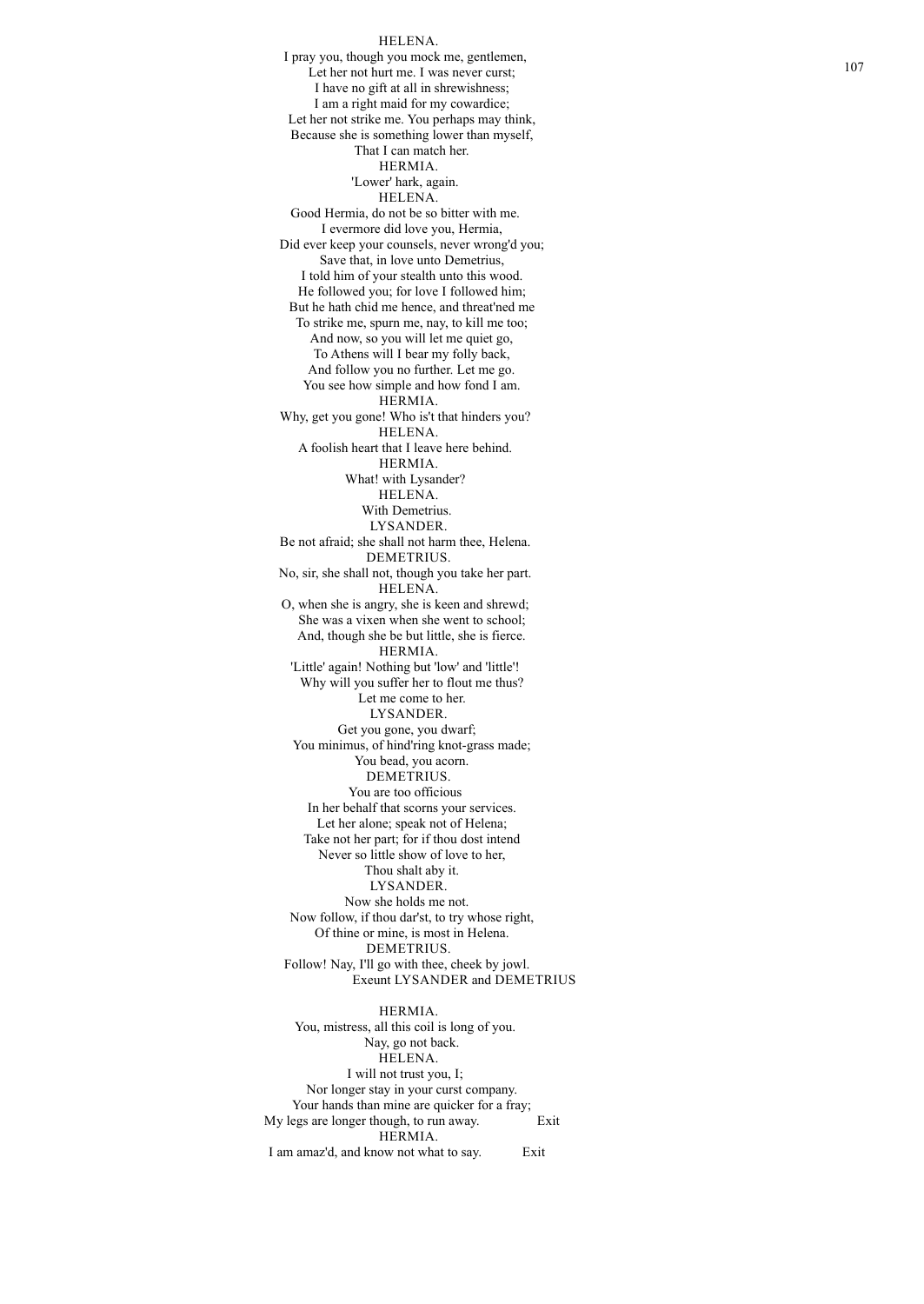HELENA.
I pray you, though you mock me, gentlemen,
Let her not hurt me. I was never curst;
I have no gift at all in shrewishness;
I am a right maid for my cowardice;
Let her not strike me. You perhaps may think,
Because she is something lower than myself,
That I can match her.

HERMIA.
'Lower' hark, again.

HELENA.
Good Hermia, do not be so bitter with me.
I evermore did love you, Hermia,
Did ever keep your counsels, never wrong'd you;
Save that, in love unto Demetrius,
I told him of your stealth unto this wood.
He followed you; for love I followed him;
But he hath chid me hence, and threat'ned me
To strike me, spurn me, nay, to kill me too;
And now, so you will let me quiet go,
To Athens will I bear my folly back,
And follow you no further. Let me go.
You see how simple and how fond I am.

HERMIA.
Why, get you gone! Who is't that hinders you?

HELENA.
A foolish heart that I leave here behind.

HERMIA.
What! with Lysander?

HELENA.
With Demetrius.

LYSANDER.
Be not afraid; she shall not harm thee, Helena.

DEMETRIUS.
No, sir, she shall not, though you take her part.

HELENA.
O, when she is angry, she is keen and shrewd;
She was a vixen when she went to school;
And, though she be but little, she is fierce.

HERMIA.
'Little' again! Nothing but 'low' and 'little'!
Why will you suffer her to flout me thus?
Let me come to her.

LYSANDER.
Get you gone, you dwarf;
You minimus, of hind'ring knot-grass made;
You bead, you acorn.

DEMETRIUS.
You are too officious
In her behalf that scorns your services.
Let her alone; speak not of Helena;
Take not her part; for if thou dost intend
Never so little show of love to her,
Thou shalt aby it.

LYSANDER.
Now she holds me not.
Now follow, if thou dar'st, to try whose right,
Of thine or mine, is most in Helena.

DEMETRIUS.
Follow! Nay, I'll go with thee, cheek by jowl.
Exeunt LYSANDER and DEMETRIUS

HERMIA.
You, mistress, all this coil is long of you.
Nay, go not back.

HELENA.
I will not trust you, I;
Nor longer stay in your curst company.
Your hands than mine are quicker for a fray;
My legs are longer though, to run away. Exit

HERMIA.
I am amaz'd, and know not what to say. Exit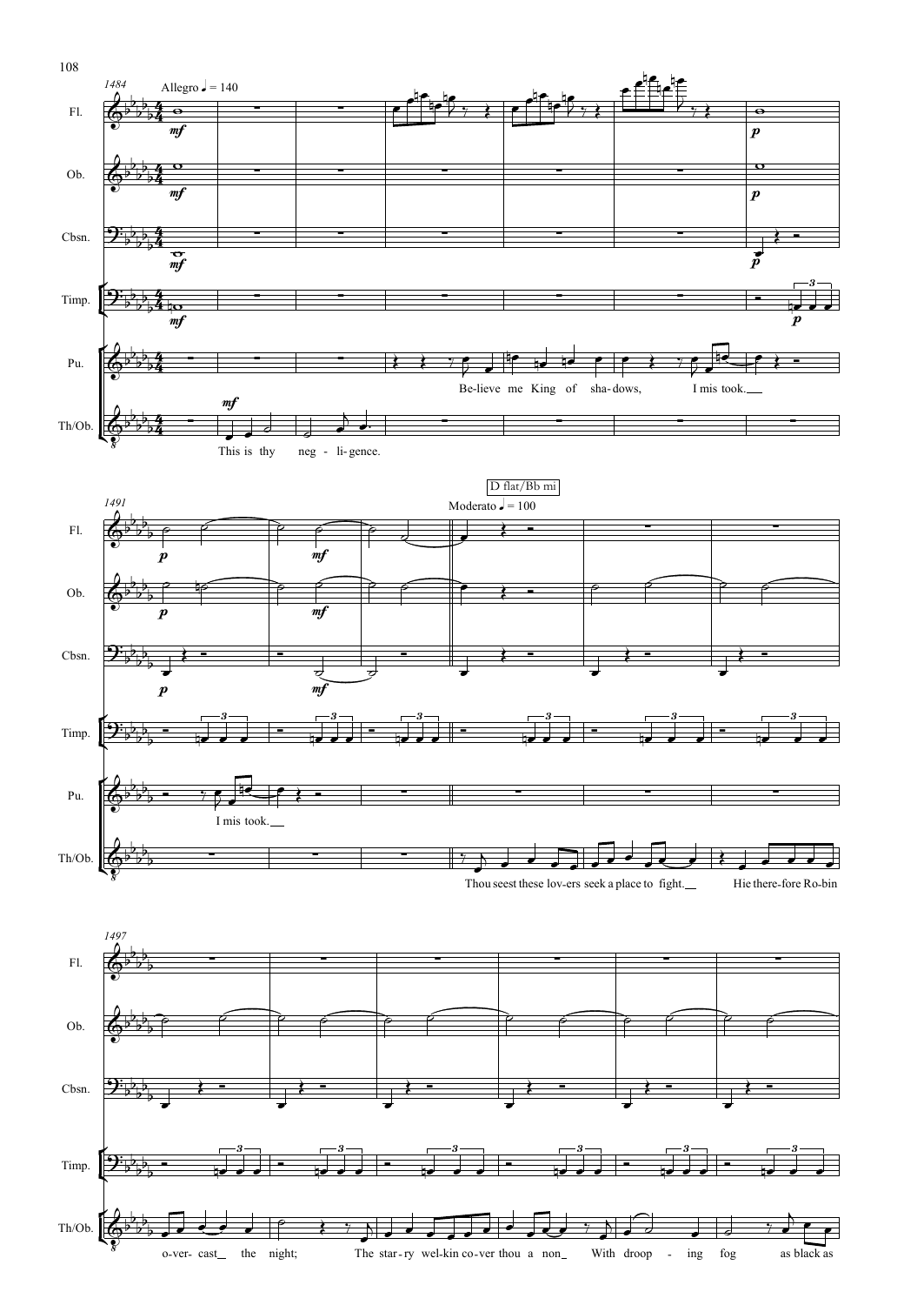1484 Allegro ♩ = 140

Fl. Ob. Cbsn. Timp. Pu. Th/Ob.

This is thy neg - li- gence.

Be-lieve me King of sha- dows, I mis took.

1491

D flat/Bb mi

Moderato ♩ = 100

I mis took.

Thou seest these lov-ers seek a place to fight. Hie there-fore Ro-bin

1497

o-ver- cast the night; The star - ry wel-kin co-ver thou a non With droop - ing fog as black as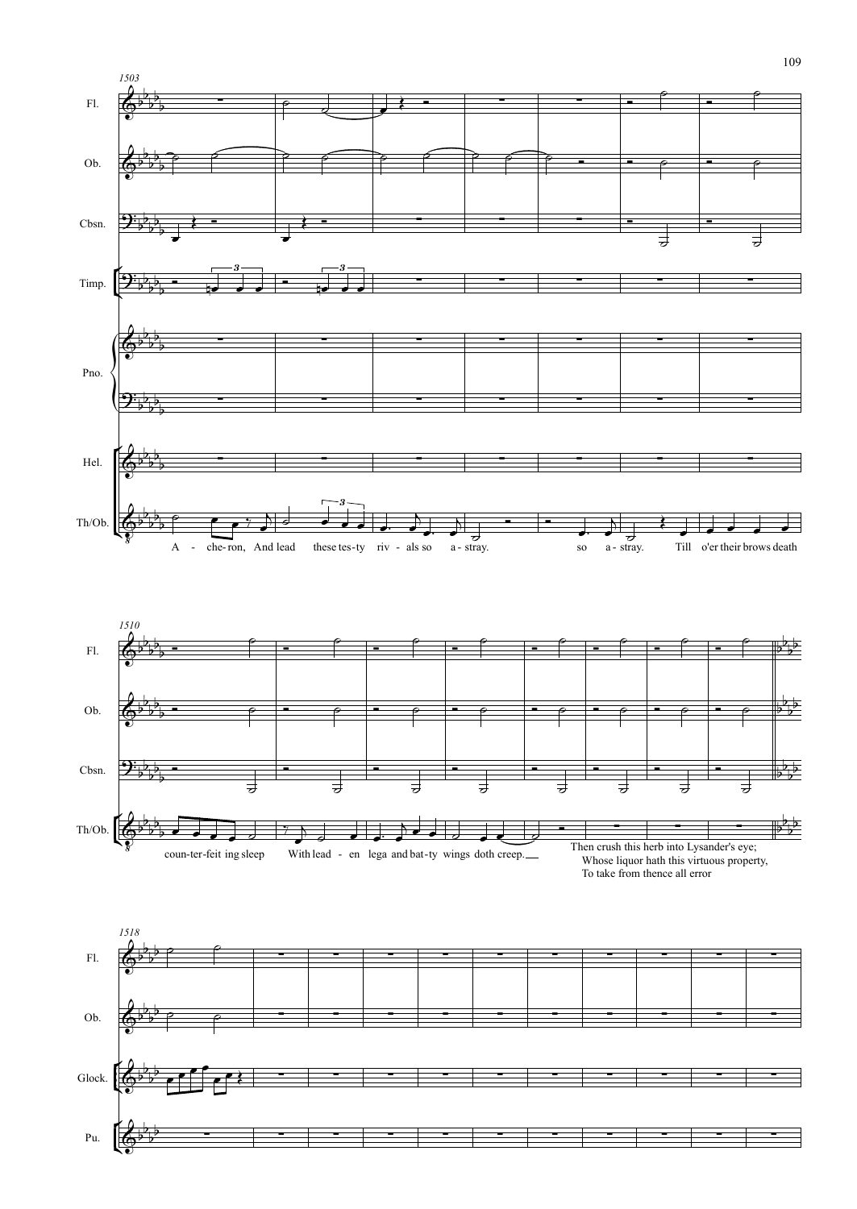1503

Fl.

Ob.

Cbsn.

Timp.

Pno.

Hel.

Th/Ob.

A - che-ron, And lead these tes-ty riv - als so a - stray. so a - stray. Till o'er their brows death

1510

Fl.

Ob.

Cbsn.

Th/Ob.

coun-ter-feit ing sleep With lead - en lega and bat-ty wings doth creep.

Then crush this herb into Lysander's eye;
Whose liquor hath this virtuous property,
To take from thence all error

1518

Fl.

Ob.

Glock.

Pu.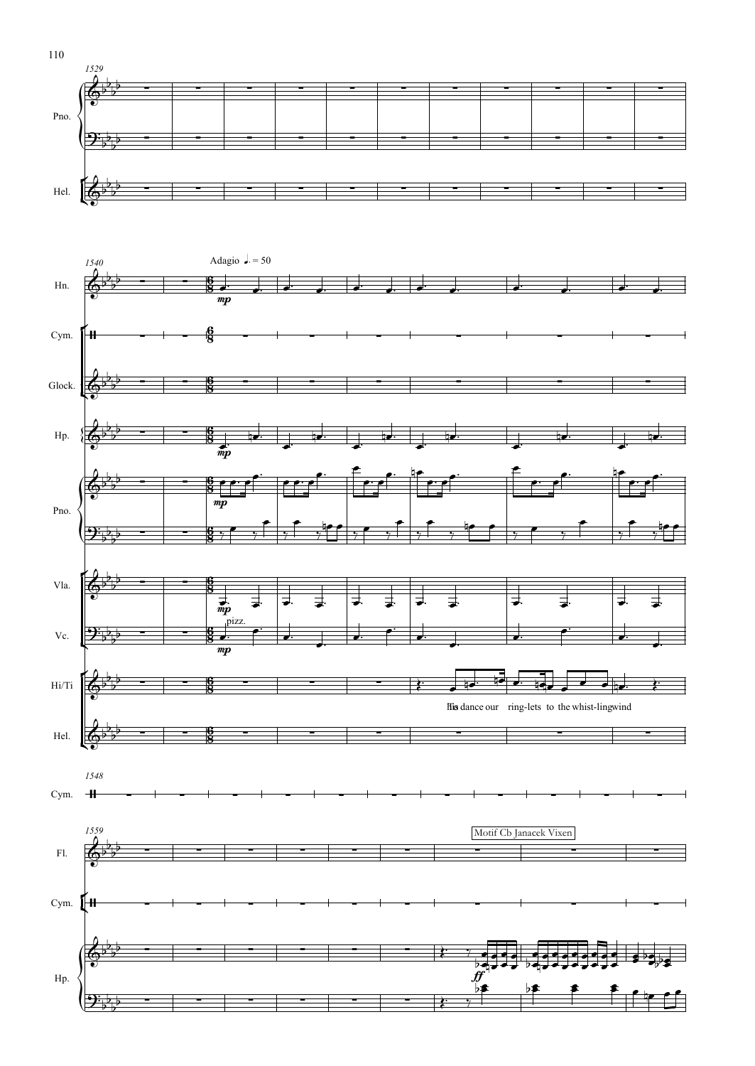1529

Pno.

Hel.

1540

Adagio ♩. = 50

Hn.

Cym.

Glock.

Hp.

Pno.

Vla.

pizz.

Vc.

Hi/Ti

His dance our ring-lets to the whist-ling wind

Hel.

1548

Cym.

1559

Motif Cb Janacek Vixen

Fl.

Cym.

Hp.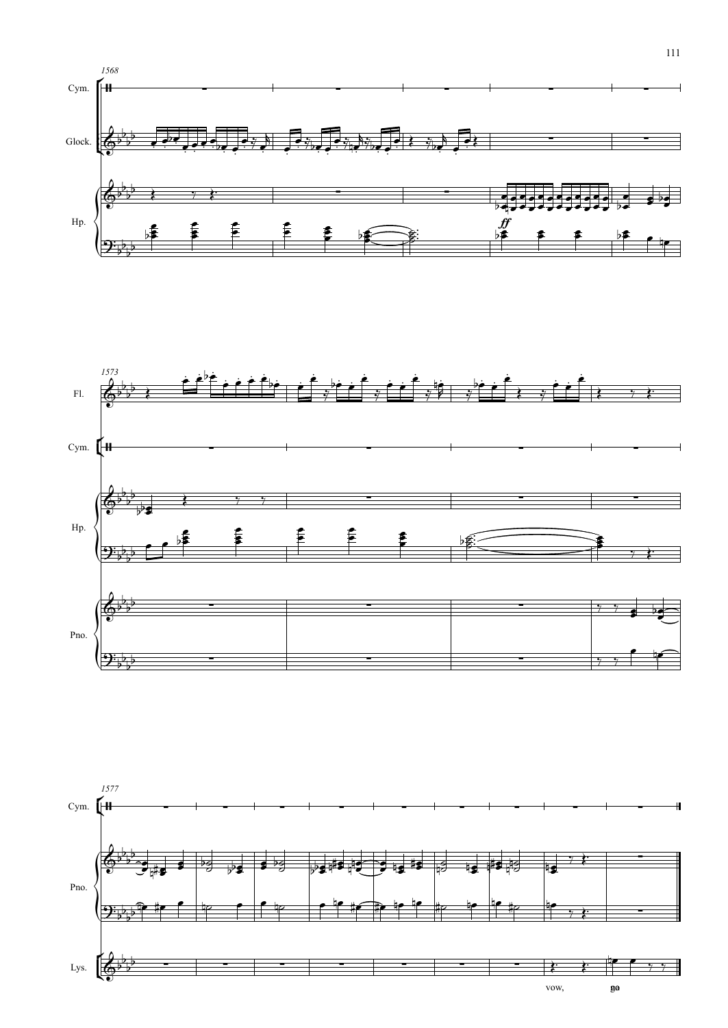1568

Cym.

Glock.

Hp.

*ff*

1573

Fl.

Cym.

Hp.

Pno.

1577

Cym.

Pno.

Lys.

vow, go